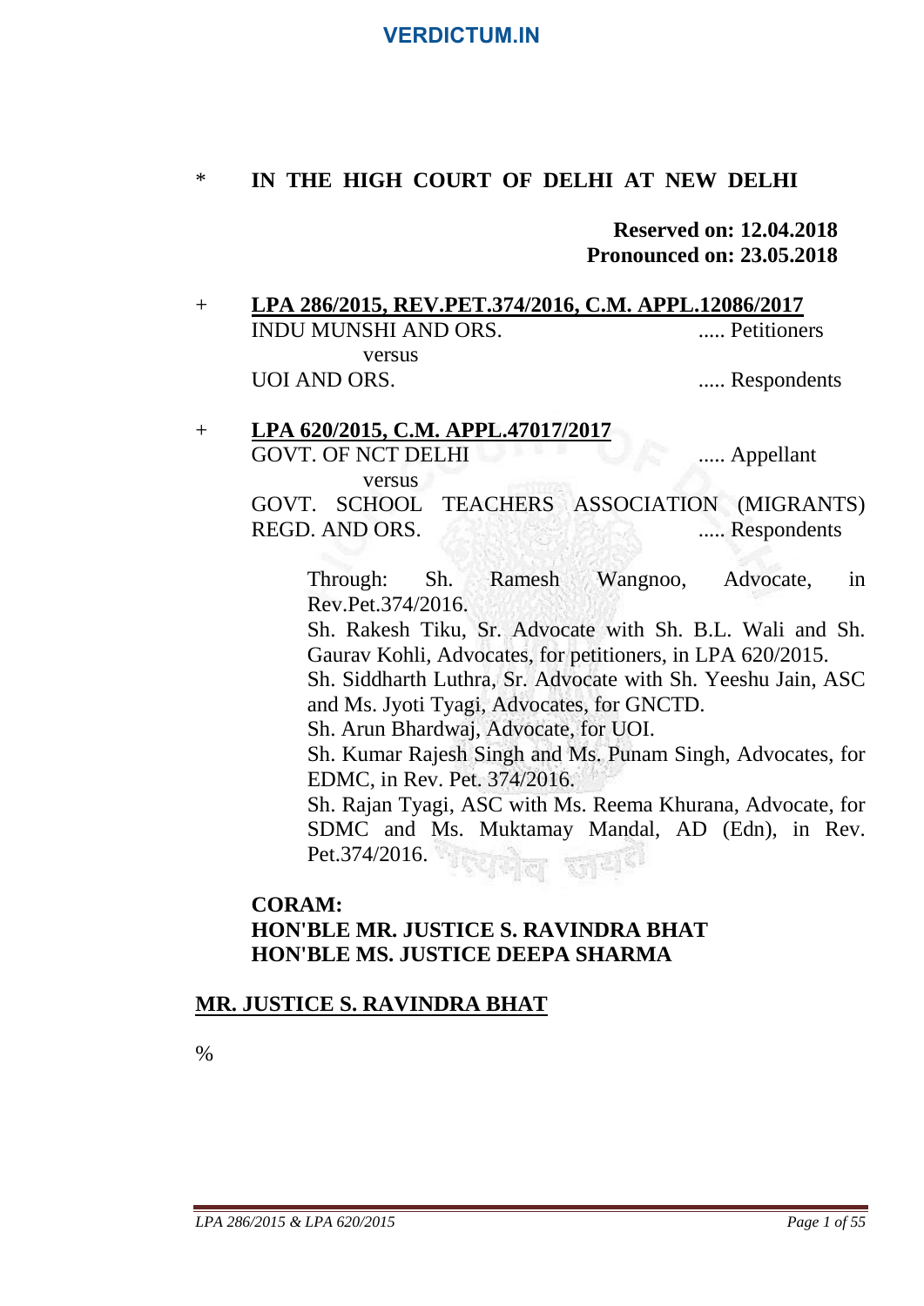\* **IN THE HIGH COURT OF DELHI AT NEW DELHI**

**Reserved on: 12.04.2018**
**Pronounced on: 23.05.2018**

\+ **LPA 286/2015, REV.PET.374/2016, C.M. APPL.12086/2017**

INDU MUNSHI AND ORS. ..... Petitioners

versus

UOI AND ORS. ..... Respondents

\+ **LPA 620/2015, C.M. APPL.47017/2017**

GOVT. OF NCT DELHI ..... Appellant

versus

GOVT. SCHOOL TEACHERS ASSOCIATION (MIGRANTS) REGD. AND ORS. ..... Respondents

Through: Sh. Ramesh Wangnoo, Advocate, in Rev.Pet.374/2016.

Sh. Rakesh Tiku, Sr. Advocate with Sh. B.L. Wali and Sh. Gaurav Kohli, Advocates, for petitioners, in LPA 620/2015.

Sh. Siddharth Luthra, Sr. Advocate with Sh. Yeeshu Jain, ASC and Ms. Jyoti Tyagi, Advocates, for GNCTD.

Sh. Arun Bhardwaj, Advocate, for UOI.

Sh. Kumar Rajesh Singh and Ms. Punam Singh, Advocates, for EDMC, in Rev. Pet. 374/2016.

Sh. Rajan Tyagi, ASC with Ms. Reema Khurana, Advocate, for SDMC and Ms. Muktamay Mandal, AD (Edn), in Rev. Pet.374/2016.

**CORAM:**
**HON'BLE MR. JUSTICE S. RAVINDRA BHAT**
**HON'BLE MS. JUSTICE DEEPA SHARMA**

**MR. JUSTICE S. RAVINDRA BHAT**

%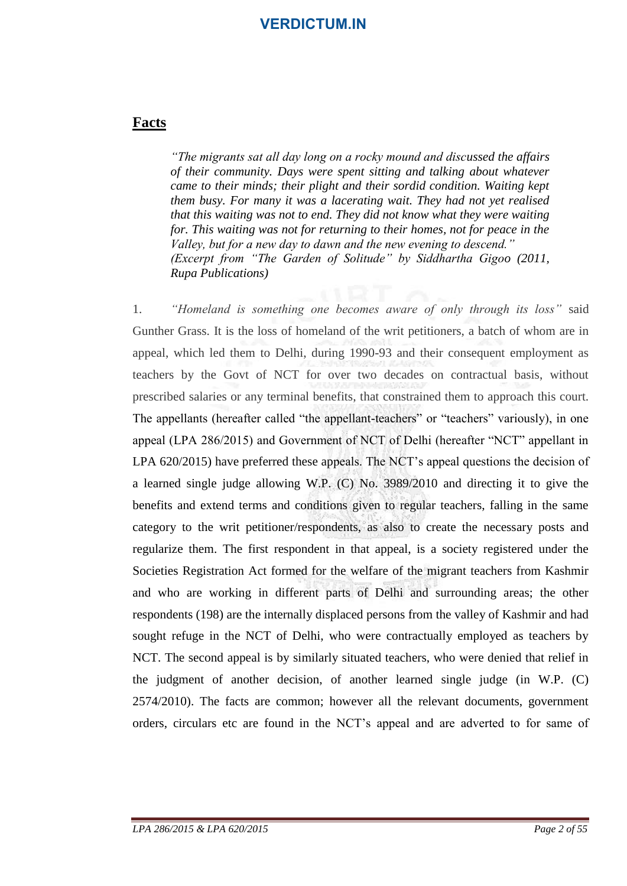## Facts

> *"The migrants sat all day long on a rocky mound and discussed the affairs of their community. Days were spent sitting and talking about whatever came to their minds; their plight and their sordid condition. Waiting kept them busy. For many it was a lacerating wait. They had not yet realised that this waiting was not to end. They did not know what they were waiting for. This waiting was not for returning to their homes, not for peace in the Valley, but for a new day to dawn and the new evening to descend."*
> *(Excerpt from "The Garden of Solitude" by Siddhartha Gigoo (2011, Rupa Publications)*

1. *"Homeland is something one becomes aware of only through its loss"* said Gunther Grass. It is the loss of homeland of the writ petitioners, a batch of whom are in appeal, which led them to Delhi, during 1990-93 and their consequent employment as teachers by the Govt of NCT for over two decades on contractual basis, without prescribed salaries or any terminal benefits, that constrained them to approach this court. The appellants (hereafter called "the appellant-teachers" or "teachers" variously), in one appeal (LPA 286/2015) and Government of NCT of Delhi (hereafter "NCT" appellant in LPA 620/2015) have preferred these appeals. The NCT's appeal questions the decision of a learned single judge allowing W.P. (C) No. 3989/2010 and directing it to give the benefits and extend terms and conditions given to regular teachers, falling in the same category to the writ petitioner/respondents, as also to create the necessary posts and regularize them. The first respondent in that appeal, is a society registered under the Societies Registration Act formed for the welfare of the migrant teachers from Kashmir and who are working in different parts of Delhi and surrounding areas; the other respondents (198) are the internally displaced persons from the valley of Kashmir and had sought refuge in the NCT of Delhi, who were contractually employed as teachers by NCT. The second appeal is by similarly situated teachers, who were denied that relief in the judgment of another decision, of another learned single judge (in W.P. (C) 2574/2010). The facts are common; however all the relevant documents, government orders, circulars etc are found in the NCT's appeal and are adverted to for same of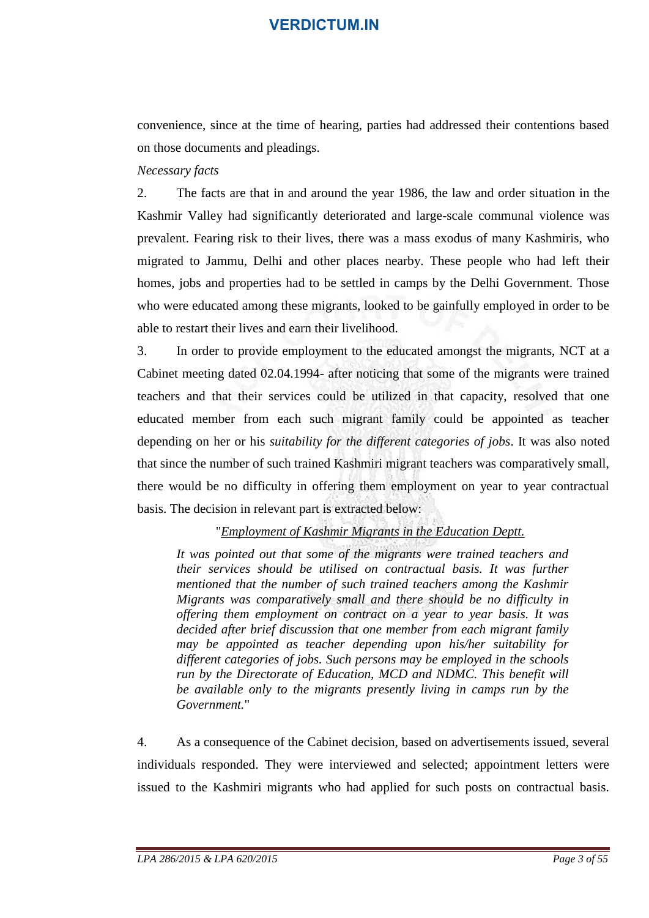convenience, since at the time of hearing, parties had addressed their contentions based on those documents and pleadings.

*Necessary facts*

2. The facts are that in and around the year 1986, the law and order situation in the Kashmir Valley had significantly deteriorated and large-scale communal violence was prevalent. Fearing risk to their lives, there was a mass exodus of many Kashmiris, who migrated to Jammu, Delhi and other places nearby. These people who had left their homes, jobs and properties had to be settled in camps by the Delhi Government. Those who were educated among these migrants, looked to be gainfully employed in order to be able to restart their lives and earn their livelihood.

3. In order to provide employment to the educated amongst the migrants, NCT at a Cabinet meeting dated 02.04.1994- after noticing that some of the migrants were trained teachers and that their services could be utilized in that capacity, resolved that one educated member from each such migrant family could be appointed as teacher depending on her or his *suitability for the different categories of jobs*. It was also noted that since the number of such trained Kashmiri migrant teachers was comparatively small, there would be no difficulty in offering them employment on year to year contractual basis. The decision in relevant part is extracted below:

> "*Employment of Kashmir Migrants in the Education Deptt.*
>
> *It was pointed out that some of the migrants were trained teachers and their services should be utilised on contractual basis. It was further mentioned that the number of such trained teachers among the Kashmir Migrants was comparatively small and there should be no difficulty in offering them employment on contract on a year to year basis. It was decided after brief discussion that one member from each migrant family may be appointed as teacher depending upon his/her suitability for different categories of jobs. Such persons may be employed in the schools run by the Directorate of Education, MCD and NDMC. This benefit will be available only to the migrants presently living in camps run by the Government.*"

4. As a consequence of the Cabinet decision, based on advertisements issued, several individuals responded. They were interviewed and selected; appointment letters were issued to the Kashmiri migrants who had applied for such posts on contractual basis.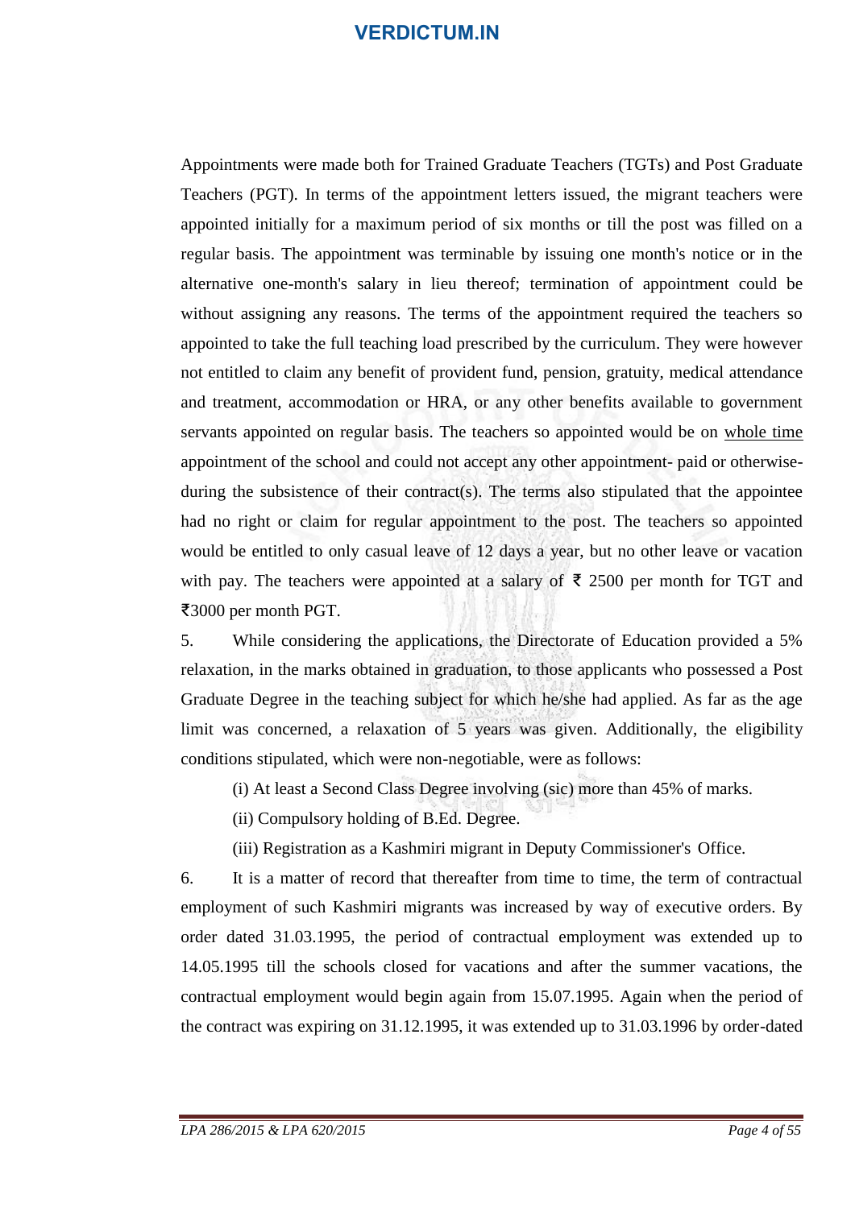Appointments were made both for Trained Graduate Teachers (TGTs) and Post Graduate Teachers (PGT). In terms of the appointment letters issued, the migrant teachers were appointed initially for a maximum period of six months or till the post was filled on a regular basis. The appointment was terminable by issuing one month's notice or in the alternative one-month's salary in lieu thereof; termination of appointment could be without assigning any reasons. The terms of the appointment required the teachers so appointed to take the full teaching load prescribed by the curriculum. They were however not entitled to claim any benefit of provident fund, pension, gratuity, medical attendance and treatment, accommodation or HRA, or any other benefits available to government servants appointed on regular basis. The teachers so appointed would be on whole time appointment of the school and could not accept any other appointment- paid or otherwise- during the subsistence of their contract(s). The terms also stipulated that the appointee had no right or claim for regular appointment to the post. The teachers so appointed would be entitled to only casual leave of 12 days a year, but no other leave or vacation with pay. The teachers were appointed at a salary of ₹ 2500 per month for TGT and ₹3000 per month PGT.

5. While considering the applications, the Directorate of Education provided a 5% relaxation, in the marks obtained in graduation, to those applicants who possessed a Post Graduate Degree in the teaching subject for which he/she had applied. As far as the age limit was concerned, a relaxation of 5 years was given. Additionally, the eligibility conditions stipulated, which were non-negotiable, were as follows:

(i) At least a Second Class Degree involving (sic) more than 45% of marks.

(ii) Compulsory holding of B.Ed. Degree.

(iii) Registration as a Kashmiri migrant in Deputy Commissioner's Office.

6. It is a matter of record that thereafter from time to time, the term of contractual employment of such Kashmiri migrants was increased by way of executive orders. By order dated 31.03.1995, the period of contractual employment was extended up to 14.05.1995 till the schools closed for vacations and after the summer vacations, the contractual employment would begin again from 15.07.1995. Again when the period of the contract was expiring on 31.12.1995, it was extended up to 31.03.1996 by order-dated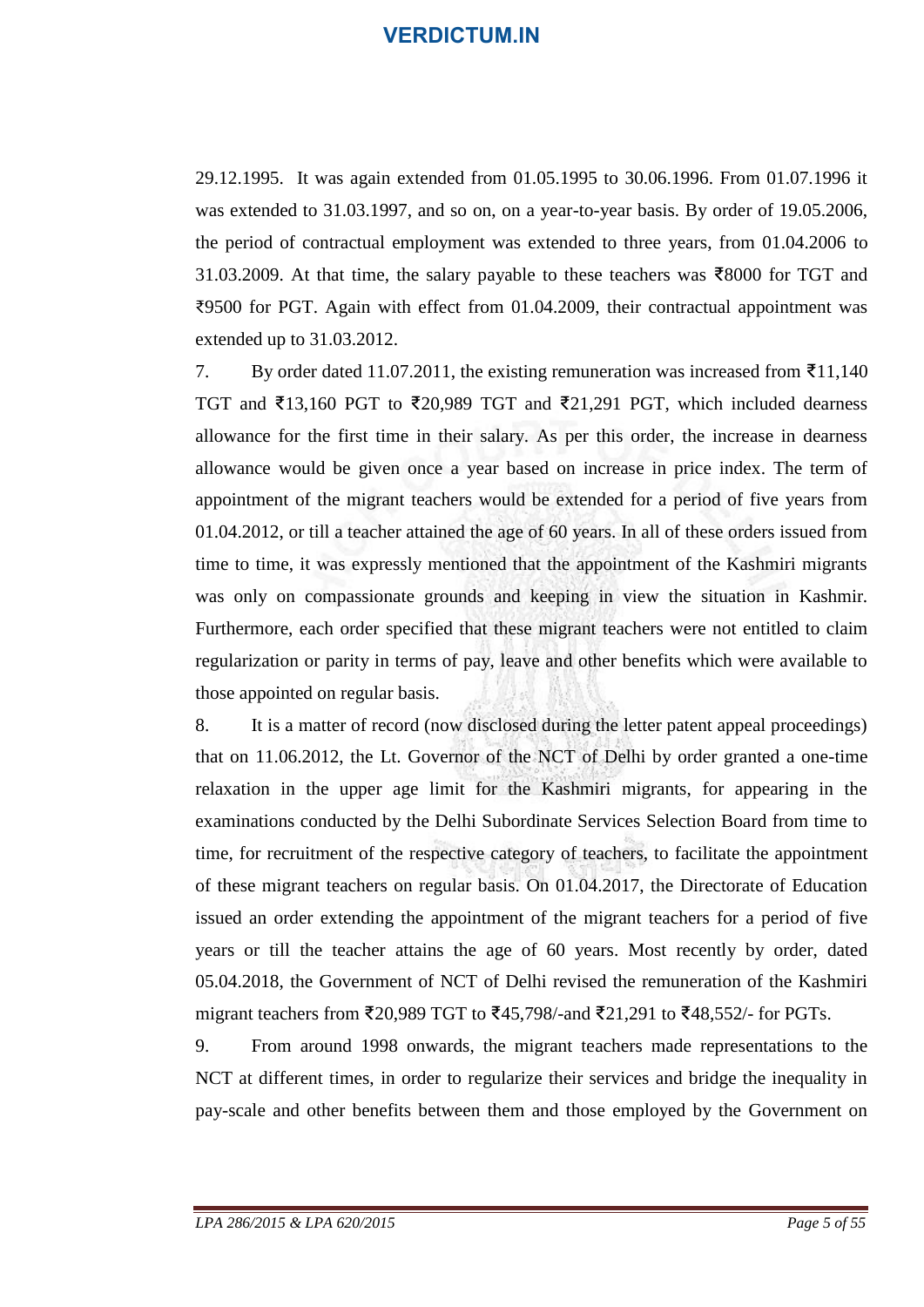29.12.1995. It was again extended from 01.05.1995 to 30.06.1996. From 01.07.1996 it was extended to 31.03.1997, and so on, on a year-to-year basis. By order of 19.05.2006, the period of contractual employment was extended to three years, from 01.04.2006 to 31.03.2009. At that time, the salary payable to these teachers was ₹8000 for TGT and ₹9500 for PGT. Again with effect from 01.04.2009, their contractual appointment was extended up to 31.03.2012.

7. By order dated 11.07.2011, the existing remuneration was increased from ₹11,140 TGT and ₹13,160 PGT to ₹20,989 TGT and ₹21,291 PGT, which included dearness allowance for the first time in their salary. As per this order, the increase in dearness allowance would be given once a year based on increase in price index. The term of appointment of the migrant teachers would be extended for a period of five years from 01.04.2012, or till a teacher attained the age of 60 years. In all of these orders issued from time to time, it was expressly mentioned that the appointment of the Kashmiri migrants was only on compassionate grounds and keeping in view the situation in Kashmir. Furthermore, each order specified that these migrant teachers were not entitled to claim regularization or parity in terms of pay, leave and other benefits which were available to those appointed on regular basis.

8. It is a matter of record (now disclosed during the letter patent appeal proceedings) that on 11.06.2012, the Lt. Governor of the NCT of Delhi by order granted a one-time relaxation in the upper age limit for the Kashmiri migrants, for appearing in the examinations conducted by the Delhi Subordinate Services Selection Board from time to time, for recruitment of the respective category of teachers, to facilitate the appointment of these migrant teachers on regular basis. On 01.04.2017, the Directorate of Education issued an order extending the appointment of the migrant teachers for a period of five years or till the teacher attains the age of 60 years. Most recently by order, dated 05.04.2018, the Government of NCT of Delhi revised the remuneration of the Kashmiri migrant teachers from ₹20,989 TGT to ₹45,798/-and ₹21,291 to ₹48,552/- for PGTs.

9. From around 1998 onwards, the migrant teachers made representations to the NCT at different times, in order to regularize their services and bridge the inequality in pay-scale and other benefits between them and those employed by the Government on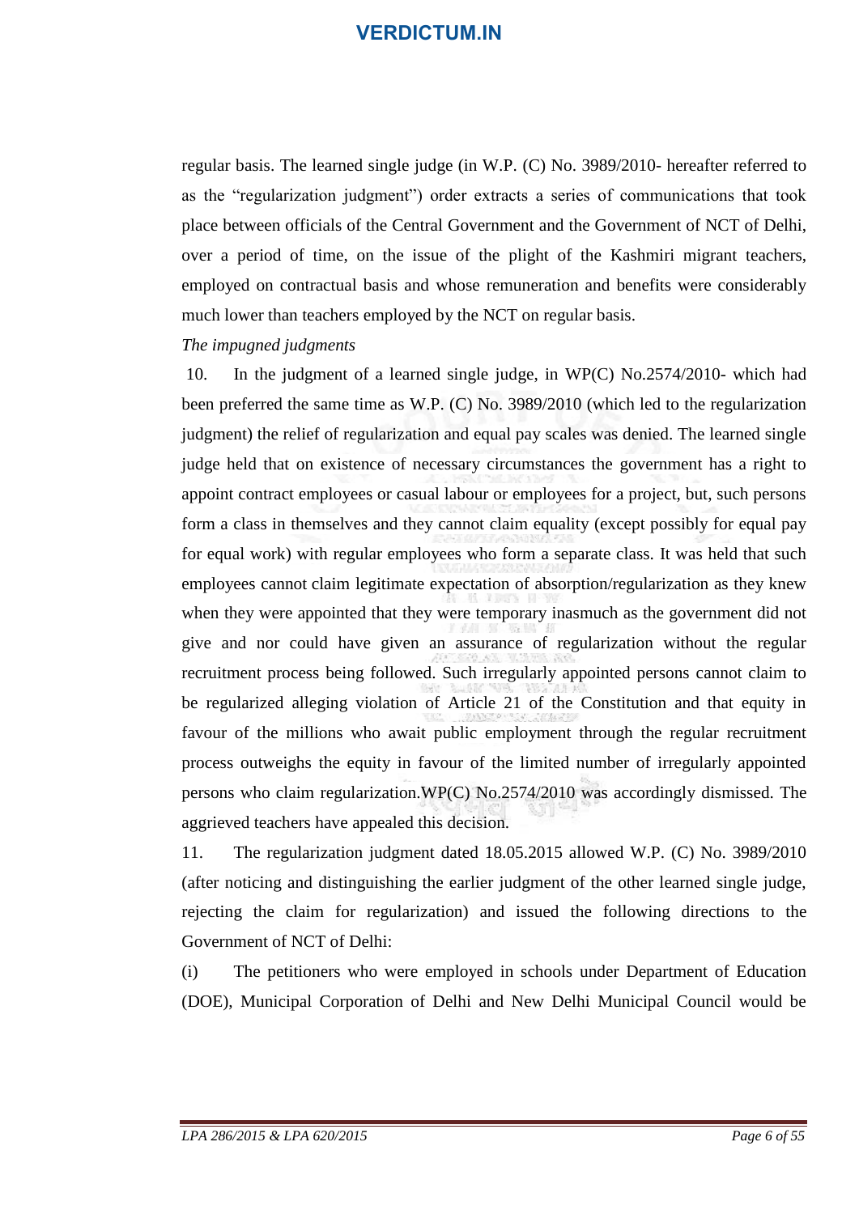regular basis. The learned single judge (in W.P. (C) No. 3989/2010- hereafter referred to as the "regularization judgment") order extracts a series of communications that took place between officials of the Central Government and the Government of NCT of Delhi, over a period of time, on the issue of the plight of the Kashmiri migrant teachers, employed on contractual basis and whose remuneration and benefits were considerably much lower than teachers employed by the NCT on regular basis.

*The impugned judgments*

10. In the judgment of a learned single judge, in WP(C) No.2574/2010- which had been preferred the same time as W.P. (C) No. 3989/2010 (which led to the regularization judgment) the relief of regularization and equal pay scales was denied. The learned single judge held that on existence of necessary circumstances the government has a right to appoint contract employees or casual labour or employees for a project, but, such persons form a class in themselves and they cannot claim equality (except possibly for equal pay for equal work) with regular employees who form a separate class. It was held that such employees cannot claim legitimate expectation of absorption/regularization as they knew when they were appointed that they were temporary inasmuch as the government did not give and nor could have given an assurance of regularization without the regular recruitment process being followed. Such irregularly appointed persons cannot claim to be regularized alleging violation of Article 21 of the Constitution and that equity in favour of the millions who await public employment through the regular recruitment process outweighs the equity in favour of the limited number of irregularly appointed persons who claim regularization.WP(C) No.2574/2010 was accordingly dismissed. The aggrieved teachers have appealed this decision.

11. The regularization judgment dated 18.05.2015 allowed W.P. (C) No. 3989/2010 (after noticing and distinguishing the earlier judgment of the other learned single judge, rejecting the claim for regularization) and issued the following directions to the Government of NCT of Delhi:

(i) The petitioners who were employed in schools under Department of Education (DOE), Municipal Corporation of Delhi and New Delhi Municipal Council would be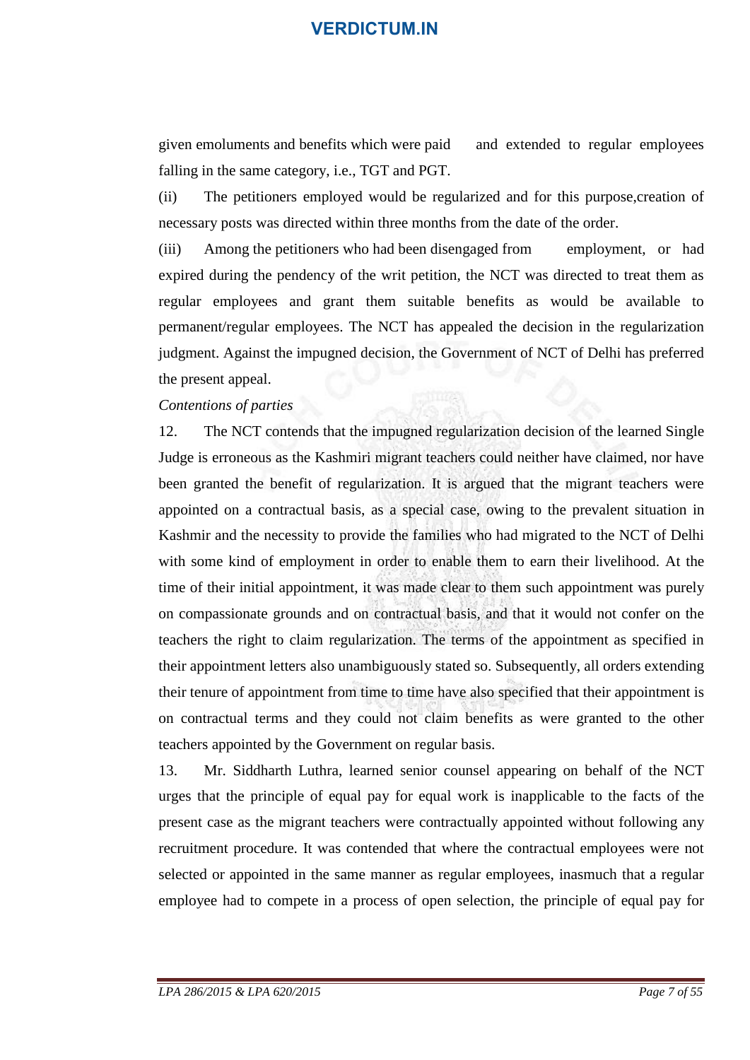given emoluments and benefits which were paid and extended to regular employees falling in the same category, i.e., TGT and PGT.

(ii) The petitioners employed would be regularized and for this purpose,creation of necessary posts was directed within three months from the date of the order.

(iii) Among the petitioners who had been disengaged from employment, or had expired during the pendency of the writ petition, the NCT was directed to treat them as regular employees and grant them suitable benefits as would be available to permanent/regular employees. The NCT has appealed the decision in the regularization judgment. Against the impugned decision, the Government of NCT of Delhi has preferred the present appeal.

*Contentions of parties*

12. The NCT contends that the impugned regularization decision of the learned Single Judge is erroneous as the Kashmiri migrant teachers could neither have claimed, nor have been granted the benefit of regularization. It is argued that the migrant teachers were appointed on a contractual basis, as a special case, owing to the prevalent situation in Kashmir and the necessity to provide the families who had migrated to the NCT of Delhi with some kind of employment in order to enable them to earn their livelihood. At the time of their initial appointment, it was made clear to them such appointment was purely on compassionate grounds and on contractual basis, and that it would not confer on the teachers the right to claim regularization. The terms of the appointment as specified in their appointment letters also unambiguously stated so. Subsequently, all orders extending their tenure of appointment from time to time have also specified that their appointment is on contractual terms and they could not claim benefits as were granted to the other teachers appointed by the Government on regular basis.

13. Mr. Siddharth Luthra, learned senior counsel appearing on behalf of the NCT urges that the principle of equal pay for equal work is inapplicable to the facts of the present case as the migrant teachers were contractually appointed without following any recruitment procedure. It was contended that where the contractual employees were not selected or appointed in the same manner as regular employees, inasmuch that a regular employee had to compete in a process of open selection, the principle of equal pay for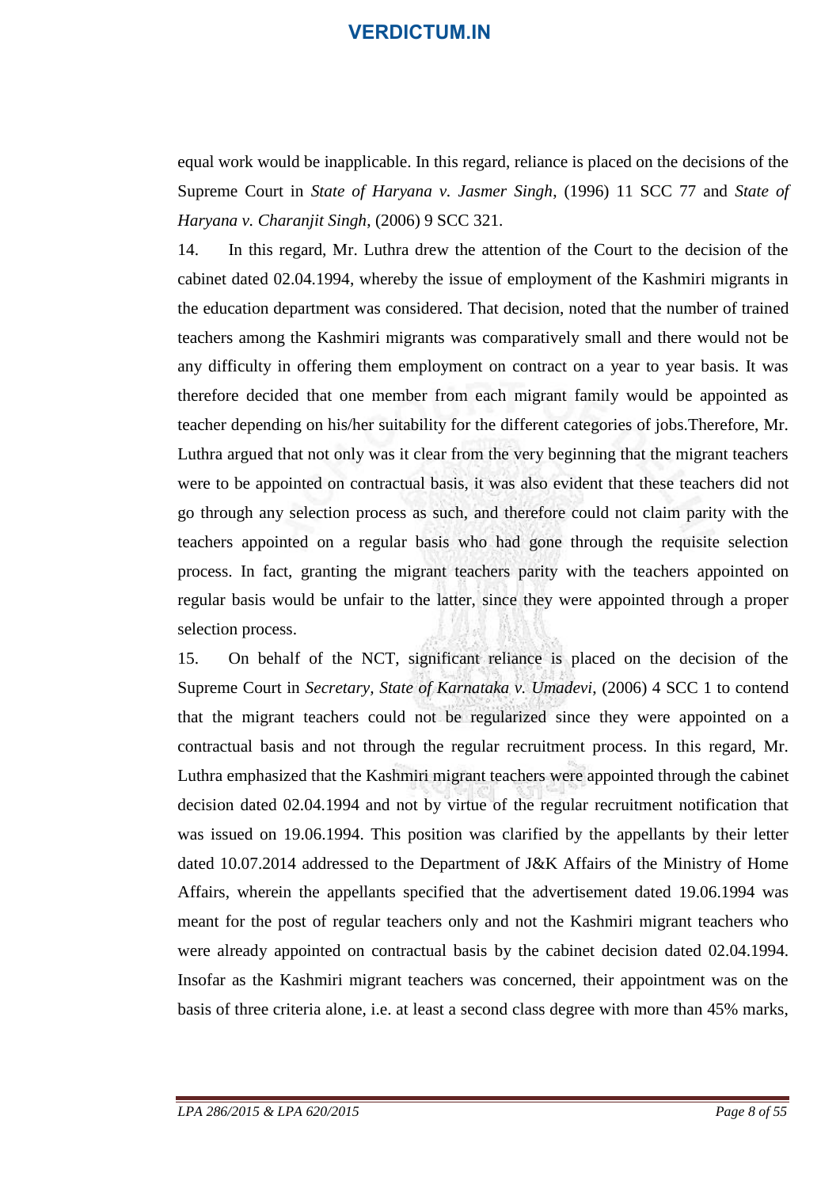equal work would be inapplicable. In this regard, reliance is placed on the decisions of the Supreme Court in *State of Haryana v. Jasmer Singh*, (1996) 11 SCC 77 and *State of Haryana v. Charanjit Singh*, (2006) 9 SCC 321.

14. In this regard, Mr. Luthra drew the attention of the Court to the decision of the cabinet dated 02.04.1994, whereby the issue of employment of the Kashmiri migrants in the education department was considered. That decision, noted that the number of trained teachers among the Kashmiri migrants was comparatively small and there would not be any difficulty in offering them employment on contract on a year to year basis. It was therefore decided that one member from each migrant family would be appointed as teacher depending on his/her suitability for the different categories of jobs.Therefore, Mr. Luthra argued that not only was it clear from the very beginning that the migrant teachers were to be appointed on contractual basis, it was also evident that these teachers did not go through any selection process as such, and therefore could not claim parity with the teachers appointed on a regular basis who had gone through the requisite selection process. In fact, granting the migrant teachers parity with the teachers appointed on regular basis would be unfair to the latter, since they were appointed through a proper selection process.

15. On behalf of the NCT, significant reliance is placed on the decision of the Supreme Court in *Secretary, State of Karnataka v. Umadevi*, (2006) 4 SCC 1 to contend that the migrant teachers could not be regularized since they were appointed on a contractual basis and not through the regular recruitment process. In this regard, Mr. Luthra emphasized that the Kashmiri migrant teachers were appointed through the cabinet decision dated 02.04.1994 and not by virtue of the regular recruitment notification that was issued on 19.06.1994. This position was clarified by the appellants by their letter dated 10.07.2014 addressed to the Department of J&K Affairs of the Ministry of Home Affairs, wherein the appellants specified that the advertisement dated 19.06.1994 was meant for the post of regular teachers only and not the Kashmiri migrant teachers who were already appointed on contractual basis by the cabinet decision dated 02.04.1994. Insofar as the Kashmiri migrant teachers was concerned, their appointment was on the basis of three criteria alone, i.e. at least a second class degree with more than 45% marks,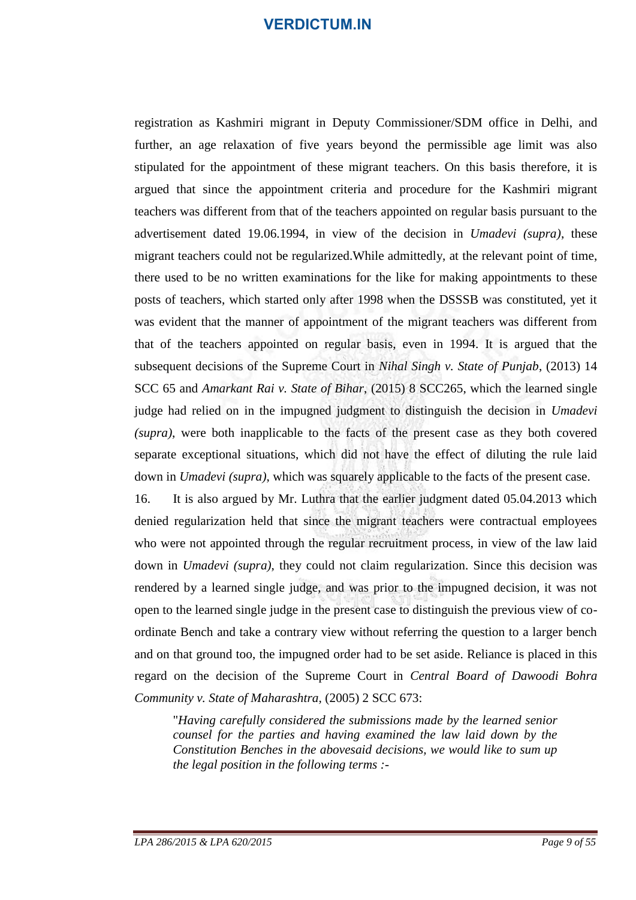registration as Kashmiri migrant in Deputy Commissioner/SDM office in Delhi, and further, an age relaxation of five years beyond the permissible age limit was also stipulated for the appointment of these migrant teachers. On this basis therefore, it is argued that since the appointment criteria and procedure for the Kashmiri migrant teachers was different from that of the teachers appointed on regular basis pursuant to the advertisement dated 19.06.1994, in view of the decision in *Umadevi (supra)*, these migrant teachers could not be regularized.While admittedly, at the relevant point of time, there used to be no written examinations for the like for making appointments to these posts of teachers, which started only after 1998 when the DSSSB was constituted, yet it was evident that the manner of appointment of the migrant teachers was different from that of the teachers appointed on regular basis, even in 1994. It is argued that the subsequent decisions of the Supreme Court in *Nihal Singh v. State of Punjab*, (2013) 14 SCC 65 and *Amarkant Rai v. State of Bihar*, (2015) 8 SCC265, which the learned single judge had relied on in the impugned judgment to distinguish the decision in *Umadevi (supra)*, were both inapplicable to the facts of the present case as they both covered separate exceptional situations, which did not have the effect of diluting the rule laid down in *Umadevi (supra)*, which was squarely applicable to the facts of the present case.

16. It is also argued by Mr. Luthra that the earlier judgment dated 05.04.2013 which denied regularization held that since the migrant teachers were contractual employees who were not appointed through the regular recruitment process, in view of the law laid down in *Umadevi (supra)*, they could not claim regularization. Since this decision was rendered by a learned single judge, and was prior to the impugned decision, it was not open to the learned single judge in the present case to distinguish the previous view of co-ordinate Bench and take a contrary view without referring the question to a larger bench and on that ground too, the impugned order had to be set aside. Reliance is placed in this regard on the decision of the Supreme Court in *Central Board of Dawoodi Bohra Community v. State of Maharashtra*, (2005) 2 SCC 673:

> "*Having carefully considered the submissions made by the learned senior counsel for the parties and having examined the law laid down by the Constitution Benches in the abovesaid decisions, we would like to sum up the legal position in the following terms :-*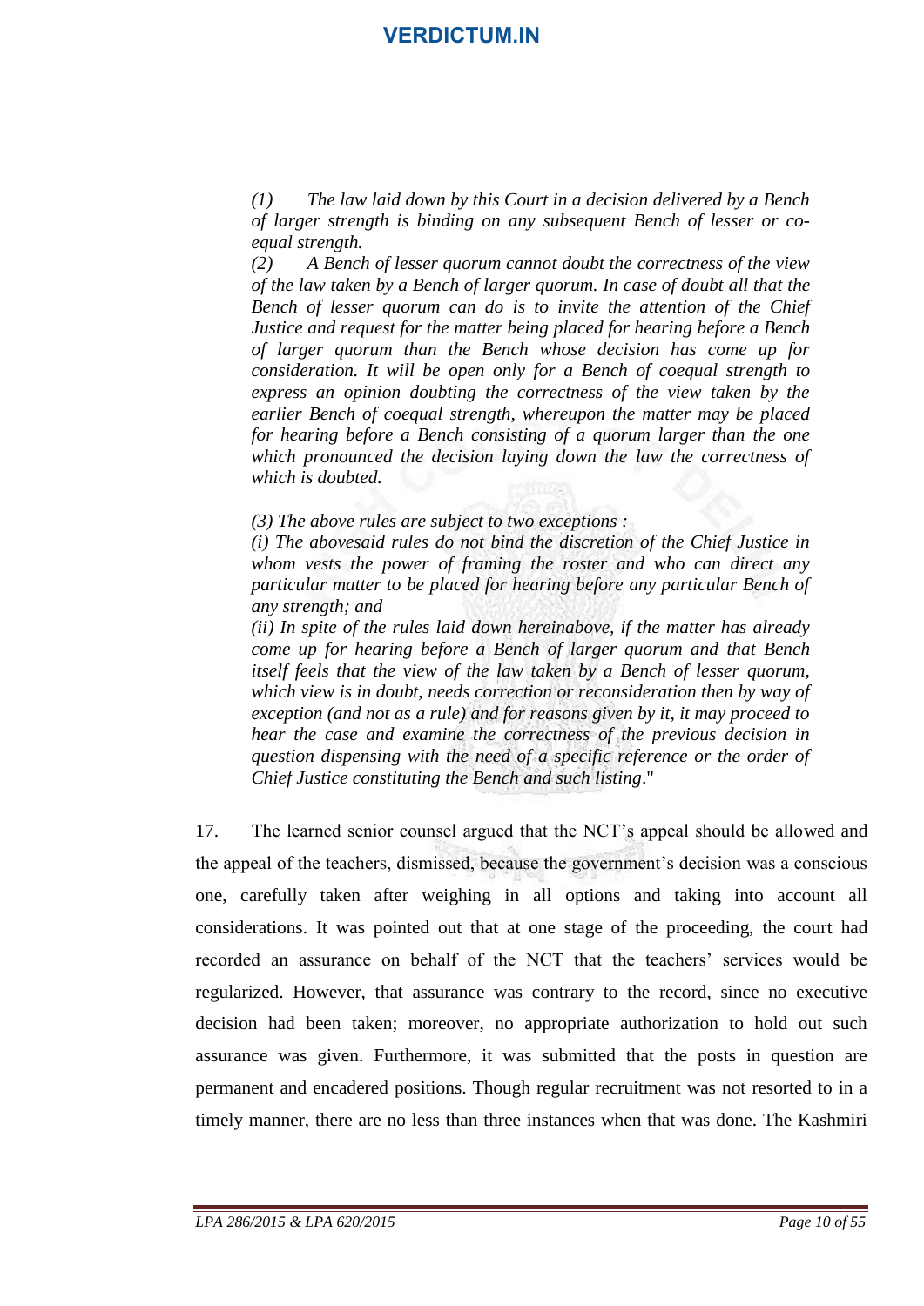> *(1) The law laid down by this Court in a decision delivered by a Bench of larger strength is binding on any subsequent Bench of lesser or co-equal strength.*
>
> *(2) A Bench of lesser quorum cannot doubt the correctness of the view of the law taken by a Bench of larger quorum. In case of doubt all that the Bench of lesser quorum can do is to invite the attention of the Chief Justice and request for the matter being placed for hearing before a Bench of larger quorum than the Bench whose decision has come up for consideration. It will be open only for a Bench of coequal strength to express an opinion doubting the correctness of the view taken by the earlier Bench of coequal strength, whereupon the matter may be placed for hearing before a Bench consisting of a quorum larger than the one which pronounced the decision laying down the law the correctness of which is doubted.*
>
> *(3) The above rules are subject to two exceptions :*
>
> *(i) The abovesaid rules do not bind the discretion of the Chief Justice in whom vests the power of framing the roster and who can direct any particular matter to be placed for hearing before any particular Bench of any strength; and*
>
> *(ii) In spite of the rules laid down hereinabove, if the matter has already come up for hearing before a Bench of larger quorum and that Bench itself feels that the view of the law taken by a Bench of lesser quorum, which view is in doubt, needs correction or reconsideration then by way of exception (and not as a rule) and for reasons given by it, it may proceed to hear the case and examine the correctness of the previous decision in question dispensing with the need of a specific reference or the order of Chief Justice constituting the Bench and such listing*."

17. The learned senior counsel argued that the NCT's appeal should be allowed and the appeal of the teachers, dismissed, because the government's decision was a conscious one, carefully taken after weighing in all options and taking into account all considerations. It was pointed out that at one stage of the proceeding, the court had recorded an assurance on behalf of the NCT that the teachers' services would be regularized. However, that assurance was contrary to the record, since no executive decision had been taken; moreover, no appropriate authorization to hold out such assurance was given. Furthermore, it was submitted that the posts in question are permanent and encadered positions. Though regular recruitment was not resorted to in a timely manner, there are no less than three instances when that was done. The Kashmiri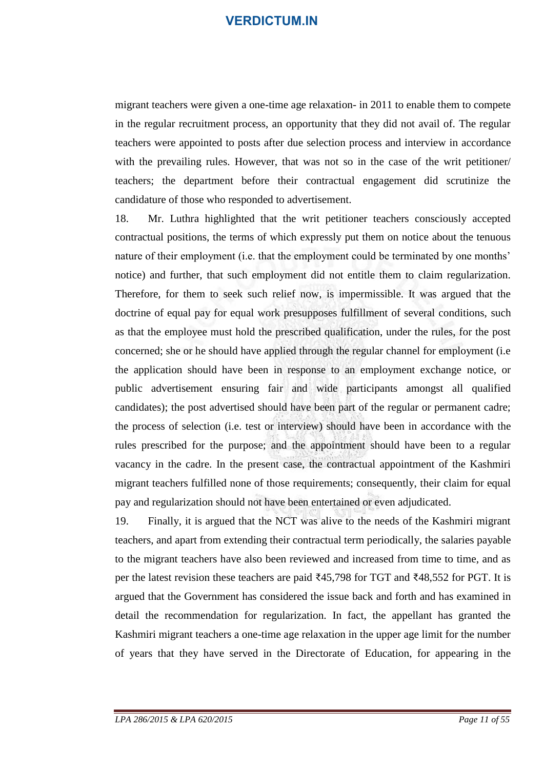migrant teachers were given a one-time age relaxation- in 2011 to enable them to compete in the regular recruitment process, an opportunity that they did not avail of. The regular teachers were appointed to posts after due selection process and interview in accordance with the prevailing rules. However, that was not so in the case of the writ petitioner/ teachers; the department before their contractual engagement did scrutinize the candidature of those who responded to advertisement.

18. Mr. Luthra highlighted that the writ petitioner teachers consciously accepted contractual positions, the terms of which expressly put them on notice about the tenuous nature of their employment (i.e. that the employment could be terminated by one months' notice) and further, that such employment did not entitle them to claim regularization. Therefore, for them to seek such relief now, is impermissible. It was argued that the doctrine of equal pay for equal work presupposes fulfillment of several conditions, such as that the employee must hold the prescribed qualification, under the rules, for the post concerned; she or he should have applied through the regular channel for employment (i.e the application should have been in response to an employment exchange notice, or public advertisement ensuring fair and wide participants amongst all qualified candidates); the post advertised should have been part of the regular or permanent cadre; the process of selection (i.e. test or interview) should have been in accordance with the rules prescribed for the purpose; and the appointment should have been to a regular vacancy in the cadre. In the present case, the contractual appointment of the Kashmiri migrant teachers fulfilled none of those requirements; consequently, their claim for equal pay and regularization should not have been entertained or even adjudicated.

19. Finally, it is argued that the NCT was alive to the needs of the Kashmiri migrant teachers, and apart from extending their contractual term periodically, the salaries payable to the migrant teachers have also been reviewed and increased from time to time, and as per the latest revision these teachers are paid ₹45,798 for TGT and ₹48,552 for PGT. It is argued that the Government has considered the issue back and forth and has examined in detail the recommendation for regularization. In fact, the appellant has granted the Kashmiri migrant teachers a one-time age relaxation in the upper age limit for the number of years that they have served in the Directorate of Education, for appearing in the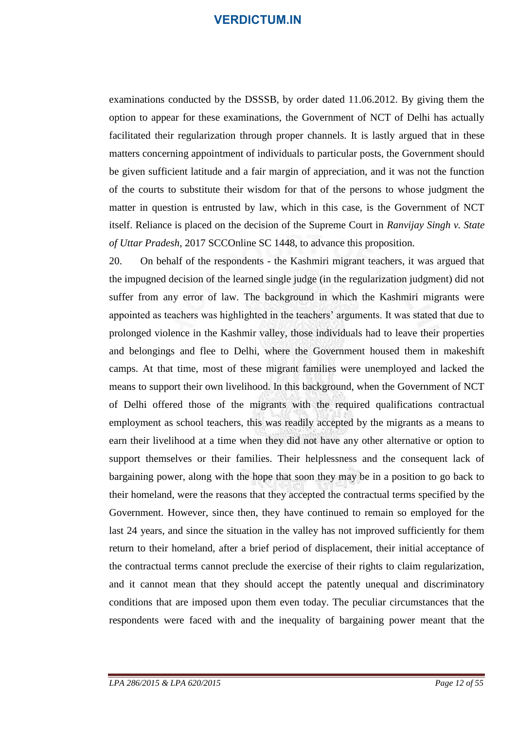examinations conducted by the DSSSB, by order dated 11.06.2012. By giving them the option to appear for these examinations, the Government of NCT of Delhi has actually facilitated their regularization through proper channels. It is lastly argued that in these matters concerning appointment of individuals to particular posts, the Government should be given sufficient latitude and a fair margin of appreciation, and it was not the function of the courts to substitute their wisdom for that of the persons to whose judgment the matter in question is entrusted by law, which in this case, is the Government of NCT itself. Reliance is placed on the decision of the Supreme Court in *Ranvijay Singh v. State of Uttar Pradesh*, 2017 SCCOnline SC 1448, to advance this proposition.

20. On behalf of the respondents - the Kashmiri migrant teachers, it was argued that the impugned decision of the learned single judge (in the regularization judgment) did not suffer from any error of law. The background in which the Kashmiri migrants were appointed as teachers was highlighted in the teachers' arguments. It was stated that due to prolonged violence in the Kashmir valley, those individuals had to leave their properties and belongings and flee to Delhi, where the Government housed them in makeshift camps. At that time, most of these migrant families were unemployed and lacked the means to support their own livelihood. In this background, when the Government of NCT of Delhi offered those of the migrants with the required qualifications contractual employment as school teachers, this was readily accepted by the migrants as a means to earn their livelihood at a time when they did not have any other alternative or option to support themselves or their families. Their helplessness and the consequent lack of bargaining power, along with the hope that soon they may be in a position to go back to their homeland, were the reasons that they accepted the contractual terms specified by the Government. However, since then, they have continued to remain so employed for the last 24 years, and since the situation in the valley has not improved sufficiently for them return to their homeland, after a brief period of displacement, their initial acceptance of the contractual terms cannot preclude the exercise of their rights to claim regularization, and it cannot mean that they should accept the patently unequal and discriminatory conditions that are imposed upon them even today. The peculiar circumstances that the respondents were faced with and the inequality of bargaining power meant that the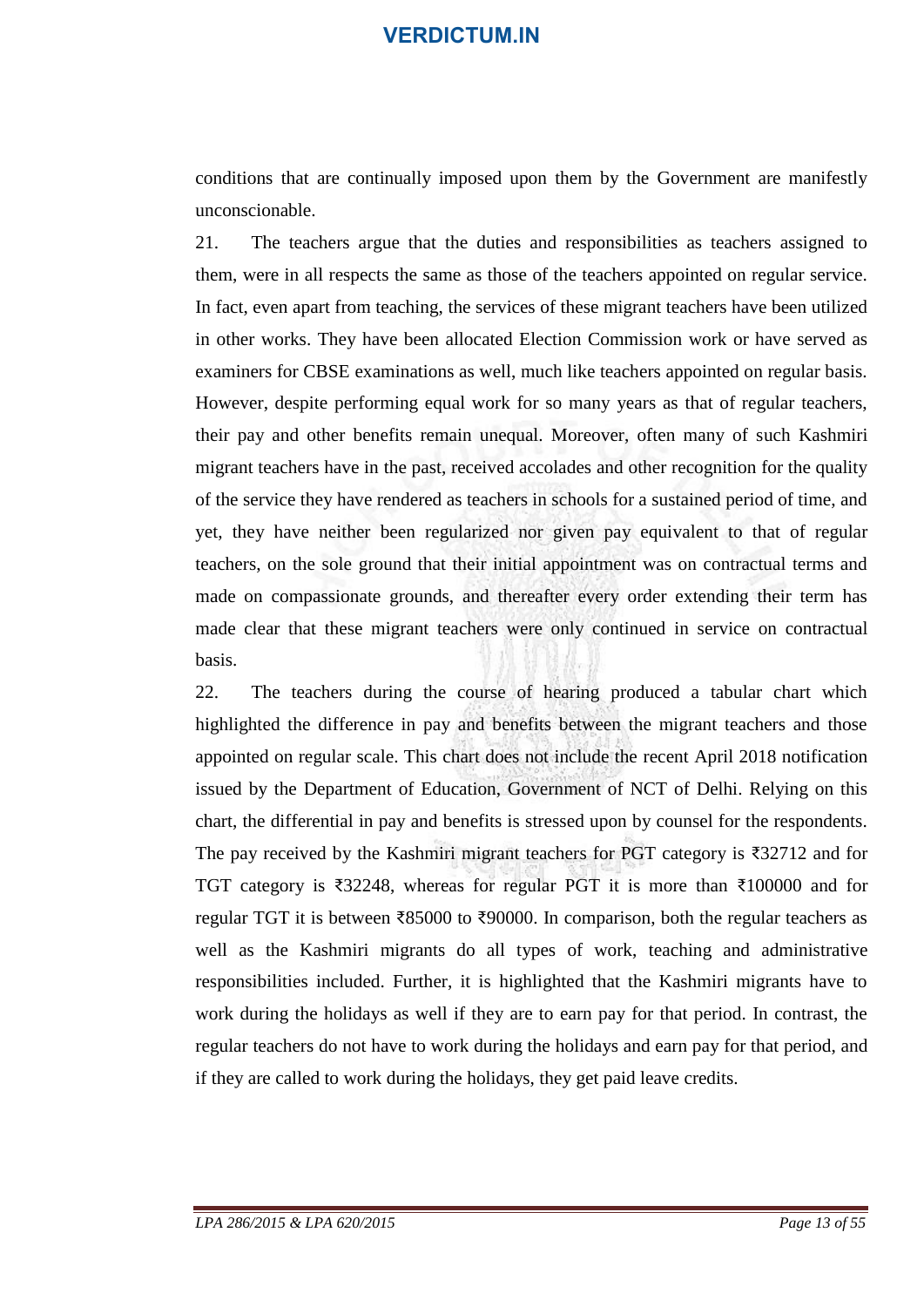conditions that are continually imposed upon them by the Government are manifestly unconscionable.

21. The teachers argue that the duties and responsibilities as teachers assigned to them, were in all respects the same as those of the teachers appointed on regular service. In fact, even apart from teaching, the services of these migrant teachers have been utilized in other works. They have been allocated Election Commission work or have served as examiners for CBSE examinations as well, much like teachers appointed on regular basis. However, despite performing equal work for so many years as that of regular teachers, their pay and other benefits remain unequal. Moreover, often many of such Kashmiri migrant teachers have in the past, received accolades and other recognition for the quality of the service they have rendered as teachers in schools for a sustained period of time, and yet, they have neither been regularized nor given pay equivalent to that of regular teachers, on the sole ground that their initial appointment was on contractual terms and made on compassionate grounds, and thereafter every order extending their term has made clear that these migrant teachers were only continued in service on contractual basis.

22. The teachers during the course of hearing produced a tabular chart which highlighted the difference in pay and benefits between the migrant teachers and those appointed on regular scale. This chart does not include the recent April 2018 notification issued by the Department of Education, Government of NCT of Delhi. Relying on this chart, the differential in pay and benefits is stressed upon by counsel for the respondents. The pay received by the Kashmiri migrant teachers for PGT category is ₹32712 and for TGT category is ₹32248, whereas for regular PGT it is more than ₹100000 and for regular TGT it is between ₹85000 to ₹90000. In comparison, both the regular teachers as well as the Kashmiri migrants do all types of work, teaching and administrative responsibilities included. Further, it is highlighted that the Kashmiri migrants have to work during the holidays as well if they are to earn pay for that period. In contrast, the regular teachers do not have to work during the holidays and earn pay for that period, and if they are called to work during the holidays, they get paid leave credits.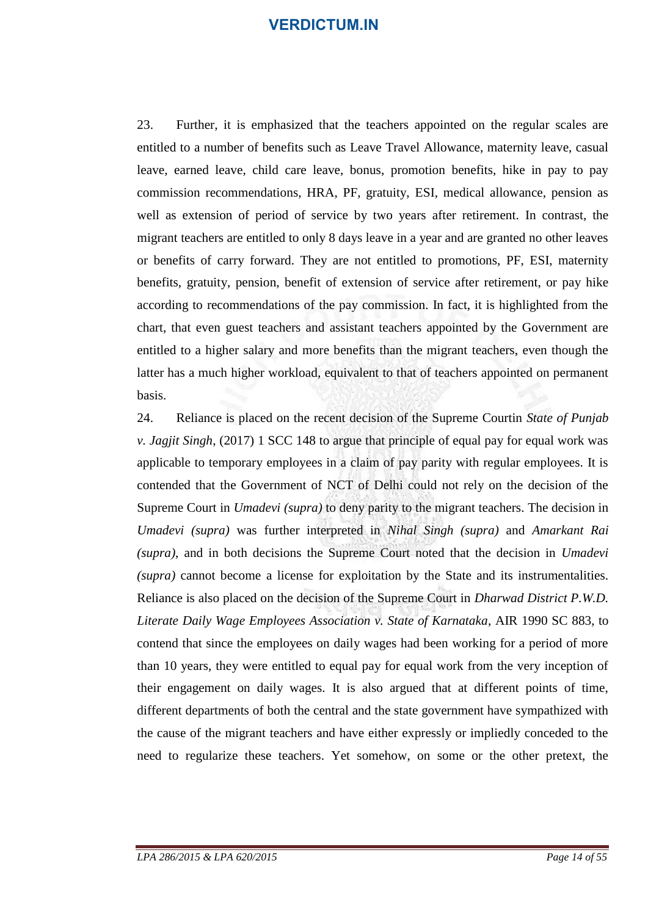23. Further, it is emphasized that the teachers appointed on the regular scales are entitled to a number of benefits such as Leave Travel Allowance, maternity leave, casual leave, earned leave, child care leave, bonus, promotion benefits, hike in pay to pay commission recommendations, HRA, PF, gratuity, ESI, medical allowance, pension as well as extension of period of service by two years after retirement. In contrast, the migrant teachers are entitled to only 8 days leave in a year and are granted no other leaves or benefits of carry forward. They are not entitled to promotions, PF, ESI, maternity benefits, gratuity, pension, benefit of extension of service after retirement, or pay hike according to recommendations of the pay commission. In fact, it is highlighted from the chart, that even guest teachers and assistant teachers appointed by the Government are entitled to a higher salary and more benefits than the migrant teachers, even though the latter has a much higher workload, equivalent to that of teachers appointed on permanent basis.

24. Reliance is placed on the recent decision of the Supreme Courtin *State of Punjab v. Jagjit Singh*, (2017) 1 SCC 148 to argue that principle of equal pay for equal work was applicable to temporary employees in a claim of pay parity with regular employees. It is contended that the Government of NCT of Delhi could not rely on the decision of the Supreme Court in *Umadevi (supra)* to deny parity to the migrant teachers. The decision in *Umadevi (supra)* was further interpreted in *Nihal Singh (supra)* and *Amarkant Rai (supra)*, and in both decisions the Supreme Court noted that the decision in *Umadevi (supra)* cannot become a license for exploitation by the State and its instrumentalities. Reliance is also placed on the decision of the Supreme Court in *Dharwad District P.W.D. Literate Daily Wage Employees Association v. State of Karnataka*, AIR 1990 SC 883, to contend that since the employees on daily wages had been working for a period of more than 10 years, they were entitled to equal pay for equal work from the very inception of their engagement on daily wages. It is also argued that at different points of time, different departments of both the central and the state government have sympathized with the cause of the migrant teachers and have either expressly or impliedly conceded to the need to regularize these teachers. Yet somehow, on some or the other pretext, the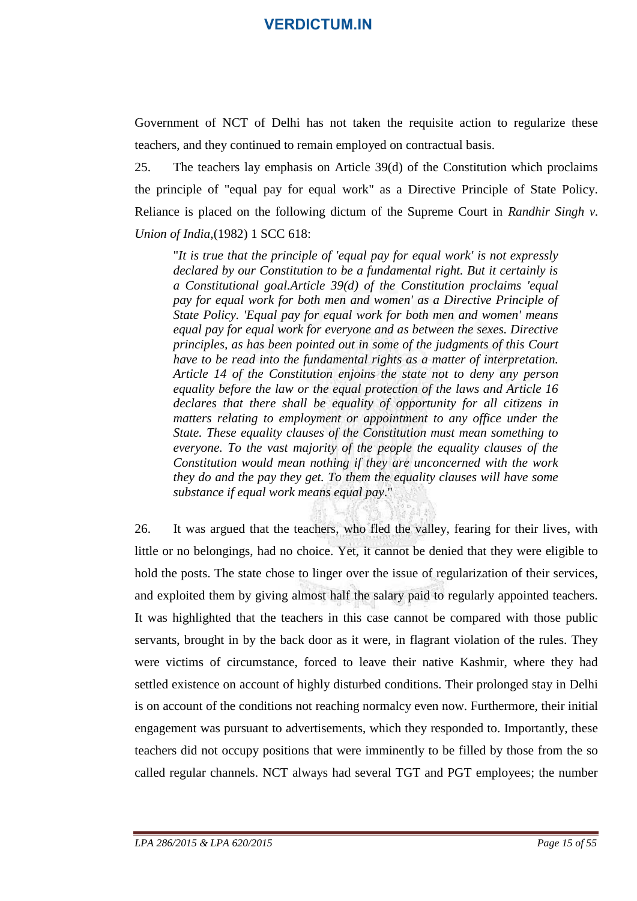Government of NCT of Delhi has not taken the requisite action to regularize these teachers, and they continued to remain employed on contractual basis.

25. The teachers lay emphasis on Article 39(d) of the Constitution which proclaims the principle of "equal pay for equal work" as a Directive Principle of State Policy. Reliance is placed on the following dictum of the Supreme Court in *Randhir Singh v. Union of India*,(1982) 1 SCC 618:

> "*It is true that the principle of 'equal pay for equal work' is not expressly declared by our Constitution to be a fundamental right. But it certainly is a Constitutional goal.Article 39(d) of the Constitution proclaims 'equal pay for equal work for both men and women' as a Directive Principle of State Policy. 'Equal pay for equal work for both men and women' means equal pay for equal work for everyone and as between the sexes. Directive principles, as has been pointed out in some of the judgments of this Court have to be read into the fundamental rights as a matter of interpretation. Article 14 of the Constitution enjoins the state not to deny any person equality before the law or the equal protection of the laws and Article 16 declares that there shall be equality of opportunity for all citizens in matters relating to employment or appointment to any office under the State. These equality clauses of the Constitution must mean something to everyone. To the vast majority of the people the equality clauses of the Constitution would mean nothing if they are unconcerned with the work they do and the pay they get. To them the equality clauses will have some substance if equal work means equal pay.*"

26. It was argued that the teachers, who fled the valley, fearing for their lives, with little or no belongings, had no choice. Yet, it cannot be denied that they were eligible to hold the posts. The state chose to linger over the issue of regularization of their services, and exploited them by giving almost half the salary paid to regularly appointed teachers. It was highlighted that the teachers in this case cannot be compared with those public servants, brought in by the back door as it were, in flagrant violation of the rules. They were victims of circumstance, forced to leave their native Kashmir, where they had settled existence on account of highly disturbed conditions. Their prolonged stay in Delhi is on account of the conditions not reaching normalcy even now. Furthermore, their initial engagement was pursuant to advertisements, which they responded to. Importantly, these teachers did not occupy positions that were imminently to be filled by those from the so called regular channels. NCT always had several TGT and PGT employees; the number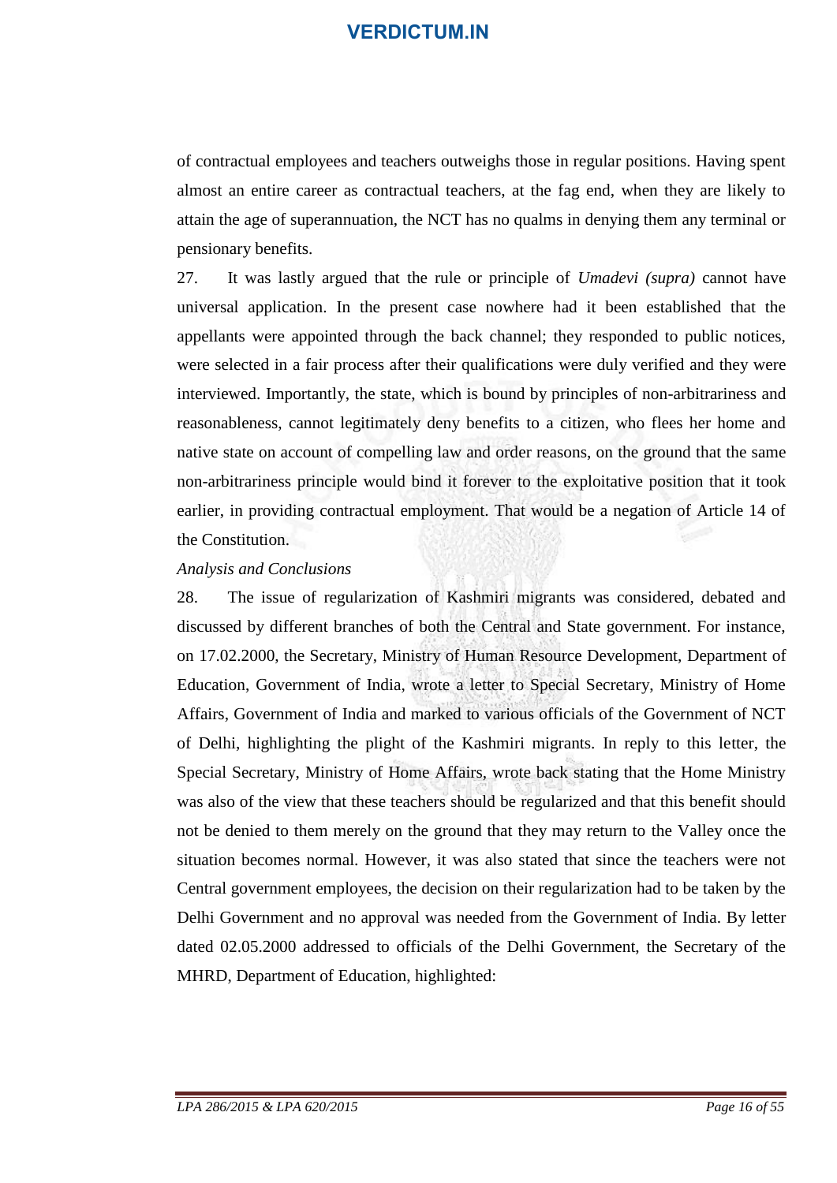of contractual employees and teachers outweighs those in regular positions. Having spent almost an entire career as contractual teachers, at the fag end, when they are likely to attain the age of superannuation, the NCT has no qualms in denying them any terminal or pensionary benefits.

27. It was lastly argued that the rule or principle of *Umadevi (supra)* cannot have universal application. In the present case nowhere had it been established that the appellants were appointed through the back channel; they responded to public notices, were selected in a fair process after their qualifications were duly verified and they were interviewed. Importantly, the state, which is bound by principles of non-arbitrariness and reasonableness, cannot legitimately deny benefits to a citizen, who flees her home and native state on account of compelling law and order reasons, on the ground that the same non-arbitrariness principle would bind it forever to the exploitative position that it took earlier, in providing contractual employment. That would be a negation of Article 14 of the Constitution.

*Analysis and Conclusions*

28. The issue of regularization of Kashmiri migrants was considered, debated and discussed by different branches of both the Central and State government. For instance, on 17.02.2000, the Secretary, Ministry of Human Resource Development, Department of Education, Government of India, wrote a letter to Special Secretary, Ministry of Home Affairs, Government of India and marked to various officials of the Government of NCT of Delhi, highlighting the plight of the Kashmiri migrants. In reply to this letter, the Special Secretary, Ministry of Home Affairs, wrote back stating that the Home Ministry was also of the view that these teachers should be regularized and that this benefit should not be denied to them merely on the ground that they may return to the Valley once the situation becomes normal. However, it was also stated that since the teachers were not Central government employees, the decision on their regularization had to be taken by the Delhi Government and no approval was needed from the Government of India. By letter dated 02.05.2000 addressed to officials of the Delhi Government, the Secretary of the MHRD, Department of Education, highlighted: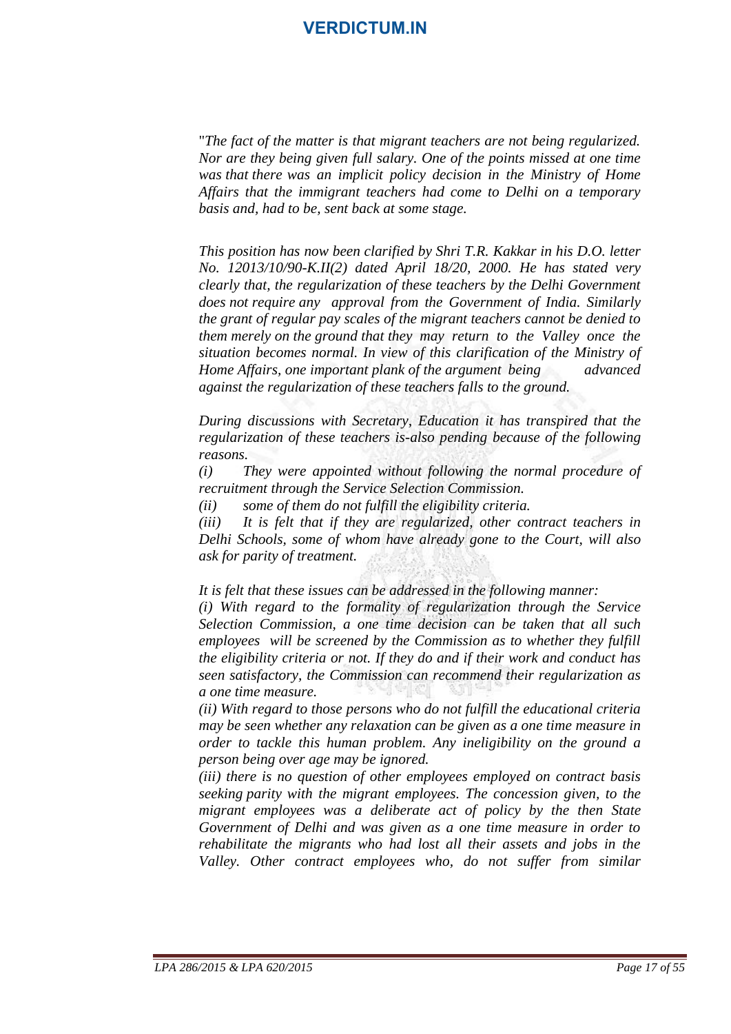"*The fact of the matter is that migrant teachers are not being regularized. Nor are they being given full salary. One of the points missed at one time was that there was an implicit policy decision in the Ministry of Home Affairs that the immigrant teachers had come to Delhi on a temporary basis and, had to be, sent back at some stage.*

*This position has now been clarified by Shri T.R. Kakkar in his D.O. letter No. 12013/10/90-K.II(2) dated April 18/20, 2000. He has stated very clearly that, the regularization of these teachers by the Delhi Government does not require any approval from the Government of India. Similarly the grant of regular pay scales of the migrant teachers cannot be denied to them merely on the ground that they may return to the Valley once the situation becomes normal. In view of this clarification of the Ministry of Home Affairs, one important plank of the argument being advanced against the regularization of these teachers falls to the ground.*

*During discussions with Secretary, Education it has transpired that the regularization of these teachers is-also pending because of the following reasons.*

*(i) They were appointed without following the normal procedure of recruitment through the Service Selection Commission.*

*(ii) some of them do not fulfill the eligibility criteria.*

*(iii) It is felt that if they are regularized, other contract teachers in Delhi Schools, some of whom have already gone to the Court, will also ask for parity of treatment.*

*It is felt that these issues can be addressed in the following manner:*

*(i) With regard to the formality of regularization through the Service Selection Commission, a one time decision can be taken that all such employees will be screened by the Commission as to whether they fulfill the eligibility criteria or not. If they do and if their work and conduct has seen satisfactory, the Commission can recommend their regularization as a one time measure.*

*(ii) With regard to those persons who do not fulfill the educational criteria may be seen whether any relaxation can be given as a one time measure in order to tackle this human problem. Any ineligibility on the ground a person being over age may be ignored.*

*(iii) there is no question of other employees employed on contract basis seeking parity with the migrant employees. The concession given, to the migrant employees was a deliberate act of policy by the then State Government of Delhi and was given as a one time measure in order to rehabilitate the migrants who had lost all their assets and jobs in the Valley. Other contract employees who, do not suffer from similar*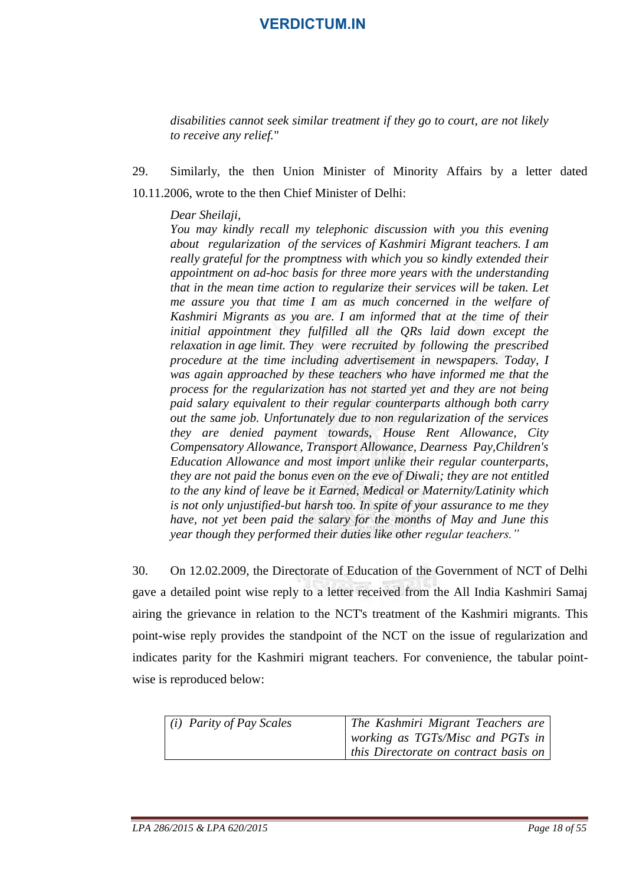*disabilities cannot seek similar treatment if they go to court, are not likely to receive any relief.*"

29. Similarly, the then Union Minister of Minority Affairs by a letter dated 10.11.2006, wrote to the then Chief Minister of Delhi:

> *Dear Sheilaji,*
> *You may kindly recall my telephonic discussion with you this evening about regularization of the services of Kashmiri Migrant teachers. I am really grateful for the promptness with which you so kindly extended their appointment on ad-hoc basis for three more years with the understanding that in the mean time action to regularize their services will be taken. Let me assure you that time I am as much concerned in the welfare of Kashmiri Migrants as you are. I am informed that at the time of their initial appointment they fulfilled all the QRs laid down except the relaxation in age limit. They were recruited by following the prescribed procedure at the time including advertisement in newspapers. Today, I was again approached by these teachers who have informed me that the process for the regularization has not started yet and they are not being paid salary equivalent to their regular counterparts although both carry out the same job. Unfortunately due to non regularization of the services they are denied payment towards, House Rent Allowance, City Compensatory Allowance, Transport Allowance, Dearness Pay,Children's Education Allowance and most import unlike their regular counterparts, they are not paid the bonus even on the eve of Diwali; they are not entitled to the any kind of leave be it Earned, Medical or Maternity/Latinity which is not only unjustified-but harsh too. In spite of your assurance to me they have, not yet been paid the salary for the months of May and June this year though they performed their duties like other regular teachers."*

30. On 12.02.2009, the Directorate of Education of the Government of NCT of Delhi gave a detailed point wise reply to a letter received from the All India Kashmiri Samaj airing the grievance in relation to the NCT's treatment of the Kashmiri migrants. This point-wise reply provides the standpoint of the NCT on the issue of regularization and indicates parity for the Kashmiri migrant teachers. For convenience, the tabular point-wise is reproduced below:

| | |
|---|---|
| *(i) Parity of Pay Scales* | *The Kashmiri Migrant Teachers are working as TGTs/Misc and PGTs in this Directorate on contract basis on* |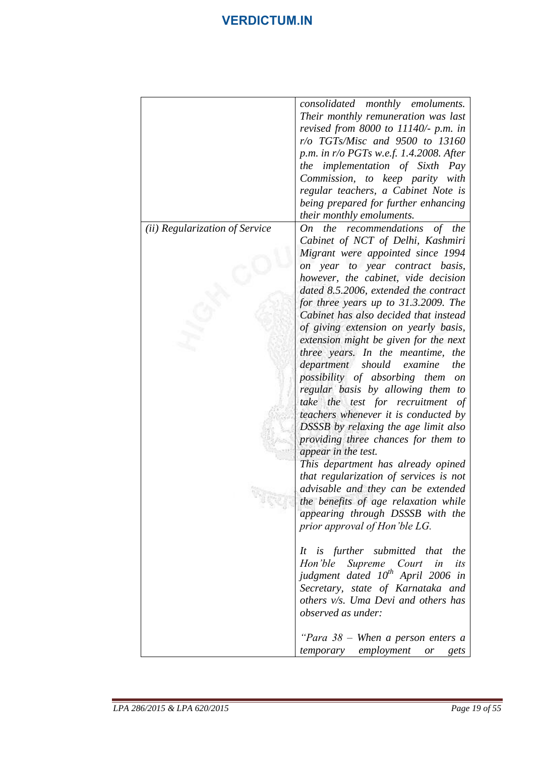| | |
|---|---|
| | *consolidated monthly emoluments. Their monthly remuneration was last revised from 8000 to 11140/- p.m. in r/o TGTs/Misc and 9500 to 13160 p.m. in r/o PGTs w.e.f. 1.4.2008. After the implementation of Sixth Pay Commission, to keep parity with regular teachers, a Cabinet Note is being prepared for further enhancing their monthly emoluments.* |
| *(ii) Regularization of Service* | *On the recommendations of the Cabinet of NCT of Delhi, Kashmiri Migrant were appointed since 1994 on year to year contract basis, however, the cabinet, vide decision dated 8.5.2006, extended the contract for three years up to 31.3.2009. The Cabinet has also decided that instead of giving extension on yearly basis, extension might be given for the next three years. In the meantime, the department should examine the possibility of absorbing them on regular basis by allowing them to take the test for recruitment of teachers whenever it is conducted by DSSSB by relaxing the age limit also providing three chances for them to appear in the test.*<br>*This department has already opined that regularization of services is not advisable and they can be extended the benefits of age relaxation while appearing through DSSSB with the prior approval of Hon'ble LG.*<br><br>*It is further submitted that the Hon'ble Supreme Court in its judgment dated 10th April 2006 in Secretary, state of Karnataka and others v/s. Uma Devi and others has observed as under:*<br><br>*"Para 38 – When a person enters a temporary employment or gets* |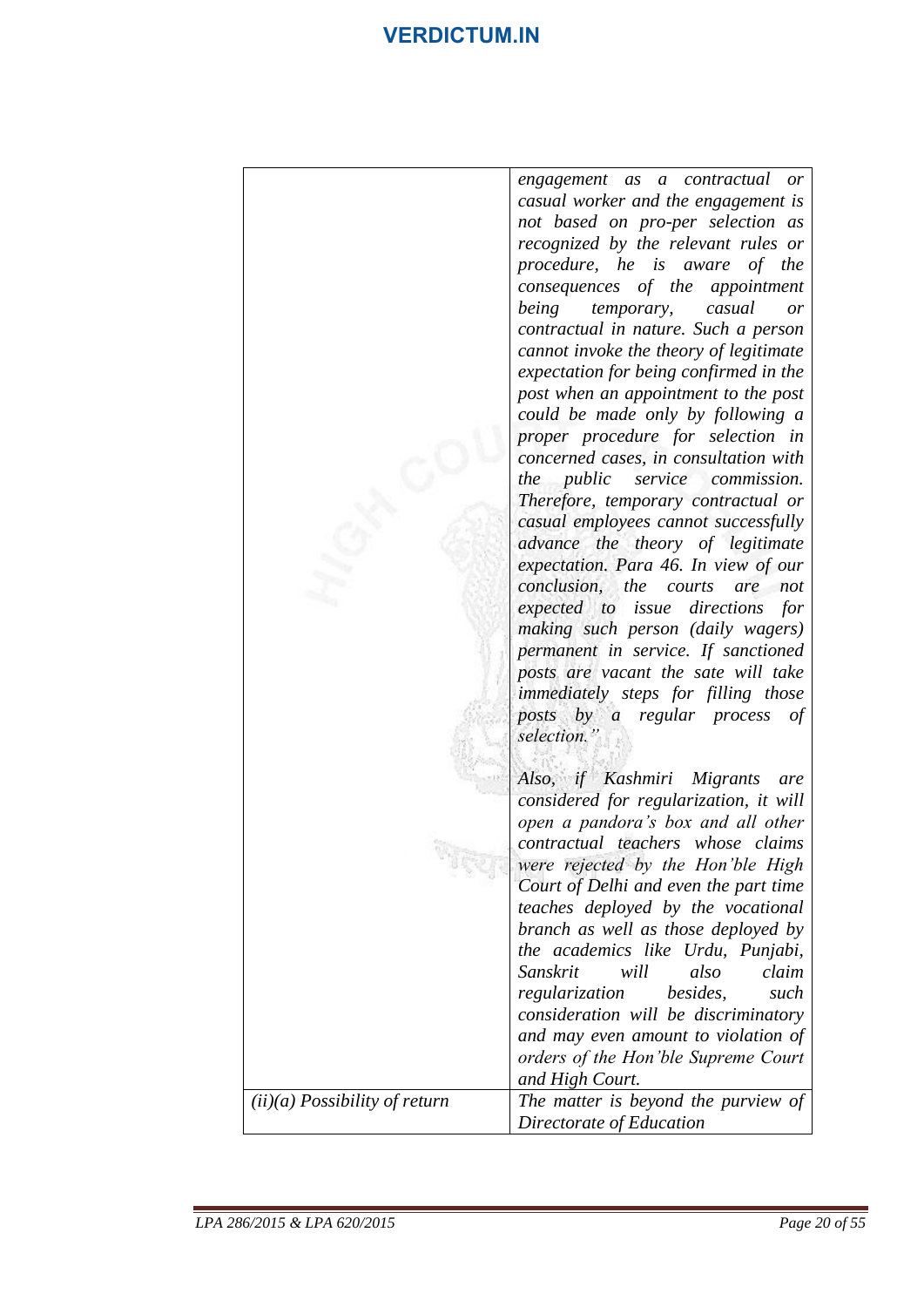| | |
|---|---|
| | *engagement as a contractual or casual worker and the engagement is not based on pro-per selection as recognized by the relevant rules or procedure, he is aware of the consequences of the appointment being temporary, casual or contractual in nature. Such a person cannot invoke the theory of legitimate expectation for being confirmed in the post when an appointment to the post could be made only by following a proper procedure for selection in concerned cases, in consultation with the public service commission. Therefore, temporary contractual or casual employees cannot successfully advance the theory of legitimate expectation. Para 46. In view of our conclusion, the courts are not expected to issue directions for making such person (daily wagers) permanent in service. If sanctioned posts are vacant the sate will take immediately steps for filling those posts by a regular process of selection."*<br><br>*Also, if Kashmiri Migrants are considered for regularization, it will open a pandora's box and all other contractual teachers whose claims were rejected by the Hon'ble High Court of Delhi and even the part time teaches deployed by the vocational branch as well as those deployed by the academics like Urdu, Punjabi, Sanskrit will also claim regularization besides, such consideration will be discriminatory and may even amount to violation of orders of the Hon'ble Supreme Court and High Court.* |
| *(ii)(a) Possibility of return* | *The matter is beyond the purview of Directorate of Education* |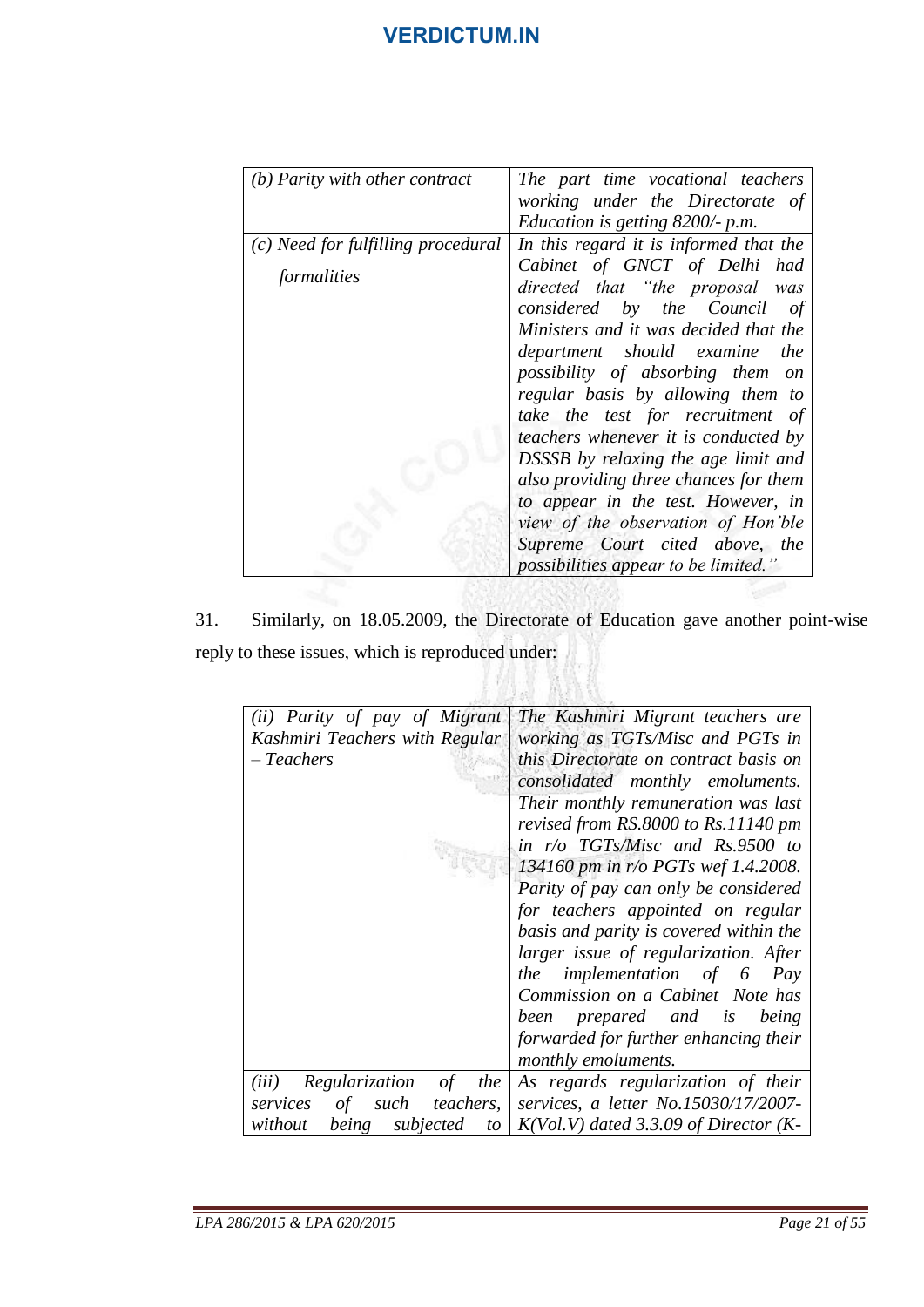| | |
|---|---|
| *(b) Parity with other contract* | *The part time vocational teachers working under the Directorate of Education is getting 8200/- p.m.* |
| *(c) Need for fulfilling procedural formalities* | *In this regard it is informed that the Cabinet of GNCT of Delhi had directed that "the proposal was considered by the Council of Ministers and it was decided that the department should examine the possibility of absorbing them on regular basis by allowing them to take the test for recruitment of teachers whenever it is conducted by DSSSB by relaxing the age limit and also providing three chances for them to appear in the test. However, in view of the observation of Hon'ble Supreme Court cited above, the possibilities appear to be limited."* |

31. Similarly, on 18.05.2009, the Directorate of Education gave another point-wise reply to these issues, which is reproduced under:

| | |
|---|---|
| *(ii) Parity of pay of Migrant Kashmiri Teachers with Regular – Teachers* | *The Kashmiri Migrant teachers are working as TGTs/Misc and PGTs in this Directorate on contract basis on consolidated monthly emoluments. Their monthly remuneration was last revised from RS.8000 to Rs.11140 pm in r/o TGTs/Misc and Rs.9500 to 134160 pm in r/o PGTs wef 1.4.2008. Parity of pay can only be considered for teachers appointed on regular basis and parity is covered within the larger issue of regularization. After the implementation of 6 Pay Commission on a Cabinet Note has been prepared and is being forwarded for further enhancing their monthly emoluments.* |
| *(iii) Regularization of the services of such teachers, without being subjected to* | *As regards regularization of their services, a letter No.15030/17/2007-K(Vol.V) dated 3.3.09 of Director (K-* |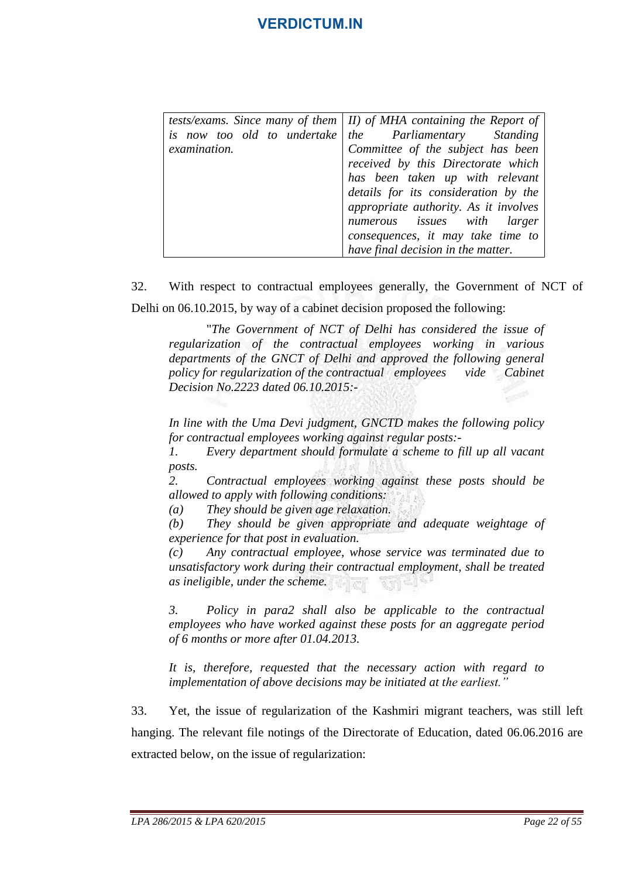| *tests/exams. Since many of them is now too old to undertake examination.* | *II) of MHA containing the Report of the Parliamentary Standing Committee of the subject has been received by this Directorate which has been taken up with relevant details for its consideration by the appropriate authority. As it involves numerous issues with larger consequences, it may take time to have final decision in the matter.* |
|---|---|

32. With respect to contractual employees generally, the Government of NCT of Delhi on 06.10.2015, by way of a cabinet decision proposed the following:

> "*The Government of NCT of Delhi has considered the issue of regularization of the contractual employees working in various departments of the GNCT of Delhi and approved the following general policy for regularization of the contractual employees vide Cabinet Decision No.2223 dated 06.10.2015:-*
>
> *In line with the Uma Devi judgment, GNCTD makes the following policy for contractual employees working against regular posts:-*
>
> *1. Every department should formulate a scheme to fill up all vacant posts.*
>
> *2. Contractual employees working against these posts should be allowed to apply with following conditions:*
>
> *(a) They should be given age relaxation.*
>
> *(b) They should be given appropriate and adequate weightage of experience for that post in evaluation.*
>
> *(c) Any contractual employee, whose service was terminated due to unsatisfactory work during their contractual employment, shall be treated as ineligible, under the scheme.*
>
> *3. Policy in para2 shall also be applicable to the contractual employees who have worked against these posts for an aggregate period of 6 months or more after 01.04.2013.*
>
> *It is, therefore, requested that the necessary action with regard to implementation of above decisions may be initiated at the earliest."*

33. Yet, the issue of regularization of the Kashmiri migrant teachers, was still left hanging. The relevant file notings of the Directorate of Education, dated 06.06.2016 are extracted below, on the issue of regularization: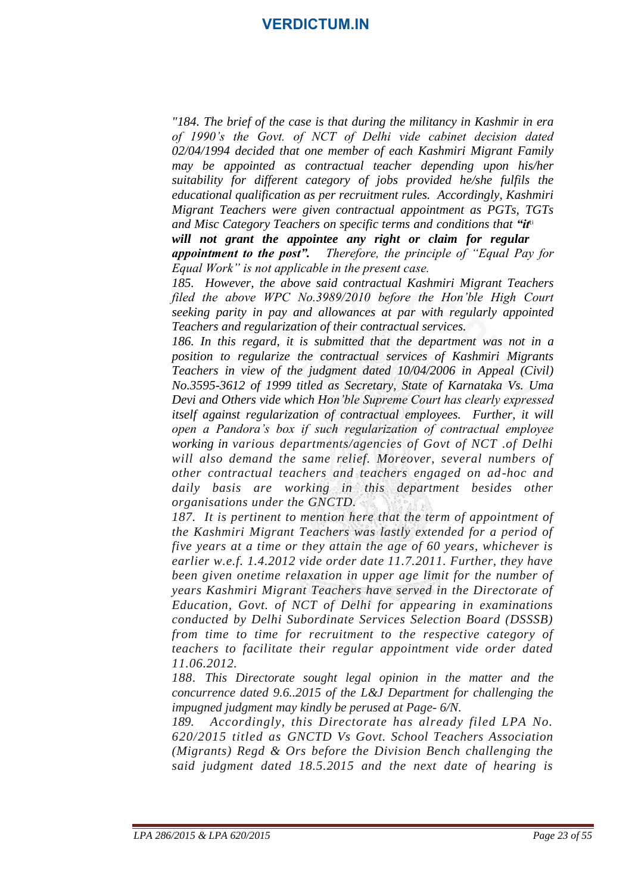*"184. The brief of the case is that during the militancy in Kashmir in era of 1990's the Govt. of NCT of Delhi vide cabinet decision dated 02/04/1994 decided that one member of each Kashmiri Migrant Family may be appointed as contractual teacher depending upon his/her suitability for different category of jobs provided he/she fulfils the educational qualification as per recruitment rules. Accordingly, Kashmiri Migrant Teachers were given contractual appointment as PGTs, TGTs and Misc Category Teachers on specific terms and conditions that **"it will not grant the appointee any right or claim for regular appointment to the post".** Therefore, the principle of "Equal Pay for Equal Work" is not applicable in the present case.*

*185. However, the above said contractual Kashmiri Migrant Teachers filed the above WPC No.3989/2010 before the Hon'ble High Court seeking parity in pay and allowances at par with regularly appointed Teachers and regularization of their contractual services.*

*186. In this regard, it is submitted that the department was not in a position to regularize the contractual services of Kashmiri Migrants Teachers in view of the judgment dated 10/04/2006 in Appeal (Civil) No.3595-3612 of 1999 titled as Secretary, State of Karnataka Vs. Uma Devi and Others vide which Hon'ble Supreme Court has clearly expressed itself against regularization of contractual employees. Further, it will open a Pandora's box if such regularization of contractual employee working in various departments/agencies of Govt of NCT .of Delhi will also demand the same relief. Moreover, several numbers of other contractual teachers and teachers engaged on ad-hoc and daily basis are working in this department besides other organisations under the GNCTD.*

*187. It is pertinent to mention here that the term of appointment of the Kashmiri Migrant Teachers was lastly extended for a period of five years at a time or they attain the age of 60 years, whichever is earlier w.e.f. 1.4.2012 vide order date 11.7.2011. Further, they have been given onetime relaxation in upper age limit for the number of years Kashmiri Migrant Teachers have served in the Directorate of Education, Govt. of NCT of Delhi for appearing in examinations conducted by Delhi Subordinate Services Selection Board (DSSSB) from time to time for recruitment to the respective category of teachers to facilitate their regular appointment vide order dated 11.06.2012.*

*188. This Directorate sought legal opinion in the matter and the concurrence dated 9.6..2015 of the L&J Department for challenging the impugned judgment may kindly be perused at Page- 6/N.*

*189. Accordingly, this Directorate has already filed LPA No. 620/2015 titled as GNCTD Vs Govt. School Teachers Association (Migrants) Regd & Ors before the Division Bench challenging the said judgment dated 18.5.2015 and the next date of hearing is*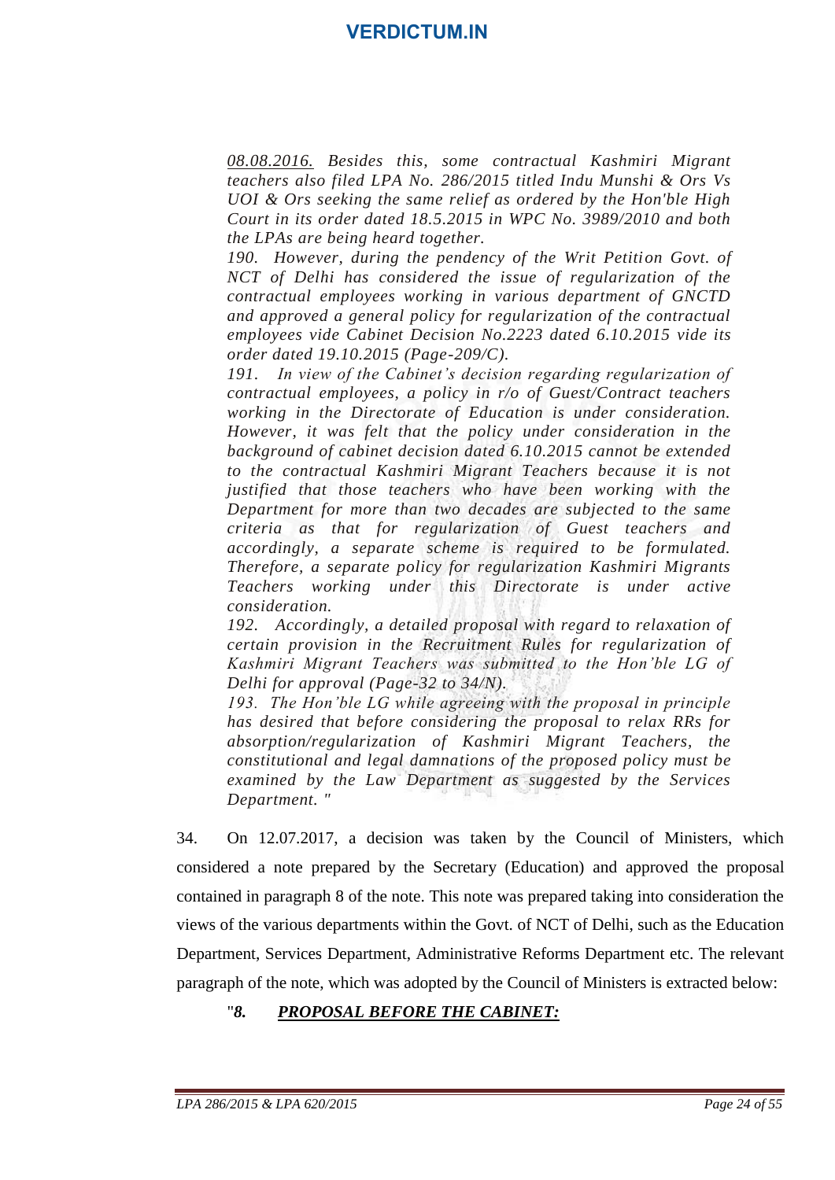*08.08.2016. Besides this, some contractual Kashmiri Migrant teachers also filed LPA No. 286/2015 titled Indu Munshi & Ors Vs UOI & Ors seeking the same relief as ordered by the Hon'ble High Court in its order dated 18.5.2015 in WPC No. 3989/2010 and both the LPAs are being heard together.*

*190. However, during the pendency of the Writ Petition Govt. of NCT of Delhi has considered the issue of regularization of the contractual employees working in various department of GNCTD and approved a general policy for regularization of the contractual employees vide Cabinet Decision No.2223 dated 6.10.2015 vide its order dated 19.10.2015 (Page-209/C).*

*191. In view of the Cabinet's decision regarding regularization of contractual employees, a policy in r/o of Guest/Contract teachers working in the Directorate of Education is under consideration. However, it was felt that the policy under consideration in the background of cabinet decision dated 6.10.2015 cannot be extended to the contractual Kashmiri Migrant Teachers because it is not justified that those teachers who have been working with the Department for more than two decades are subjected to the same criteria as that for regularization of Guest teachers and accordingly, a separate scheme is required to be formulated. Therefore, a separate policy for regularization Kashmiri Migrants Teachers working under this Directorate is under active consideration.*

*192. Accordingly, a detailed proposal with regard to relaxation of certain provision in the Recruitment Rules for regularization of Kashmiri Migrant Teachers was submitted to the Hon'ble LG of Delhi for approval (Page-32 to 34/N).*

*193. The Hon'ble LG while agreeing with the proposal in principle has desired that before considering the proposal to relax RRs for absorption/regularization of Kashmiri Migrant Teachers, the constitutional and legal damnations of the proposed policy must be examined by the Law Department as suggested by the Services Department. "*

34. On 12.07.2017, a decision was taken by the Council of Ministers, which considered a note prepared by the Secretary (Education) and approved the proposal contained in paragraph 8 of the note. This note was prepared taking into consideration the views of the various departments within the Govt. of NCT of Delhi, such as the Education Department, Services Department, Administrative Reforms Department etc. The relevant paragraph of the note, which was adopted by the Council of Ministers is extracted below:

"***8. PROPOSAL BEFORE THE CABINET:***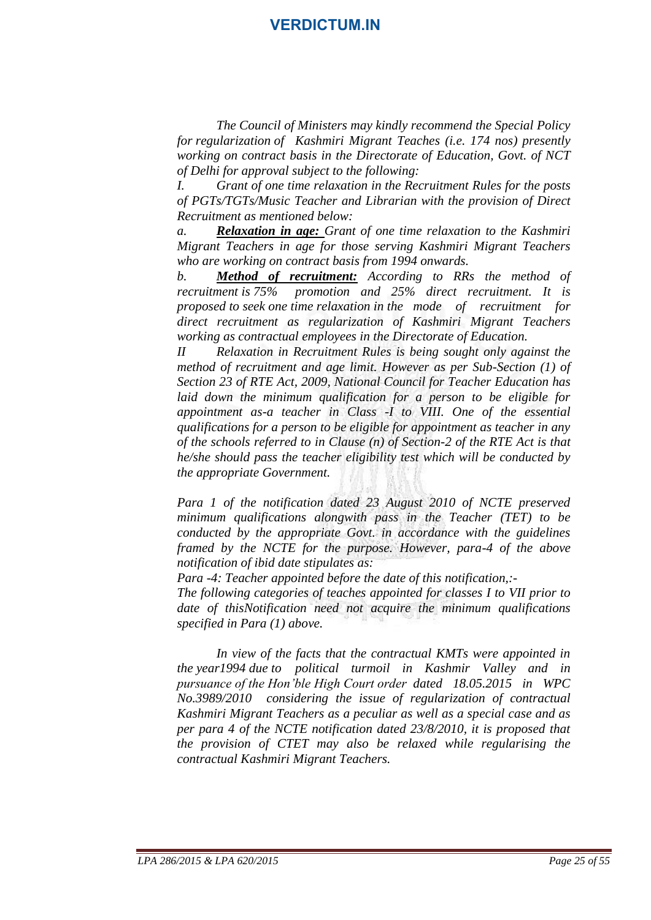*The Council of Ministers may kindly recommend the Special Policy for regularization of Kashmiri Migrant Teaches (i.e. 174 nos) presently working on contract basis in the Directorate of Education, Govt. of NCT of Delhi for approval subject to the following:*

*I. Grant of one time relaxation in the Recruitment Rules for the posts of PGTs/TGTs/Music Teacher and Librarian with the provision of Direct Recruitment as mentioned below:*

*a. **Relaxation in age:** Grant of one time relaxation to the Kashmiri Migrant Teachers in age for those serving Kashmiri Migrant Teachers who are working on contract basis from 1994 onwards.*

*b. **Method of recruitment:** According to RRs the method of recruitment is 75% promotion and 25% direct recruitment. It is proposed to seek one time relaxation in the mode of recruitment for direct recruitment as regularization of Kashmiri Migrant Teachers working as contractual employees in the Directorate of Education.*

*II Relaxation in Recruitment Rules is being sought only against the method of recruitment and age limit. However as per Sub-Section (1) of Section 23 of RTE Act, 2009, National Council for Teacher Education has laid down the minimum qualification for a person to be eligible for appointment as-a teacher in Class -I to VIII. One of the essential qualifications for a person to be eligible for appointment as teacher in any of the schools referred to in Clause (n) of Section-2 of the RTE Act is that he/she should pass the teacher eligibility test which will be conducted by the appropriate Government.*

*Para 1 of the notification dated 23 August 2010 of NCTE preserved minimum qualifications alongwith pass in the Teacher (TET) to be conducted by the appropriate Govt. in accordance with the guidelines framed by the NCTE for the purpose. However, para-4 of the above notification of ibid date stipulates as:*

*Para -4: Teacher appointed before the date of this notification,:-*

*The following categories of teaches appointed for classes I to VII prior to date of thisNotification need not acquire the minimum qualifications specified in Para (1) above.*

*In view of the facts that the contractual KMTs were appointed in the year1994 due to political turmoil in Kashmir Valley and in pursuance of the Hon'ble High Court order dated 18.05.2015 in WPC No.3989/2010 considering the issue of regularization of contractual Kashmiri Migrant Teachers as a peculiar as well as a special case and as per para 4 of the NCTE notification dated 23/8/2010, it is proposed that the provision of CTET may also be relaxed while regularising the contractual Kashmiri Migrant Teachers.*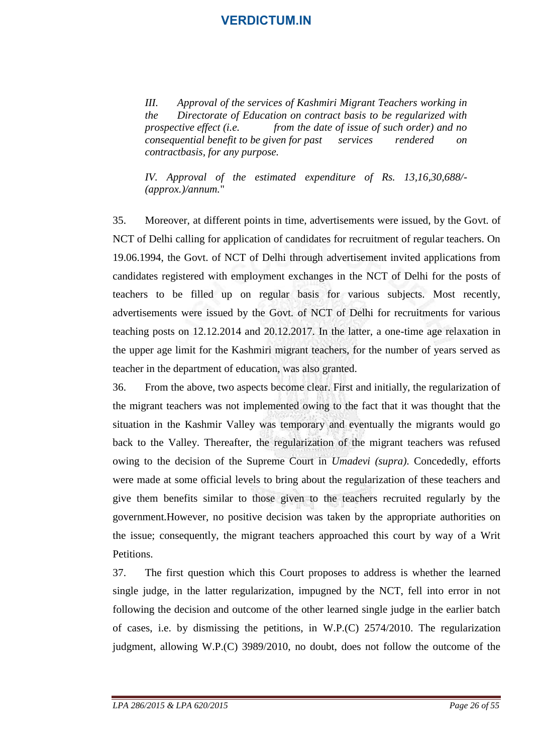*III. Approval of the services of Kashmiri Migrant Teachers working in the Directorate of Education on contract basis to be regularized with prospective effect (i.e. from the date of issue of such order) and no consequential benefit to be given for past services rendered on contractbasis, for any purpose.*

*IV. Approval of the estimated expenditure of Rs. 13,16,30,688/- (approx.)/annum.*"

35. Moreover, at different points in time, advertisements were issued, by the Govt. of NCT of Delhi calling for application of candidates for recruitment of regular teachers. On 19.06.1994, the Govt. of NCT of Delhi through advertisement invited applications from candidates registered with employment exchanges in the NCT of Delhi for the posts of teachers to be filled up on regular basis for various subjects. Most recently, advertisements were issued by the Govt. of NCT of Delhi for recruitments for various teaching posts on 12.12.2014 and 20.12.2017. In the latter, a one-time age relaxation in the upper age limit for the Kashmiri migrant teachers, for the number of years served as teacher in the department of education, was also granted.

36. From the above, two aspects become clear. First and initially, the regularization of the migrant teachers was not implemented owing to the fact that it was thought that the situation in the Kashmir Valley was temporary and eventually the migrants would go back to the Valley. Thereafter, the regularization of the migrant teachers was refused owing to the decision of the Supreme Court in *Umadevi (supra)*. Concededly, efforts were made at some official levels to bring about the regularization of these teachers and give them benefits similar to those given to the teachers recruited regularly by the government.However, no positive decision was taken by the appropriate authorities on the issue; consequently, the migrant teachers approached this court by way of a Writ Petitions.

37. The first question which this Court proposes to address is whether the learned single judge, in the latter regularization, impugned by the NCT, fell into error in not following the decision and outcome of the other learned single judge in the earlier batch of cases, i.e. by dismissing the petitions, in W.P.(C) 2574/2010. The regularization judgment, allowing W.P.(C) 3989/2010, no doubt, does not follow the outcome of the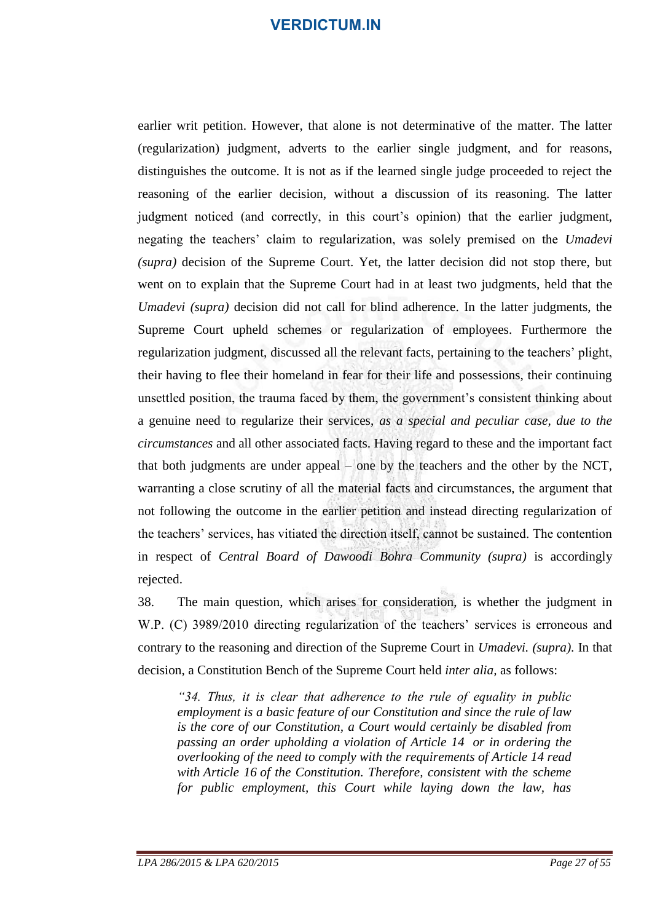earlier writ petition. However, that alone is not determinative of the matter. The latter (regularization) judgment, adverts to the earlier single judgment, and for reasons, distinguishes the outcome. It is not as if the learned single judge proceeded to reject the reasoning of the earlier decision, without a discussion of its reasoning. The latter judgment noticed (and correctly, in this court's opinion) that the earlier judgment, negating the teachers' claim to regularization, was solely premised on the *Umadevi (supra)* decision of the Supreme Court. Yet, the latter decision did not stop there, but went on to explain that the Supreme Court had in at least two judgments, held that the *Umadevi (supra)* decision did not call for blind adherence. In the latter judgments, the Supreme Court upheld schemes or regularization of employees. Furthermore the regularization judgment, discussed all the relevant facts, pertaining to the teachers' plight, their having to flee their homeland in fear for their life and possessions, their continuing unsettled position, the trauma faced by them, the government's consistent thinking about a genuine need to regularize their services, *as a special and peculiar case, due to the circumstances* and all other associated facts. Having regard to these and the important fact that both judgments are under appeal – one by the teachers and the other by the NCT, warranting a close scrutiny of all the material facts and circumstances, the argument that not following the outcome in the earlier petition and instead directing regularization of the teachers' services, has vitiated the direction itself, cannot be sustained. The contention in respect of *Central Board of Dawoodi Bohra Community (supra)* is accordingly rejected.

38. The main question, which arises for consideration, is whether the judgment in W.P. (C) 3989/2010 directing regularization of the teachers' services is erroneous and contrary to the reasoning and direction of the Supreme Court in *Umadevi. (supra)*. In that decision, a Constitution Bench of the Supreme Court held *inter alia,* as follows:

> *"34. Thus, it is clear that adherence to the rule of equality in public employment is a basic feature of our Constitution and since the rule of law is the core of our Constitution, a Court would certainly be disabled from passing an order upholding a violation of Article 14 or in ordering the overlooking of the need to comply with the requirements of Article 14 read with Article 16 of the Constitution. Therefore, consistent with the scheme for public employment, this Court while laying down the law, has*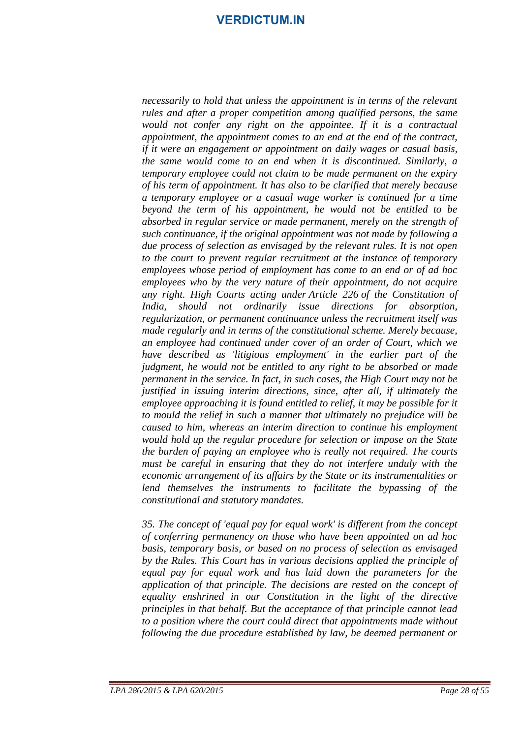*necessarily to hold that unless the appointment is in terms of the relevant rules and after a proper competition among qualified persons, the same would not confer any right on the appointee. If it is a contractual appointment, the appointment comes to an end at the end of the contract, if it were an engagement or appointment on daily wages or casual basis, the same would come to an end when it is discontinued. Similarly, a temporary employee could not claim to be made permanent on the expiry of his term of appointment. It has also to be clarified that merely because a temporary employee or a casual wage worker is continued for a time beyond the term of his appointment, he would not be entitled to be absorbed in regular service or made permanent, merely on the strength of such continuance, if the original appointment was not made by following a due process of selection as envisaged by the relevant rules. It is not open to the court to prevent regular recruitment at the instance of temporary employees whose period of employment has come to an end or of ad hoc employees who by the very nature of their appointment, do not acquire any right. High Courts acting under Article 226 of the Constitution of India, should not ordinarily issue directions for absorption, regularization, or permanent continuance unless the recruitment itself was made regularly and in terms of the constitutional scheme. Merely because, an employee had continued under cover of an order of Court, which we have described as 'litigious employment' in the earlier part of the judgment, he would not be entitled to any right to be absorbed or made permanent in the service. In fact, in such cases, the High Court may not be justified in issuing interim directions, since, after all, if ultimately the employee approaching it is found entitled to relief, it may be possible for it to mould the relief in such a manner that ultimately no prejudice will be caused to him, whereas an interim direction to continue his employment would hold up the regular procedure for selection or impose on the State the burden of paying an employee who is really not required. The courts must be careful in ensuring that they do not interfere unduly with the economic arrangement of its affairs by the State or its instrumentalities or lend themselves the instruments to facilitate the bypassing of the constitutional and statutory mandates.*

*35. The concept of 'equal pay for equal work' is different from the concept of conferring permanency on those who have been appointed on ad hoc basis, temporary basis, or based on no process of selection as envisaged by the Rules. This Court has in various decisions applied the principle of equal pay for equal work and has laid down the parameters for the application of that principle. The decisions are rested on the concept of equality enshrined in our Constitution in the light of the directive principles in that behalf. But the acceptance of that principle cannot lead to a position where the court could direct that appointments made without following the due procedure established by law, be deemed permanent or*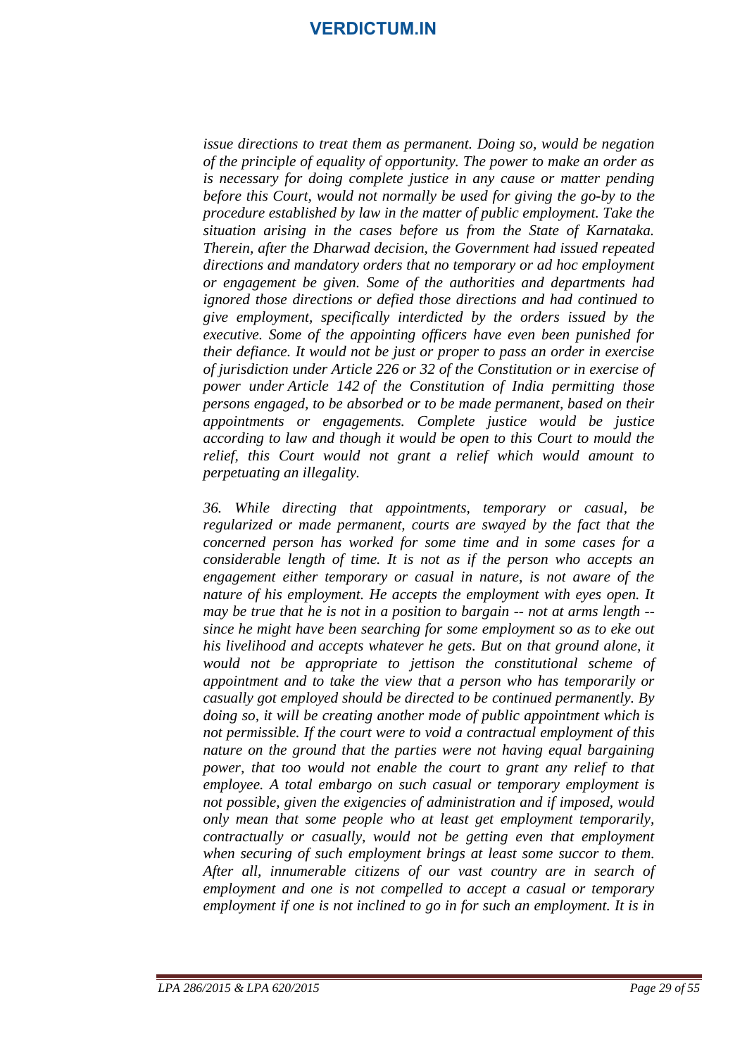*issue directions to treat them as permanent. Doing so, would be negation of the principle of equality of opportunity. The power to make an order as is necessary for doing complete justice in any cause or matter pending before this Court, would not normally be used for giving the go-by to the procedure established by law in the matter of public employment. Take the situation arising in the cases before us from the State of Karnataka. Therein, after the Dharwad decision, the Government had issued repeated directions and mandatory orders that no temporary or ad hoc employment or engagement be given. Some of the authorities and departments had ignored those directions or defied those directions and had continued to give employment, specifically interdicted by the orders issued by the executive. Some of the appointing officers have even been punished for their defiance. It would not be just or proper to pass an order in exercise of jurisdiction under Article 226 or 32 of the Constitution or in exercise of power under Article 142 of the Constitution of India permitting those persons engaged, to be absorbed or to be made permanent, based on their appointments or engagements. Complete justice would be justice according to law and though it would be open to this Court to mould the relief, this Court would not grant a relief which would amount to perpetuating an illegality.*

*36. While directing that appointments, temporary or casual, be regularized or made permanent, courts are swayed by the fact that the concerned person has worked for some time and in some cases for a considerable length of time. It is not as if the person who accepts an engagement either temporary or casual in nature, is not aware of the nature of his employment. He accepts the employment with eyes open. It may be true that he is not in a position to bargain -- not at arms length -- since he might have been searching for some employment so as to eke out his livelihood and accepts whatever he gets. But on that ground alone, it would not be appropriate to jettison the constitutional scheme of appointment and to take the view that a person who has temporarily or casually got employed should be directed to be continued permanently. By doing so, it will be creating another mode of public appointment which is not permissible. If the court were to void a contractual employment of this nature on the ground that the parties were not having equal bargaining power, that too would not enable the court to grant any relief to that employee. A total embargo on such casual or temporary employment is not possible, given the exigencies of administration and if imposed, would only mean that some people who at least get employment temporarily, contractually or casually, would not be getting even that employment when securing of such employment brings at least some succor to them. After all, innumerable citizens of our vast country are in search of employment and one is not compelled to accept a casual or temporary employment if one is not inclined to go in for such an employment. It is in*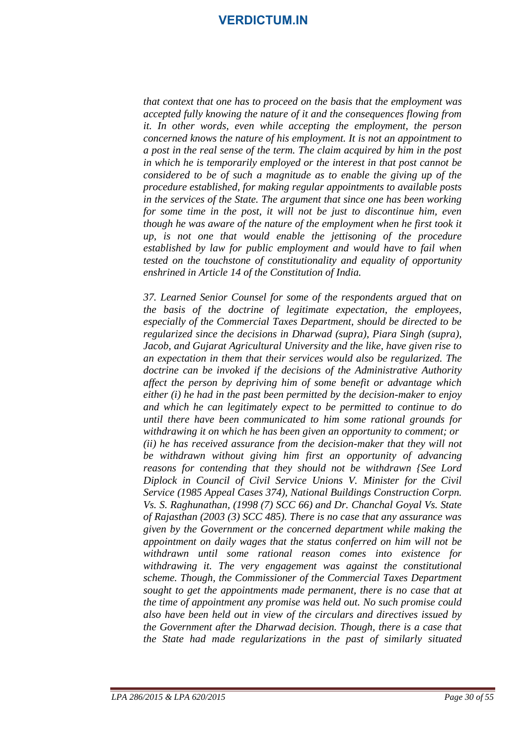*that context that one has to proceed on the basis that the employment was accepted fully knowing the nature of it and the consequences flowing from it. In other words, even while accepting the employment, the person concerned knows the nature of his employment. It is not an appointment to a post in the real sense of the term. The claim acquired by him in the post in which he is temporarily employed or the interest in that post cannot be considered to be of such a magnitude as to enable the giving up of the procedure established, for making regular appointments to available posts in the services of the State. The argument that since one has been working for some time in the post, it will not be just to discontinue him, even though he was aware of the nature of the employment when he first took it up, is not one that would enable the jettisoning of the procedure established by law for public employment and would have to fail when tested on the touchstone of constitutionality and equality of opportunity enshrined in Article 14 of the Constitution of India.*

*37. Learned Senior Counsel for some of the respondents argued that on the basis of the doctrine of legitimate expectation, the employees, especially of the Commercial Taxes Department, should be directed to be regularized since the decisions in Dharwad (supra), Piara Singh (supra), Jacob, and Gujarat Agricultural University and the like, have given rise to an expectation in them that their services would also be regularized. The doctrine can be invoked if the decisions of the Administrative Authority affect the person by depriving him of some benefit or advantage which either (i) he had in the past been permitted by the decision-maker to enjoy and which he can legitimately expect to be permitted to continue to do until there have been communicated to him some rational grounds for withdrawing it on which he has been given an opportunity to comment; or (ii) he has received assurance from the decision-maker that they will not be withdrawn without giving him first an opportunity of advancing reasons for contending that they should not be withdrawn {See Lord Diplock in Council of Civil Service Unions V. Minister for the Civil Service (1985 Appeal Cases 374), National Buildings Construction Corpn. Vs. S. Raghunathan, (1998 (7) SCC 66) and Dr. Chanchal Goyal Vs. State of Rajasthan (2003 (3) SCC 485). There is no case that any assurance was given by the Government or the concerned department while making the appointment on daily wages that the status conferred on him will not be withdrawn until some rational reason comes into existence for withdrawing it. The very engagement was against the constitutional scheme. Though, the Commissioner of the Commercial Taxes Department sought to get the appointments made permanent, there is no case that at the time of appointment any promise was held out. No such promise could also have been held out in view of the circulars and directives issued by the Government after the Dharwad decision. Though, there is a case that the State had made regularizations in the past of similarly situated*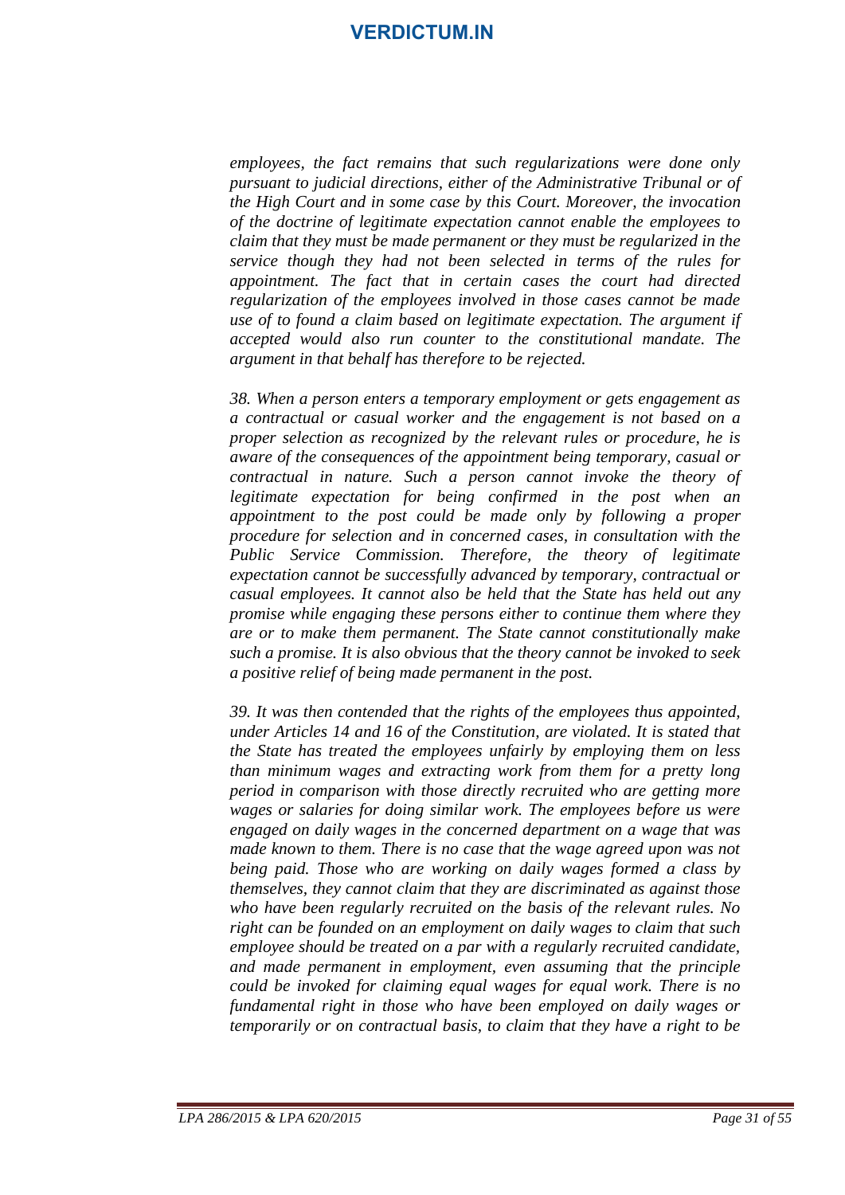*employees, the fact remains that such regularizations were done only pursuant to judicial directions, either of the Administrative Tribunal or of the High Court and in some case by this Court. Moreover, the invocation of the doctrine of legitimate expectation cannot enable the employees to claim that they must be made permanent or they must be regularized in the service though they had not been selected in terms of the rules for appointment. The fact that in certain cases the court had directed regularization of the employees involved in those cases cannot be made use of to found a claim based on legitimate expectation. The argument if accepted would also run counter to the constitutional mandate. The argument in that behalf has therefore to be rejected.*

*38. When a person enters a temporary employment or gets engagement as a contractual or casual worker and the engagement is not based on a proper selection as recognized by the relevant rules or procedure, he is aware of the consequences of the appointment being temporary, casual or contractual in nature. Such a person cannot invoke the theory of legitimate expectation for being confirmed in the post when an appointment to the post could be made only by following a proper procedure for selection and in concerned cases, in consultation with the Public Service Commission. Therefore, the theory of legitimate expectation cannot be successfully advanced by temporary, contractual or casual employees. It cannot also be held that the State has held out any promise while engaging these persons either to continue them where they are or to make them permanent. The State cannot constitutionally make such a promise. It is also obvious that the theory cannot be invoked to seek a positive relief of being made permanent in the post.*

*39. It was then contended that the rights of the employees thus appointed, under Articles 14 and 16 of the Constitution, are violated. It is stated that the State has treated the employees unfairly by employing them on less than minimum wages and extracting work from them for a pretty long period in comparison with those directly recruited who are getting more wages or salaries for doing similar work. The employees before us were engaged on daily wages in the concerned department on a wage that was made known to them. There is no case that the wage agreed upon was not being paid. Those who are working on daily wages formed a class by themselves, they cannot claim that they are discriminated as against those who have been regularly recruited on the basis of the relevant rules. No right can be founded on an employment on daily wages to claim that such employee should be treated on a par with a regularly recruited candidate, and made permanent in employment, even assuming that the principle could be invoked for claiming equal wages for equal work. There is no fundamental right in those who have been employed on daily wages or temporarily or on contractual basis, to claim that they have a right to be*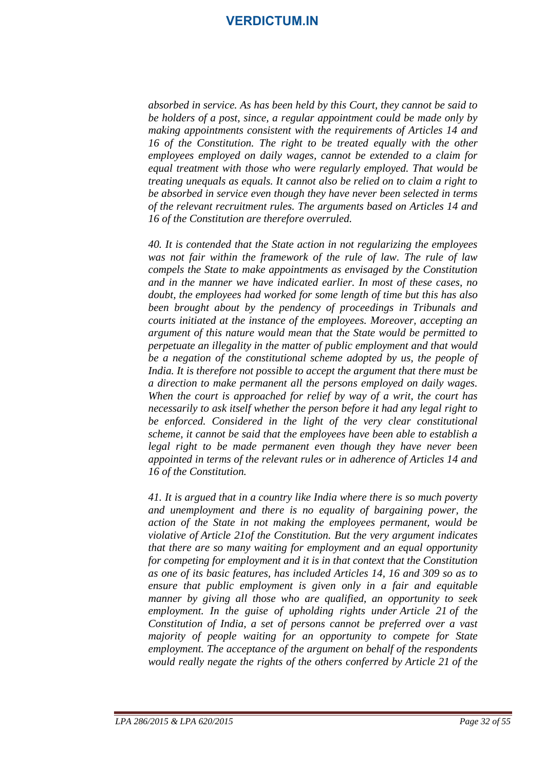*absorbed in service. As has been held by this Court, they cannot be said to be holders of a post, since, a regular appointment could be made only by making appointments consistent with the requirements of Articles 14 and 16 of the Constitution. The right to be treated equally with the other employees employed on daily wages, cannot be extended to a claim for equal treatment with those who were regularly employed. That would be treating unequals as equals. It cannot also be relied on to claim a right to be absorbed in service even though they have never been selected in terms of the relevant recruitment rules. The arguments based on Articles 14 and 16 of the Constitution are therefore overruled.*

*40. It is contended that the State action in not regularizing the employees was not fair within the framework of the rule of law. The rule of law compels the State to make appointments as envisaged by the Constitution and in the manner we have indicated earlier. In most of these cases, no doubt, the employees had worked for some length of time but this has also been brought about by the pendency of proceedings in Tribunals and courts initiated at the instance of the employees. Moreover, accepting an argument of this nature would mean that the State would be permitted to perpetuate an illegality in the matter of public employment and that would be a negation of the constitutional scheme adopted by us, the people of India. It is therefore not possible to accept the argument that there must be a direction to make permanent all the persons employed on daily wages. When the court is approached for relief by way of a writ, the court has necessarily to ask itself whether the person before it had any legal right to be enforced. Considered in the light of the very clear constitutional scheme, it cannot be said that the employees have been able to establish a legal right to be made permanent even though they have never been appointed in terms of the relevant rules or in adherence of Articles 14 and 16 of the Constitution.*

*41. It is argued that in a country like India where there is so much poverty and unemployment and there is no equality of bargaining power, the action of the State in not making the employees permanent, would be violative of Article 21of the Constitution. But the very argument indicates that there are so many waiting for employment and an equal opportunity for competing for employment and it is in that context that the Constitution as one of its basic features, has included Articles 14, 16 and 309 so as to ensure that public employment is given only in a fair and equitable manner by giving all those who are qualified, an opportunity to seek employment. In the guise of upholding rights under Article 21 of the Constitution of India, a set of persons cannot be preferred over a vast majority of people waiting for an opportunity to compete for State employment. The acceptance of the argument on behalf of the respondents would really negate the rights of the others conferred by Article 21 of the*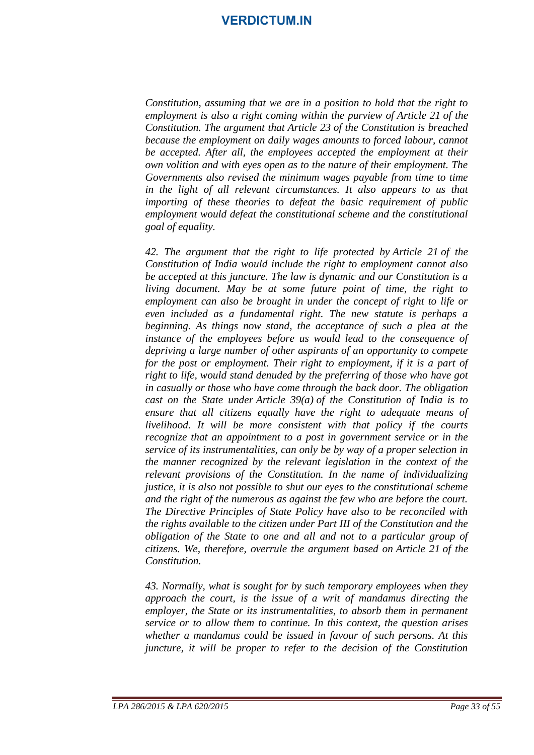*Constitution, assuming that we are in a position to hold that the right to employment is also a right coming within the purview of Article 21 of the Constitution. The argument that Article 23 of the Constitution is breached because the employment on daily wages amounts to forced labour, cannot be accepted. After all, the employees accepted the employment at their own volition and with eyes open as to the nature of their employment. The Governments also revised the minimum wages payable from time to time in the light of all relevant circumstances. It also appears to us that importing of these theories to defeat the basic requirement of public employment would defeat the constitutional scheme and the constitutional goal of equality.*

*42. The argument that the right to life protected by Article 21 of the Constitution of India would include the right to employment cannot also be accepted at this juncture. The law is dynamic and our Constitution is a living document. May be at some future point of time, the right to employment can also be brought in under the concept of right to life or even included as a fundamental right. The new statute is perhaps a beginning. As things now stand, the acceptance of such a plea at the instance of the employees before us would lead to the consequence of depriving a large number of other aspirants of an opportunity to compete for the post or employment. Their right to employment, if it is a part of right to life, would stand denuded by the preferring of those who have got in casually or those who have come through the back door. The obligation cast on the State under Article 39(a) of the Constitution of India is to ensure that all citizens equally have the right to adequate means of livelihood. It will be more consistent with that policy if the courts recognize that an appointment to a post in government service or in the service of its instrumentalities, can only be by way of a proper selection in the manner recognized by the relevant legislation in the context of the relevant provisions of the Constitution. In the name of individualizing justice, it is also not possible to shut our eyes to the constitutional scheme and the right of the numerous as against the few who are before the court. The Directive Principles of State Policy have also to be reconciled with the rights available to the citizen under Part III of the Constitution and the obligation of the State to one and all and not to a particular group of citizens. We, therefore, overrule the argument based on Article 21 of the Constitution.*

*43. Normally, what is sought for by such temporary employees when they approach the court, is the issue of a writ of mandamus directing the employer, the State or its instrumentalities, to absorb them in permanent service or to allow them to continue. In this context, the question arises whether a mandamus could be issued in favour of such persons. At this juncture, it will be proper to refer to the decision of the Constitution*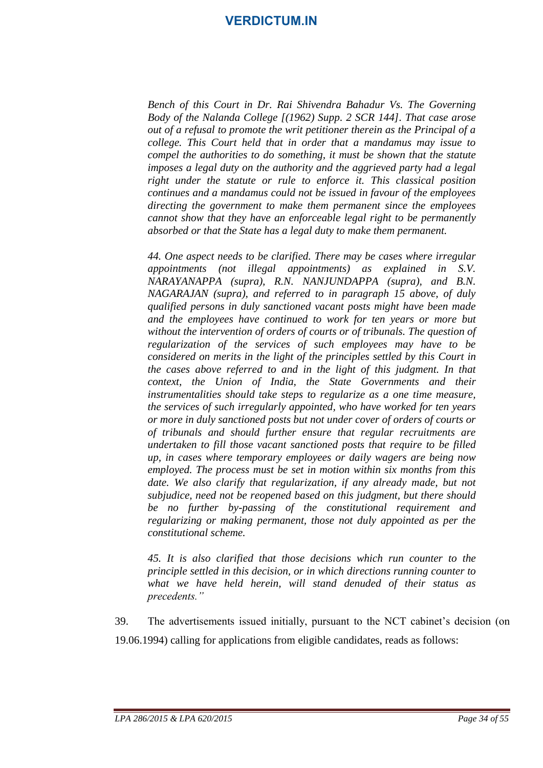*Bench of this Court in Dr. Rai Shivendra Bahadur Vs. The Governing Body of the Nalanda College [(1962) Supp. 2 SCR 144]. That case arose out of a refusal to promote the writ petitioner therein as the Principal of a college. This Court held that in order that a mandamus may issue to compel the authorities to do something, it must be shown that the statute imposes a legal duty on the authority and the aggrieved party had a legal right under the statute or rule to enforce it. This classical position continues and a mandamus could not be issued in favour of the employees directing the government to make them permanent since the employees cannot show that they have an enforceable legal right to be permanently absorbed or that the State has a legal duty to make them permanent.*

*44. One aspect needs to be clarified. There may be cases where irregular appointments (not illegal appointments) as explained in S.V. NARAYANAPPA (supra), R.N. NANJUNDAPPA (supra), and B.N. NAGARAJAN (supra), and referred to in paragraph 15 above, of duly qualified persons in duly sanctioned vacant posts might have been made and the employees have continued to work for ten years or more but without the intervention of orders of courts or of tribunals. The question of regularization of the services of such employees may have to be considered on merits in the light of the principles settled by this Court in the cases above referred to and in the light of this judgment. In that context, the Union of India, the State Governments and their instrumentalities should take steps to regularize as a one time measure, the services of such irregularly appointed, who have worked for ten years or more in duly sanctioned posts but not under cover of orders of courts or of tribunals and should further ensure that regular recruitments are undertaken to fill those vacant sanctioned posts that require to be filled up, in cases where temporary employees or daily wagers are being now employed. The process must be set in motion within six months from this date. We also clarify that regularization, if any already made, but not subjudice, need not be reopened based on this judgment, but there should be no further by-passing of the constitutional requirement and regularizing or making permanent, those not duly appointed as per the constitutional scheme.*

*45. It is also clarified that those decisions which run counter to the principle settled in this decision, or in which directions running counter to what we have held herein, will stand denuded of their status as precedents."*

39. The advertisements issued initially, pursuant to the NCT cabinet's decision (on 19.06.1994) calling for applications from eligible candidates, reads as follows: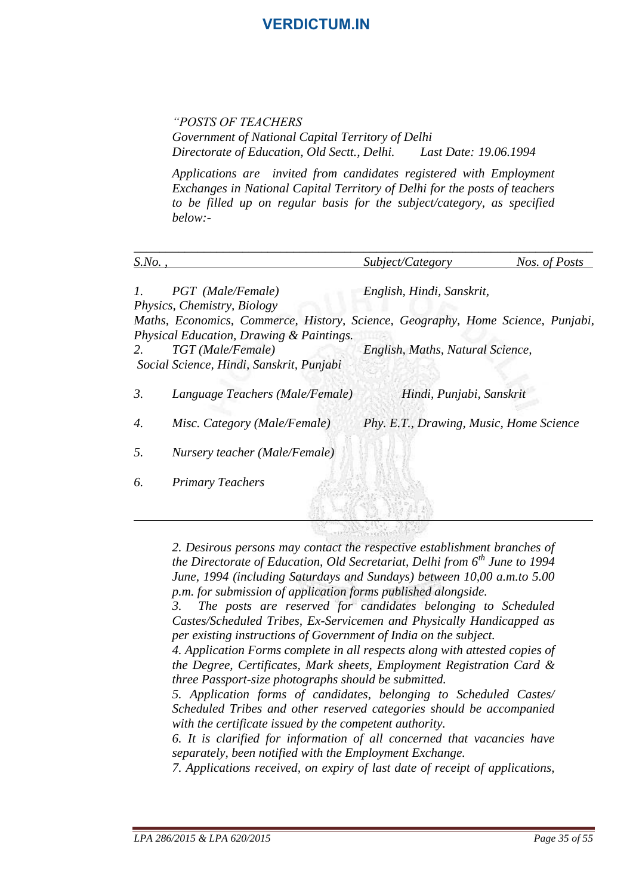*"POSTS OF TEACHERS*
*Government of National Capital Territory of Delhi*
*Directorate of Education, Old Sectt., Delhi. Last Date: 19.06.1994*

*Applications are invited from candidates registered with Employment Exchanges in National Capital Territory of Delhi for the posts of teachers to be filled up on regular basis for the subject/category, as specified below:-*

| *S.No. ,* | | *Subject/Category* | *Nos. of Posts* |
|---|---|---|---|
| *1.* | *PGT (Male/Female)* | *English, Hindi, Sanskrit, Physics, Chemistry, Biology Maths, Economics, Commerce, History, Science, Geography, Home Science, Punjabi, Physical Education, Drawing & Paintings.* | |
| *2.* | *TGT (Male/Female)* | *English, Maths, Natural Science, Social Science, Hindi, Sanskrit, Punjabi* | |
| *3.* | *Language Teachers (Male/Female)* | *Hindi, Punjabi, Sanskrit* | |
| *4.* | *Misc. Category (Male/Female)* | *Phy. E.T., Drawing, Music, Home Science* | |
| *5.* | *Nursery teacher (Male/Female)* | | |
| *6.* | *Primary Teachers* | | |

*2. Desirous persons may contact the respective establishment branches of the Directorate of Education, Old Secretariat, Delhi from 6th June to 1994 June, 1994 (including Saturdays and Sundays) between 10,00 a.m.to 5.00 p.m. for submission of application forms published alongside.*
*3. The posts are reserved for candidates belonging to Scheduled Castes/Scheduled Tribes, Ex-Servicemen and Physically Handicapped as per existing instructions of Government of India on the subject.*
*4. Application Forms complete in all respects along with attested copies of the Degree, Certificates, Mark sheets, Employment Registration Card & three Passport-size photographs should be submitted.*
*5. Application forms of candidates, belonging to Scheduled Castes/ Scheduled Tribes and other reserved categories should be accompanied with the certificate issued by the competent authority.*
*6. It is clarified for information of all concerned that vacancies have separately, been notified with the Employment Exchange.*
*7. Applications received, on expiry of last date of receipt of applications,*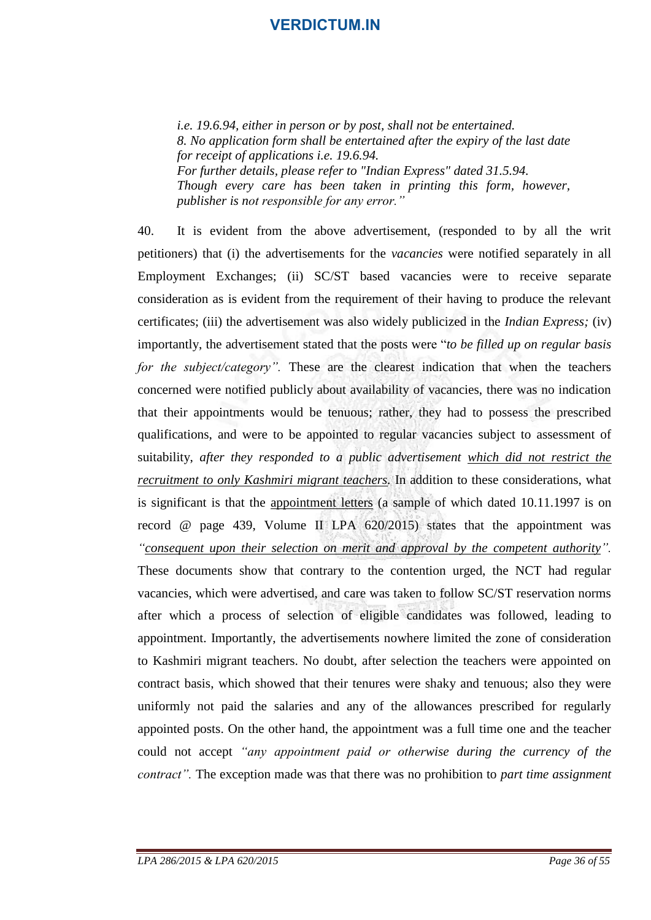> *i.e. 19.6.94, either in person or by post, shall not be entertained.*
> *8. No application form shall be entertained after the expiry of the last date for receipt of applications i.e. 19.6.94.*
> *For further details, please refer to "Indian Express" dated 31.5.94.*
> *Though every care has been taken in printing this form, however, publisher is not responsible for any error."*

40. It is evident from the above advertisement, (responded to by all the writ petitioners) that (i) the advertisements for the *vacancies* were notified separately in all Employment Exchanges; (ii) SC/ST based vacancies were to receive separate consideration as is evident from the requirement of their having to produce the relevant certificates; (iii) the advertisement was also widely publicized in the *Indian Express;* (iv) importantly, the advertisement stated that the posts were "*to be filled up on regular basis for the subject/category".* These are the clearest indication that when the teachers concerned were notified publicly about availability of vacancies, there was no indication that their appointments would be tenuous; rather, they had to possess the prescribed qualifications, and were to be appointed to regular vacancies subject to assessment of suitability, *after they responded to a public advertisement* *which did not restrict the recruitment to only Kashmiri migrant teachers*. In addition to these considerations, what is significant is that the appointment letters (a sample of which dated 10.11.1997 is on record @ page 439, Volume II LPA 620/2015) states that the appointment was *"consequent upon their selection on merit and approval by the competent authority".* These documents show that contrary to the contention urged, the NCT had regular vacancies, which were advertised, and care was taken to follow SC/ST reservation norms after which a process of selection of eligible candidates was followed, leading to appointment. Importantly, the advertisements nowhere limited the zone of consideration to Kashmiri migrant teachers. No doubt, after selection the teachers were appointed on contract basis, which showed that their tenures were shaky and tenuous; also they were uniformly not paid the salaries and any of the allowances prescribed for regularly appointed posts. On the other hand, the appointment was a full time one and the teacher could not accept *"any appointment paid or otherwise during the currency of the contract".* The exception made was that there was no prohibition to *part time assignment*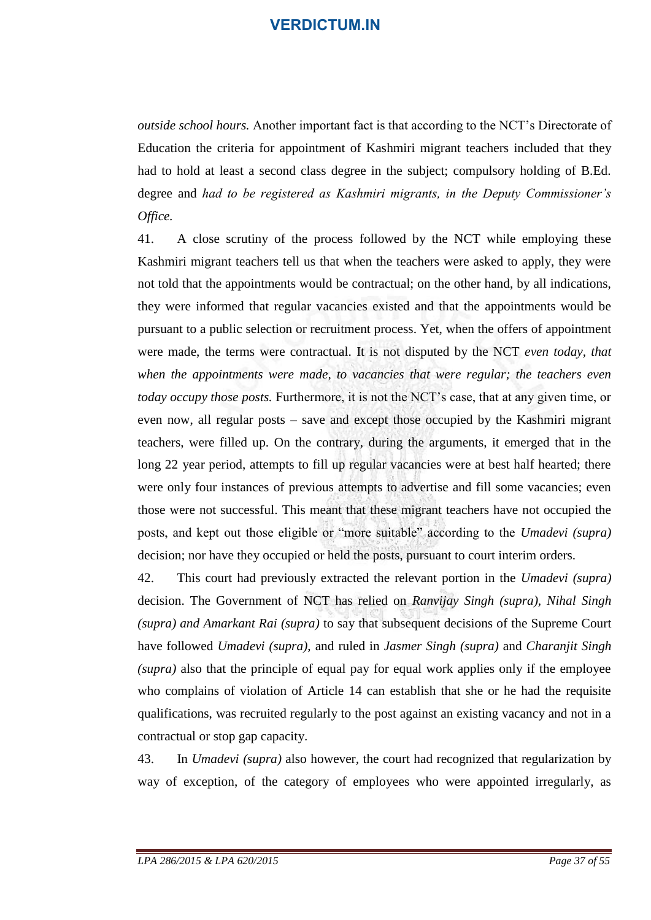*outside school hours.* Another important fact is that according to the NCT's Directorate of Education the criteria for appointment of Kashmiri migrant teachers included that they had to hold at least a second class degree in the subject; compulsory holding of B.Ed. degree and *had to be registered as Kashmiri migrants, in the Deputy Commissioner's Office.*

41. A close scrutiny of the process followed by the NCT while employing these Kashmiri migrant teachers tell us that when the teachers were asked to apply, they were not told that the appointments would be contractual; on the other hand, by all indications, they were informed that regular vacancies existed and that the appointments would be pursuant to a public selection or recruitment process. Yet, when the offers of appointment were made, the terms were contractual. It is not disputed by the NCT *even today, that when the appointments were made, to vacancies that were regular; the teachers even today occupy those posts.* Furthermore, it is not the NCT's case, that at any given time, or even now, all regular posts – save and except those occupied by the Kashmiri migrant teachers, were filled up. On the contrary, during the arguments, it emerged that in the long 22 year period, attempts to fill up regular vacancies were at best half hearted; there were only four instances of previous attempts to advertise and fill some vacancies; even those were not successful. This meant that these migrant teachers have not occupied the posts, and kept out those eligible or "more suitable" according to the *Umadevi (supra)* decision; nor have they occupied or held the posts, pursuant to court interim orders.

42. This court had previously extracted the relevant portion in the *Umadevi (supra)* decision. The Government of NCT has relied on *Ranvijay Singh (supra), Nihal Singh (supra) and Amarkant Rai (supra)* to say that subsequent decisions of the Supreme Court have followed *Umadevi (supra),* and ruled in *Jasmer Singh (supra)* and *Charanjit Singh (supra)* also that the principle of equal pay for equal work applies only if the employee who complains of violation of Article 14 can establish that she or he had the requisite qualifications, was recruited regularly to the post against an existing vacancy and not in a contractual or stop gap capacity.

43. In *Umadevi (supra)* also however, the court had recognized that regularization by way of exception, of the category of employees who were appointed irregularly, as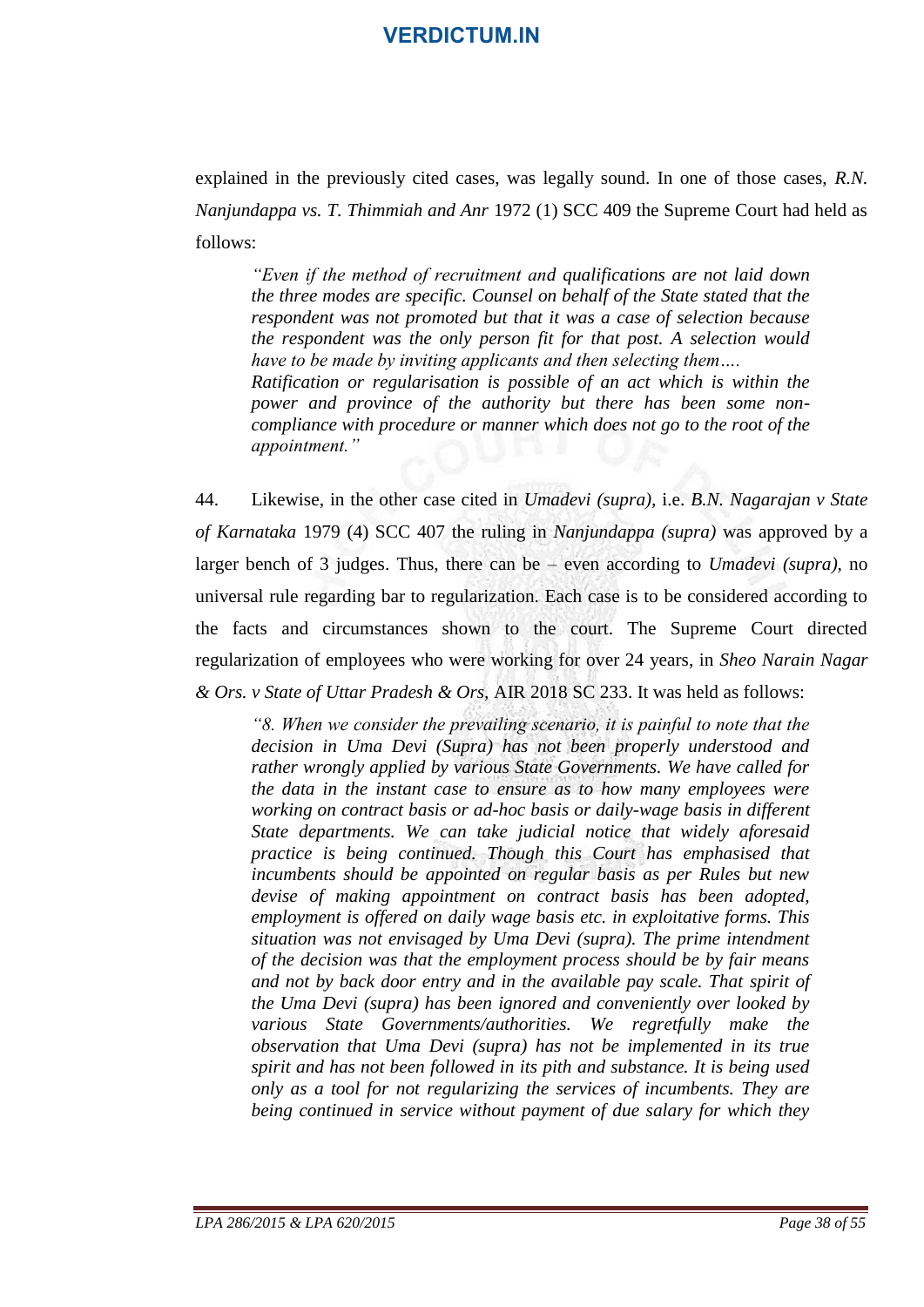explained in the previously cited cases, was legally sound. In one of those cases, *R.N. Nanjundappa vs. T. Thimmiah and Anr* 1972 (1) SCC 409 the Supreme Court had held as follows:

> *"Even if the method of recruitment and qualifications are not laid down the three modes are specific. Counsel on behalf of the State stated that the respondent was not promoted but that it was a case of selection because the respondent was the only person fit for that post. A selection would have to be made by inviting applicants and then selecting them….*
> *Ratification or regularisation is possible of an act which is within the power and province of the authority but there has been some non-compliance with procedure or manner which does not go to the root of the appointment."*

44. Likewise, in the other case cited in *Umadevi (supra),* i.e. *B.N. Nagarajan v State of Karnataka* 1979 (4) SCC 407 the ruling in *Nanjundappa (supra)* was approved by a larger bench of 3 judges. Thus, there can be – even according to *Umadevi (supra),* no universal rule regarding bar to regularization. Each case is to be considered according to the facts and circumstances shown to the court. The Supreme Court directed regularization of employees who were working for over 24 years, in *Sheo Narain Nagar & Ors. v State of Uttar Pradesh & Ors,* AIR 2018 SC 233. It was held as follows:

> *"8. When we consider the prevailing scenario, it is painful to note that the decision in Uma Devi (Supra) has not been properly understood and rather wrongly applied by various State Governments. We have called for the data in the instant case to ensure as to how many employees were working on contract basis or ad-hoc basis or daily-wage basis in different State departments. We can take judicial notice that widely aforesaid practice is being continued. Though this Court has emphasised that incumbents should be appointed on regular basis as per Rules but new devise of making appointment on contract basis has been adopted, employment is offered on daily wage basis etc. in exploitative forms. This situation was not envisaged by Uma Devi (supra). The prime intendment of the decision was that the employment process should be by fair means and not by back door entry and in the available pay scale. That spirit of the Uma Devi (supra) has been ignored and conveniently over looked by various State Governments/authorities. We regretfully make the observation that Uma Devi (supra) has not be implemented in its true spirit and has not been followed in its pith and substance. It is being used only as a tool for not regularizing the services of incumbents. They are being continued in service without payment of due salary for which they*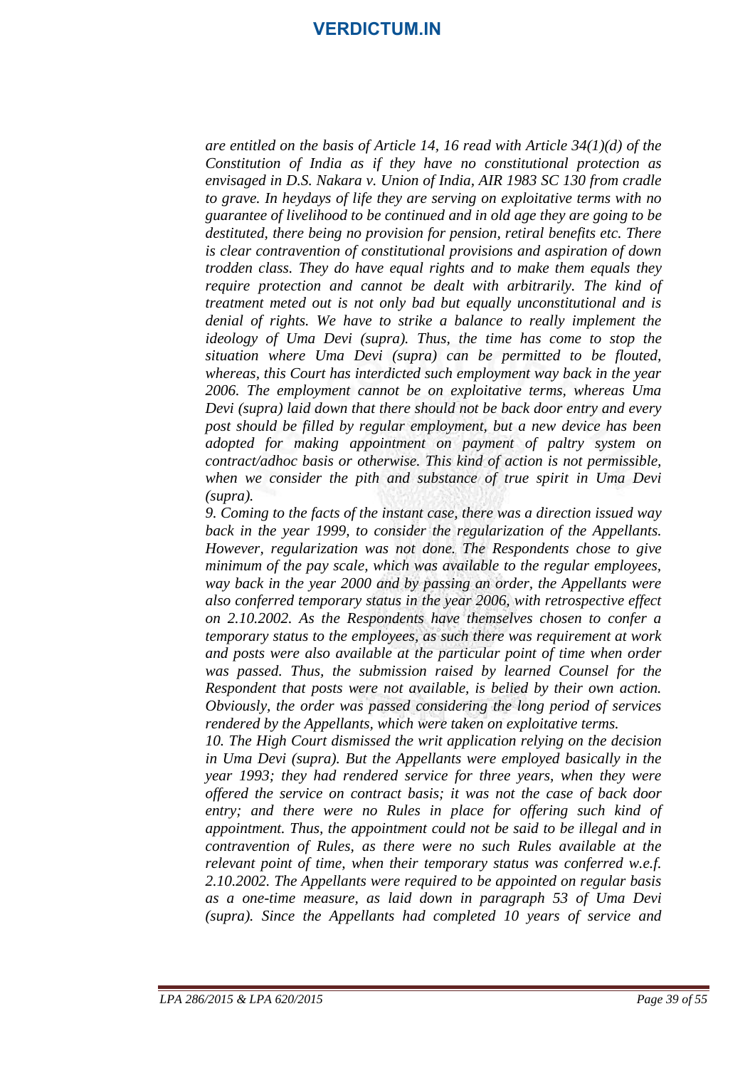*are entitled on the basis of Article 14, 16 read with Article 34(1)(d) of the Constitution of India as if they have no constitutional protection as envisaged in D.S. Nakara v. Union of India, AIR 1983 SC 130 from cradle to grave. In heydays of life they are serving on exploitative terms with no guarantee of livelihood to be continued and in old age they are going to be destituted, there being no provision for pension, retiral benefits etc. There is clear contravention of constitutional provisions and aspiration of down trodden class. They do have equal rights and to make them equals they require protection and cannot be dealt with arbitrarily. The kind of treatment meted out is not only bad but equally unconstitutional and is denial of rights. We have to strike a balance to really implement the ideology of Uma Devi (supra). Thus, the time has come to stop the situation where Uma Devi (supra) can be permitted to be flouted, whereas, this Court has interdicted such employment way back in the year 2006. The employment cannot be on exploitative terms, whereas Uma Devi (supra) laid down that there should not be back door entry and every post should be filled by regular employment, but a new device has been adopted for making appointment on payment of paltry system on contract/adhoc basis or otherwise. This kind of action is not permissible, when we consider the pith and substance of true spirit in Uma Devi (supra).*

*9. Coming to the facts of the instant case, there was a direction issued way back in the year 1999, to consider the regularization of the Appellants. However, regularization was not done. The Respondents chose to give minimum of the pay scale, which was available to the regular employees, way back in the year 2000 and by passing an order, the Appellants were also conferred temporary status in the year 2006, with retrospective effect on 2.10.2002. As the Respondents have themselves chosen to confer a temporary status to the employees, as such there was requirement at work and posts were also available at the particular point of time when order was passed. Thus, the submission raised by learned Counsel for the Respondent that posts were not available, is belied by their own action. Obviously, the order was passed considering the long period of services rendered by the Appellants, which were taken on exploitative terms.*

*10. The High Court dismissed the writ application relying on the decision in Uma Devi (supra). But the Appellants were employed basically in the year 1993; they had rendered service for three years, when they were offered the service on contract basis; it was not the case of back door entry; and there were no Rules in place for offering such kind of appointment. Thus, the appointment could not be said to be illegal and in contravention of Rules, as there were no such Rules available at the relevant point of time, when their temporary status was conferred w.e.f. 2.10.2002. The Appellants were required to be appointed on regular basis as a one-time measure, as laid down in paragraph 53 of Uma Devi (supra). Since the Appellants had completed 10 years of service and*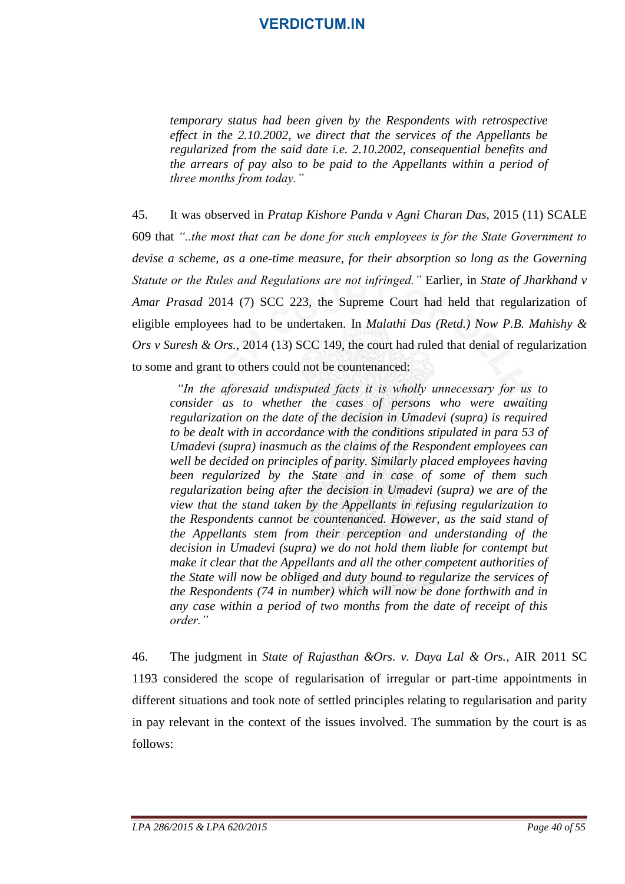> *temporary status had been given by the Respondents with retrospective effect in the 2.10.2002, we direct that the services of the Appellants be regularized from the said date i.e. 2.10.2002, consequential benefits and the arrears of pay also to be paid to the Appellants within a period of three months from today."*

45. It was observed in *Pratap Kishore Panda v Agni Charan Das*, 2015 (11) SCALE 609 that *"..the most that can be done for such employees is for the State Government to devise a scheme, as a one-time measure, for their absorption so long as the Governing Statute or the Rules and Regulations are not infringed."* Earlier, in *State of Jharkhand v Amar Prasad* 2014 (7) SCC 223, the Supreme Court had held that regularization of eligible employees had to be undertaken. In *Malathi Das (Retd.) Now P.B. Mahishy & Ors v Suresh & Ors.*, 2014 (13) SCC 149, the court had ruled that denial of regularization to some and grant to others could not be countenanced:

> *"In the aforesaid undisputed facts it is wholly unnecessary for us to consider as to whether the cases of persons who were awaiting regularization on the date of the decision in Umadevi (supra) is required to be dealt with in accordance with the conditions stipulated in para 53 of Umadevi (supra) inasmuch as the claims of the Respondent employees can well be decided on principles of parity. Similarly placed employees having been regularized by the State and in case of some of them such regularization being after the decision in Umadevi (supra) we are of the view that the stand taken by the Appellants in refusing regularization to the Respondents cannot be countenanced. However, as the said stand of the Appellants stem from their perception and understanding of the decision in Umadevi (supra) we do not hold them liable for contempt but make it clear that the Appellants and all the other competent authorities of the State will now be obliged and duty bound to regularize the services of the Respondents (74 in number) which will now be done forthwith and in any case within a period of two months from the date of receipt of this order."*

46. The judgment in *State of Rajasthan &Ors. v. Daya Lal & Ors.*, AIR 2011 SC 1193 considered the scope of regularisation of irregular or part-time appointments in different situations and took note of settled principles relating to regularisation and parity in pay relevant in the context of the issues involved. The summation by the court is as follows: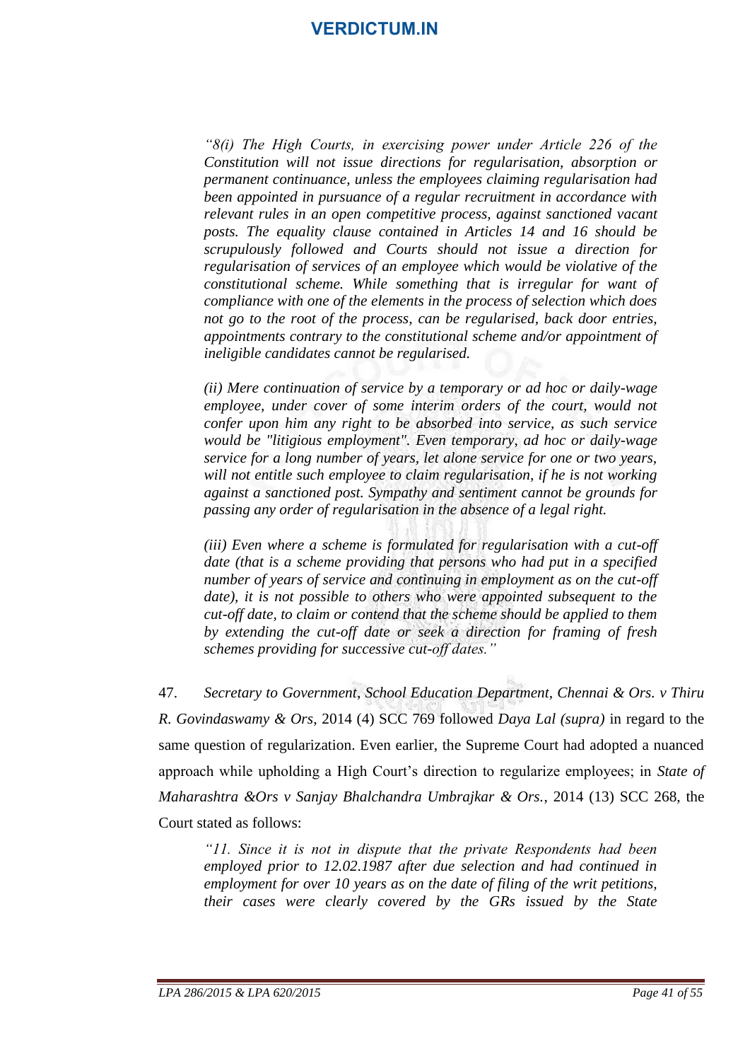> *"8(i) The High Courts, in exercising power under Article 226 of the Constitution will not issue directions for regularisation, absorption or permanent continuance, unless the employees claiming regularisation had been appointed in pursuance of a regular recruitment in accordance with relevant rules in an open competitive process, against sanctioned vacant posts. The equality clause contained in Articles 14 and 16 should be scrupulously followed and Courts should not issue a direction for regularisation of services of an employee which would be violative of the constitutional scheme. While something that is irregular for want of compliance with one of the elements in the process of selection which does not go to the root of the process, can be regularised, back door entries, appointments contrary to the constitutional scheme and/or appointment of ineligible candidates cannot be regularised.*
>
> *(ii) Mere continuation of service by a temporary or ad hoc or daily-wage employee, under cover of some interim orders of the court, would not confer upon him any right to be absorbed into service, as such service would be "litigious employment". Even temporary, ad hoc or daily-wage service for a long number of years, let alone service for one or two years, will not entitle such employee to claim regularisation, if he is not working against a sanctioned post. Sympathy and sentiment cannot be grounds for passing any order of regularisation in the absence of a legal right.*
>
> *(iii) Even where a scheme is formulated for regularisation with a cut-off date (that is a scheme providing that persons who had put in a specified number of years of service and continuing in employment as on the cut-off date), it is not possible to others who were appointed subsequent to the cut-off date, to claim or contend that the scheme should be applied to them by extending the cut-off date or seek a direction for framing of fresh schemes providing for successive cut-off dates."*

47. *Secretary to Government, School Education Department, Chennai & Ors. v Thiru R. Govindaswamy & Ors*, 2014 (4) SCC 769 followed *Daya Lal (supra)* in regard to the same question of regularization. Even earlier, the Supreme Court had adopted a nuanced approach while upholding a High Court's direction to regularize employees; in *State of Maharashtra &Ors v Sanjay Bhalchandra Umbrajkar & Ors.*, 2014 (13) SCC 268, the Court stated as follows:

> *"11. Since it is not in dispute that the private Respondents had been employed prior to 12.02.1987 after due selection and had continued in employment for over 10 years as on the date of filing of the writ petitions, their cases were clearly covered by the GRs issued by the State*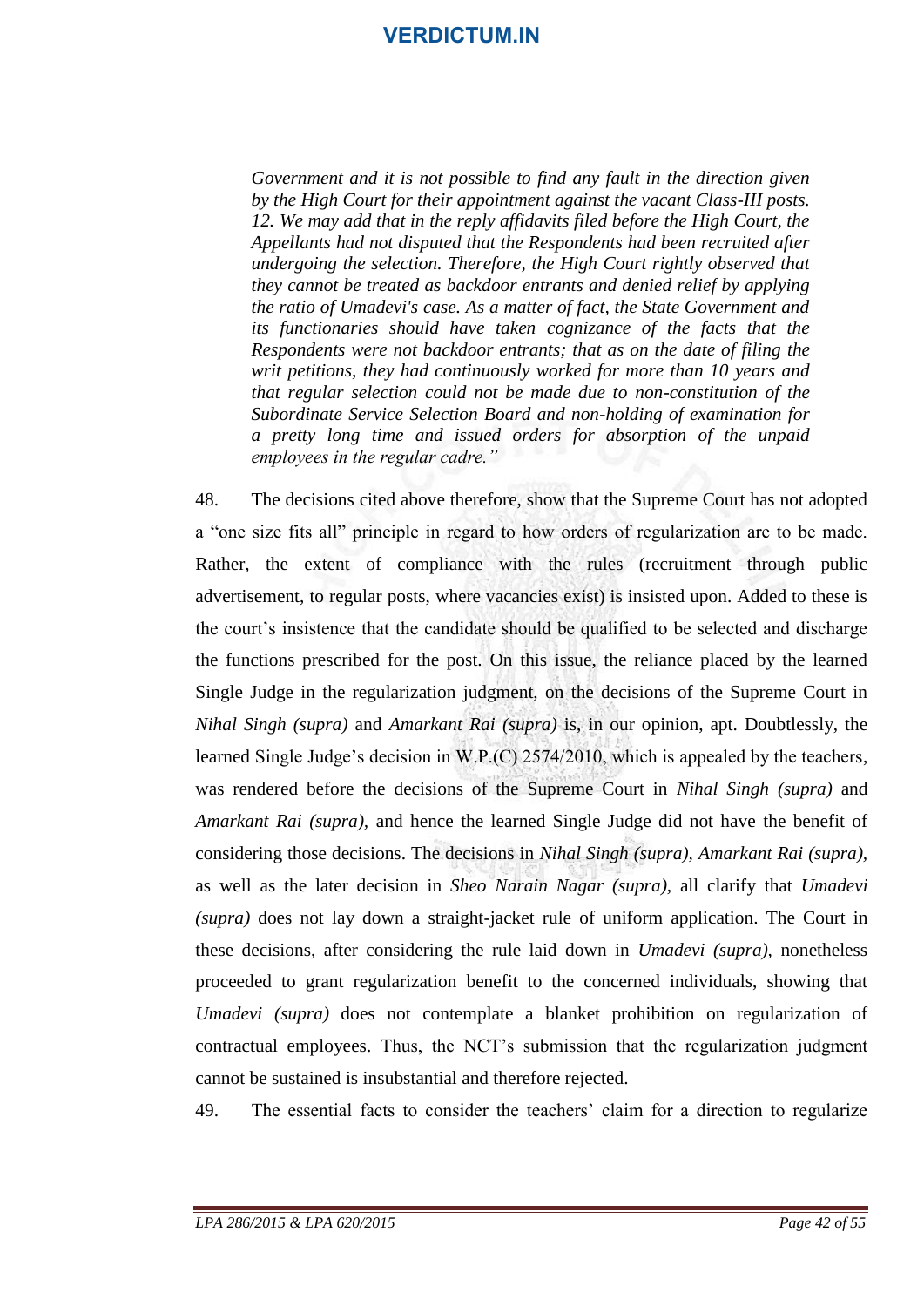> *Government and it is not possible to find any fault in the direction given by the High Court for their appointment against the vacant Class-III posts. 12. We may add that in the reply affidavits filed before the High Court, the Appellants had not disputed that the Respondents had been recruited after undergoing the selection. Therefore, the High Court rightly observed that they cannot be treated as backdoor entrants and denied relief by applying the ratio of Umadevi's case. As a matter of fact, the State Government and its functionaries should have taken cognizance of the facts that the Respondents were not backdoor entrants; that as on the date of filing the writ petitions, they had continuously worked for more than 10 years and that regular selection could not be made due to non-constitution of the Subordinate Service Selection Board and non-holding of examination for a pretty long time and issued orders for absorption of the unpaid employees in the regular cadre."*

48. The decisions cited above therefore, show that the Supreme Court has not adopted a "one size fits all" principle in regard to how orders of regularization are to be made. Rather, the extent of compliance with the rules (recruitment through public advertisement, to regular posts, where vacancies exist) is insisted upon. Added to these is the court's insistence that the candidate should be qualified to be selected and discharge the functions prescribed for the post. On this issue, the reliance placed by the learned Single Judge in the regularization judgment, on the decisions of the Supreme Court in *Nihal Singh (supra)* and *Amarkant Rai (supra)* is, in our opinion, apt. Doubtlessly, the learned Single Judge's decision in W.P.(C) 2574/2010, which is appealed by the teachers, was rendered before the decisions of the Supreme Court in *Nihal Singh (supra)* and *Amarkant Rai (supra),* and hence the learned Single Judge did not have the benefit of considering those decisions. The decisions in *Nihal Singh (supra), Amarkant Rai (supra),* as well as the later decision in *Sheo Narain Nagar (supra),* all clarify that *Umadevi (supra)* does not lay down a straight-jacket rule of uniform application. The Court in these decisions, after considering the rule laid down in *Umadevi (supra),* nonetheless proceeded to grant regularization benefit to the concerned individuals, showing that *Umadevi (supra)* does not contemplate a blanket prohibition on regularization of contractual employees. Thus, the NCT's submission that the regularization judgment cannot be sustained is insubstantial and therefore rejected.

49. The essential facts to consider the teachers' claim for a direction to regularize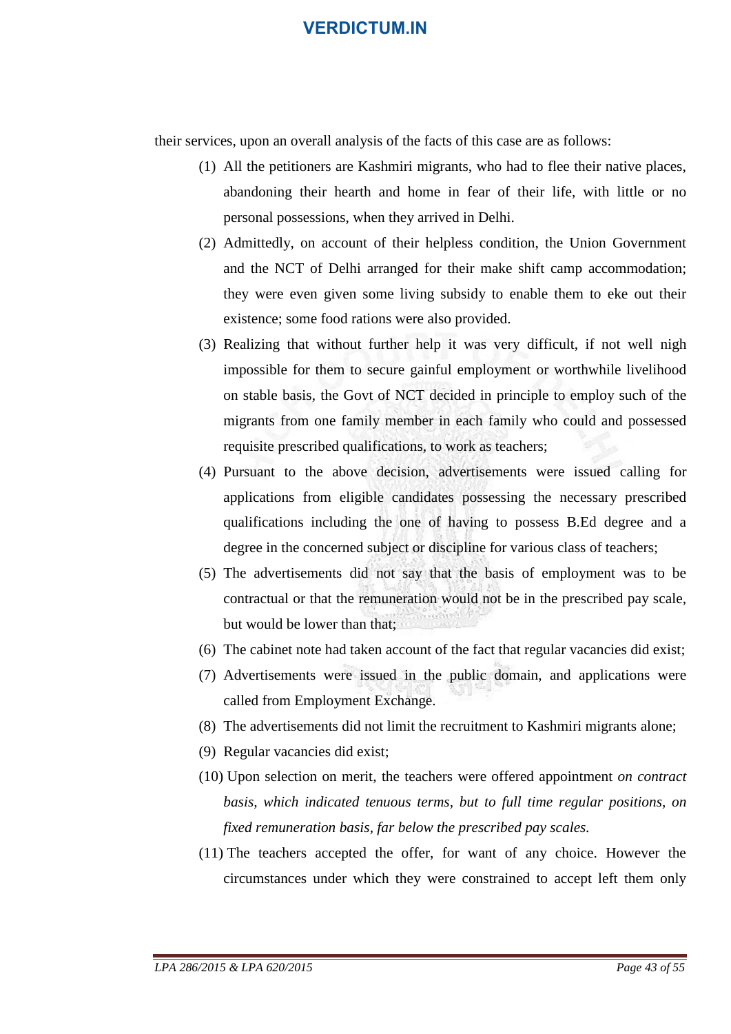their services, upon an overall analysis of the facts of this case are as follows:

(1) All the petitioners are Kashmiri migrants, who had to flee their native places, abandoning their hearth and home in fear of their life, with little or no personal possessions, when they arrived in Delhi.

(2) Admittedly, on account of their helpless condition, the Union Government and the NCT of Delhi arranged for their make shift camp accommodation; they were even given some living subsidy to enable them to eke out their existence; some food rations were also provided.

(3) Realizing that without further help it was very difficult, if not well nigh impossible for them to secure gainful employment or worthwhile livelihood on stable basis, the Govt of NCT decided in principle to employ such of the migrants from one family member in each family who could and possessed requisite prescribed qualifications, to work as teachers;

(4) Pursuant to the above decision, advertisements were issued calling for applications from eligible candidates possessing the necessary prescribed qualifications including the one of having to possess B.Ed degree and a degree in the concerned subject or discipline for various class of teachers;

(5) The advertisements did not say that the basis of employment was to be contractual or that the remuneration would not be in the prescribed pay scale, but would be lower than that;

(6) The cabinet note had taken account of the fact that regular vacancies did exist;

(7) Advertisements were issued in the public domain, and applications were called from Employment Exchange.

(8) The advertisements did not limit the recruitment to Kashmiri migrants alone;

(9) Regular vacancies did exist;

(10) Upon selection on merit, the teachers were offered appointment *on contract basis, which indicated tenuous terms, but to full time regular positions, on fixed remuneration basis, far below the prescribed pay scales.*

(11) The teachers accepted the offer, for want of any choice. However the circumstances under which they were constrained to accept left them only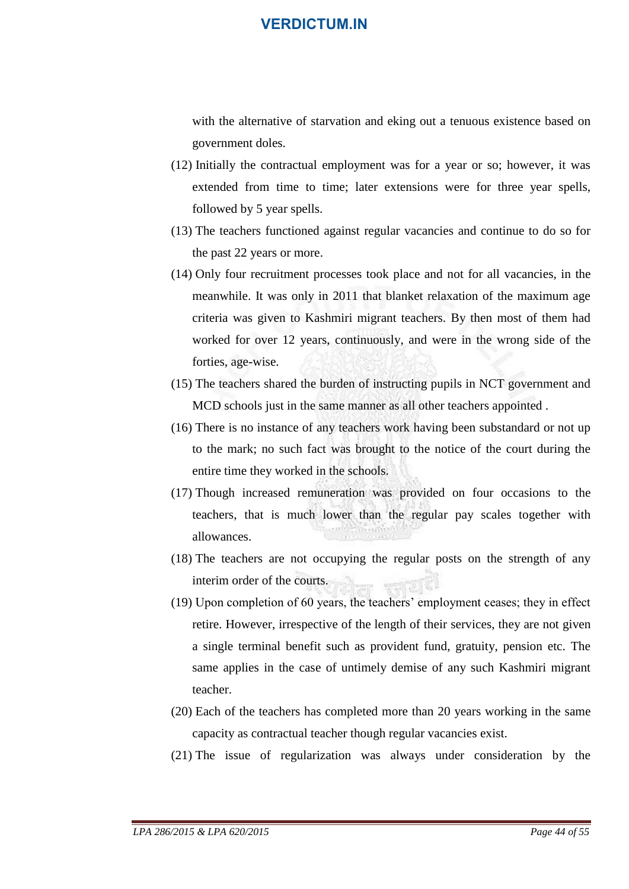with the alternative of starvation and eking out a tenuous existence based on government doles.

(12) Initially the contractual employment was for a year or so; however, it was extended from time to time; later extensions were for three year spells, followed by 5 year spells.

(13) The teachers functioned against regular vacancies and continue to do so for the past 22 years or more.

(14) Only four recruitment processes took place and not for all vacancies, in the meanwhile. It was only in 2011 that blanket relaxation of the maximum age criteria was given to Kashmiri migrant teachers. By then most of them had worked for over 12 years, continuously, and were in the wrong side of the forties, age-wise.

(15) The teachers shared the burden of instructing pupils in NCT government and MCD schools just in the same manner as all other teachers appointed .

(16) There is no instance of any teachers work having been substandard or not up to the mark; no such fact was brought to the notice of the court during the entire time they worked in the schools.

(17) Though increased remuneration was provided on four occasions to the teachers, that is much lower than the regular pay scales together with allowances.

(18) The teachers are not occupying the regular posts on the strength of any interim order of the courts.

(19) Upon completion of 60 years, the teachers' employment ceases; they in effect retire. However, irrespective of the length of their services, they are not given a single terminal benefit such as provident fund, gratuity, pension etc. The same applies in the case of untimely demise of any such Kashmiri migrant teacher.

(20) Each of the teachers has completed more than 20 years working in the same capacity as contractual teacher though regular vacancies exist.

(21) The issue of regularization was always under consideration by the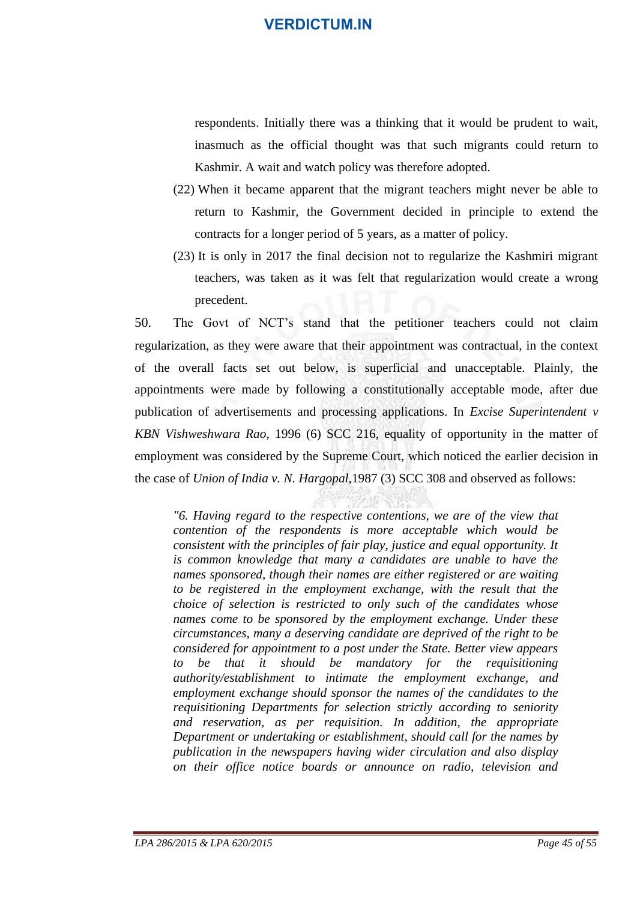respondents. Initially there was a thinking that it would be prudent to wait, inasmuch as the official thought was that such migrants could return to Kashmir. A wait and watch policy was therefore adopted.

(22) When it became apparent that the migrant teachers might never be able to return to Kashmir, the Government decided in principle to extend the contracts for a longer period of 5 years, as a matter of policy.

(23) It is only in 2017 the final decision not to regularize the Kashmiri migrant teachers, was taken as it was felt that regularization would create a wrong precedent.

50. The Govt of NCT's stand that the petitioner teachers could not claim regularization, as they were aware that their appointment was contractual, in the context of the overall facts set out below, is superficial and unacceptable. Plainly, the appointments were made by following a constitutionally acceptable mode, after due publication of advertisements and processing applications. In *Excise Superintendent v KBN Vishweshwara Rao*, 1996 (6) SCC 216, equality of opportunity in the matter of employment was considered by the Supreme Court, which noticed the earlier decision in the case of *Union of India v. N. Hargopal*, 1987 (3) SCC 308 and observed as follows:

> *"6. Having regard to the respective contentions, we are of the view that contention of the respondents is more acceptable which would be consistent with the principles of fair play, justice and equal opportunity. It is common knowledge that many a candidates are unable to have the names sponsored, though their names are either registered or are waiting to be registered in the employment exchange, with the result that the choice of selection is restricted to only such of the candidates whose names come to be sponsored by the employment exchange. Under these circumstances, many a deserving candidate are deprived of the right to be considered for appointment to a post under the State. Better view appears to be that it should be mandatory for the requisitioning authority/establishment to intimate the employment exchange, and employment exchange should sponsor the names of the candidates to the requisitioning Departments for selection strictly according to seniority and reservation, as per requisition. In addition, the appropriate Department or undertaking or establishment, should call for the names by publication in the newspapers having wider circulation and also display on their office notice boards or announce on radio, television and*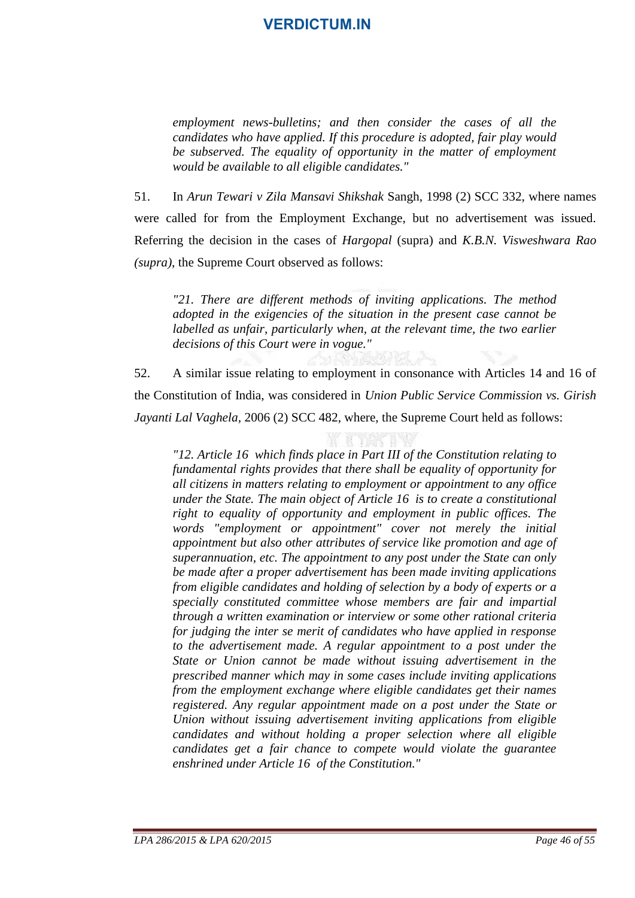> *employment news-bulletins; and then consider the cases of all the candidates who have applied. If this procedure is adopted, fair play would be subserved. The equality of opportunity in the matter of employment would be available to all eligible candidates."*

51. In *Arun Tewari v Zila Mansavi Shikshak* Sangh, 1998 (2) SCC 332, where names were called for from the Employment Exchange, but no advertisement was issued. Referring the decision in the cases of *Hargopal* (supra) and *K.B.N. Visweshwara Rao (supra)*, the Supreme Court observed as follows:

> *"21. There are different methods of inviting applications. The method adopted in the exigencies of the situation in the present case cannot be labelled as unfair, particularly when, at the relevant time, the two earlier decisions of this Court were in vogue."*

52. A similar issue relating to employment in consonance with Articles 14 and 16 of the Constitution of India, was considered in *Union Public Service Commission vs. Girish Jayanti Lal Vaghela*, 2006 (2) SCC 482, where, the Supreme Court held as follows:

> *"12. Article 16 which finds place in Part III of the Constitution relating to fundamental rights provides that there shall be equality of opportunity for all citizens in matters relating to employment or appointment to any office under the State. The main object of Article 16 is to create a constitutional right to equality of opportunity and employment in public offices. The words "employment or appointment" cover not merely the initial appointment but also other attributes of service like promotion and age of superannuation, etc. The appointment to any post under the State can only be made after a proper advertisement has been made inviting applications from eligible candidates and holding of selection by a body of experts or a specially constituted committee whose members are fair and impartial through a written examination or interview or some other rational criteria for judging the inter se merit of candidates who have applied in response to the advertisement made. A regular appointment to a post under the State or Union cannot be made without issuing advertisement in the prescribed manner which may in some cases include inviting applications from the employment exchange where eligible candidates get their names registered. Any regular appointment made on a post under the State or Union without issuing advertisement inviting applications from eligible candidates and without holding a proper selection where all eligible candidates get a fair chance to compete would violate the guarantee enshrined under Article 16 of the Constitution."*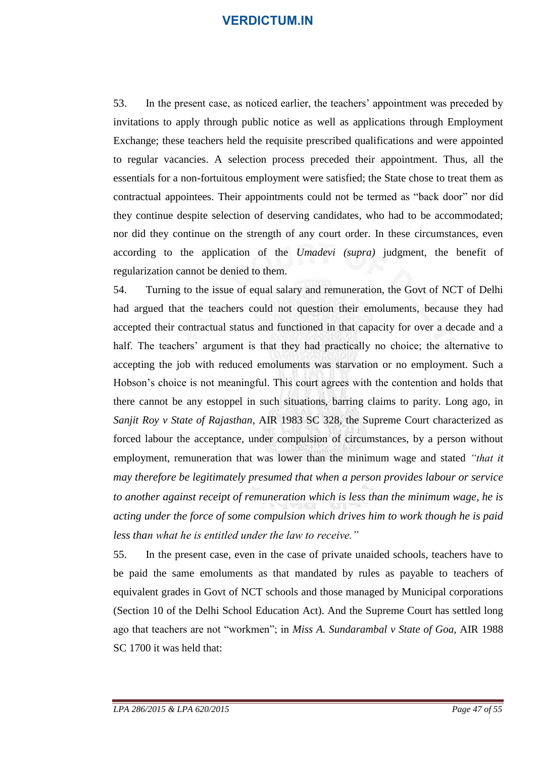53. In the present case, as noticed earlier, the teachers' appointment was preceded by invitations to apply through public notice as well as applications through Employment Exchange; these teachers held the requisite prescribed qualifications and were appointed to regular vacancies. A selection process preceded their appointment. Thus, all the essentials for a non-fortuitous employment were satisfied; the State chose to treat them as contractual appointees. Their appointments could not be termed as "back door" nor did they continue despite selection of deserving candidates, who had to be accommodated; nor did they continue on the strength of any court order. In these circumstances, even according to the application of the *Umadevi (supra)* judgment, the benefit of regularization cannot be denied to them.

54. Turning to the issue of equal salary and remuneration, the Govt of NCT of Delhi had argued that the teachers could not question their emoluments, because they had accepted their contractual status and functioned in that capacity for over a decade and a half. The teachers' argument is that they had practically no choice; the alternative to accepting the job with reduced emoluments was starvation or no employment. Such a Hobson's choice is not meaningful. This court agrees with the contention and holds that there cannot be any estoppel in such situations, barring claims to parity. Long ago, in *Sanjit Roy v State of Rajasthan*, AIR 1983 SC 328, the Supreme Court characterized as forced labour the acceptance, under compulsion of circumstances, by a person without employment, remuneration that was lower than the minimum wage and stated *"that it may therefore be legitimately presumed that when a person provides labour or service to another against receipt of remuneration which is less than the minimum wage, he is acting under the force of some compulsion which drives him to work though he is paid less than what he is entitled under the law to receive."*

55. In the present case, even in the case of private unaided schools, teachers have to be paid the same emoluments as that mandated by rules as payable to teachers of equivalent grades in Govt of NCT schools and those managed by Municipal corporations (Section 10 of the Delhi School Education Act). And the Supreme Court has settled long ago that teachers are not "workmen"; in *Miss A. Sundarambal v State of Goa*, AIR 1988 SC 1700 it was held that: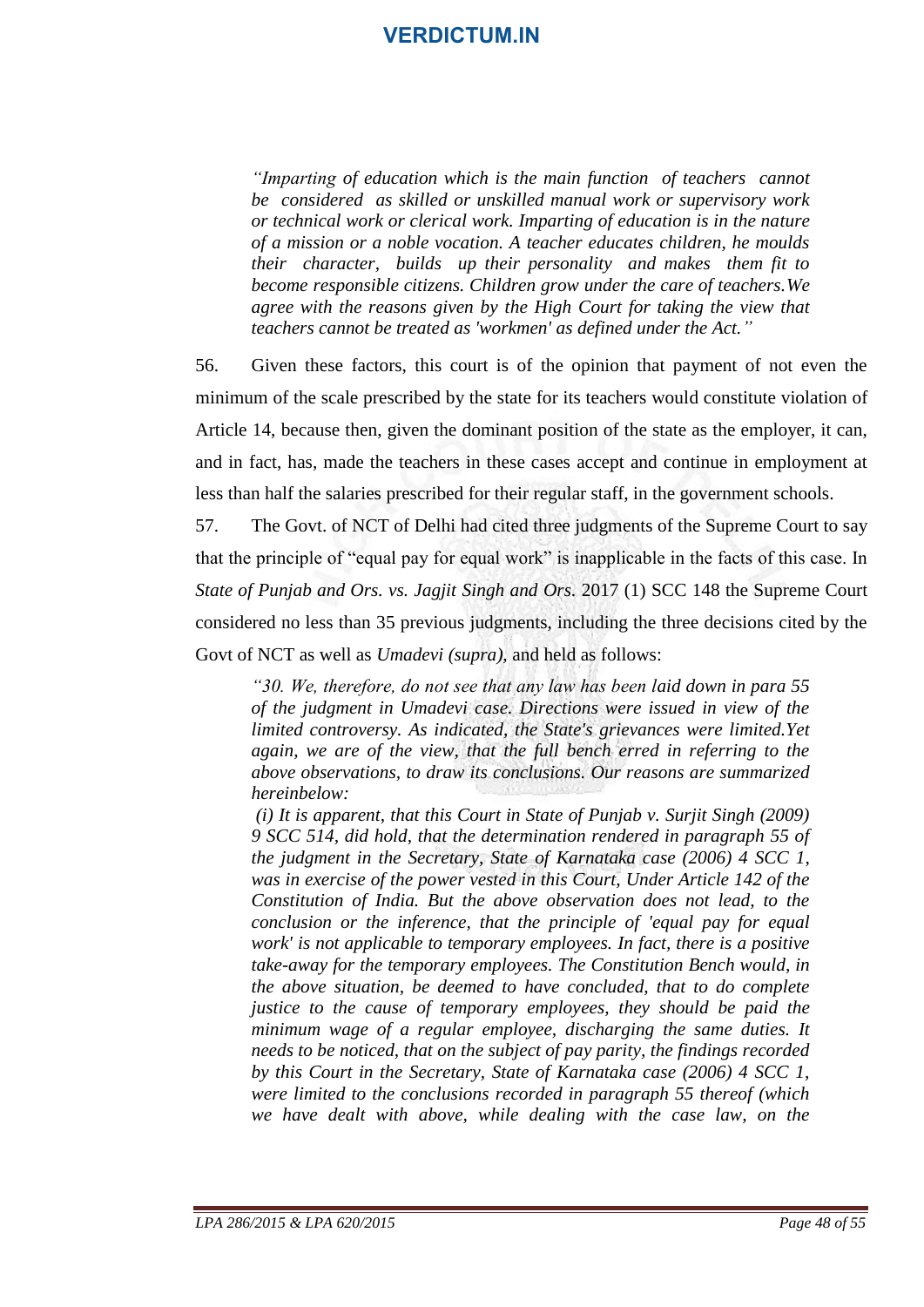> *"Imparting of education which is the main function of teachers cannot be considered as skilled or unskilled manual work or supervisory work or technical work or clerical work. Imparting of education is in the nature of a mission or a noble vocation. A teacher educates children, he moulds their character, builds up their personality and makes them fit to become responsible citizens. Children grow under the care of teachers.We agree with the reasons given by the High Court for taking the view that teachers cannot be treated as 'workmen' as defined under the Act."*

56. Given these factors, this court is of the opinion that payment of not even the minimum of the scale prescribed by the state for its teachers would constitute violation of Article 14, because then, given the dominant position of the state as the employer, it can, and in fact, has, made the teachers in these cases accept and continue in employment at less than half the salaries prescribed for their regular staff, in the government schools.

57. The Govt. of NCT of Delhi had cited three judgments of the Supreme Court to say that the principle of "equal pay for equal work" is inapplicable in the facts of this case. In *State of Punjab and Ors. vs. Jagjit Singh and Ors.* 2017 (1) SCC 148 the Supreme Court considered no less than 35 previous judgments, including the three decisions cited by the Govt of NCT as well as *Umadevi (supra)*, and held as follows:

> *"30. We, therefore, do not see that any law has been laid down in para 55 of the judgment in Umadevi case. Directions were issued in view of the limited controversy. As indicated, the State's grievances were limited.Yet again, we are of the view, that the full bench erred in referring to the above observations, to draw its conclusions. Our reasons are summarized hereinbelow:*
>
> *(i) It is apparent, that this Court in State of Punjab v. Surjit Singh (2009) 9 SCC 514, did hold, that the determination rendered in paragraph 55 of the judgment in the Secretary, State of Karnataka case (2006) 4 SCC 1, was in exercise of the power vested in this Court, Under Article 142 of the Constitution of India. But the above observation does not lead, to the conclusion or the inference, that the principle of 'equal pay for equal work' is not applicable to temporary employees. In fact, there is a positive take-away for the temporary employees. The Constitution Bench would, in the above situation, be deemed to have concluded, that to do complete justice to the cause of temporary employees, they should be paid the minimum wage of a regular employee, discharging the same duties. It needs to be noticed, that on the subject of pay parity, the findings recorded by this Court in the Secretary, State of Karnataka case (2006) 4 SCC 1, were limited to the conclusions recorded in paragraph 55 thereof (which we have dealt with above, while dealing with the case law, on the*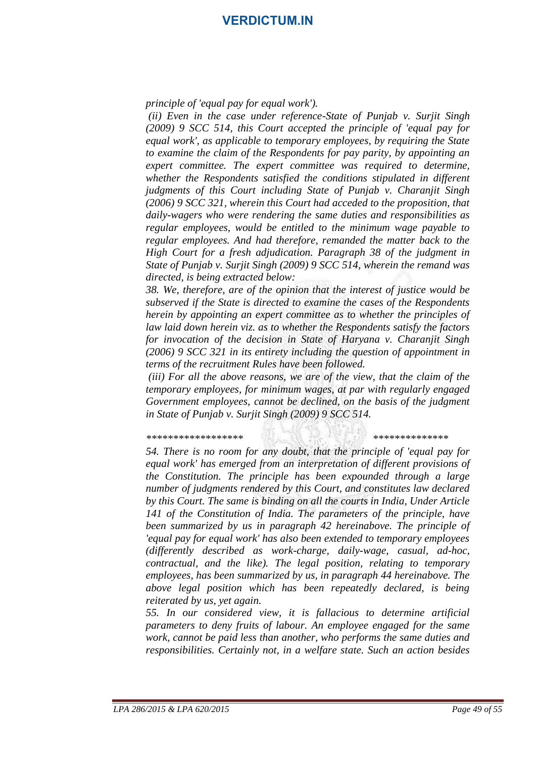*principle of 'equal pay for equal work').*

*(ii) Even in the case under reference-State of Punjab v. Surjit Singh (2009) 9 SCC 514, this Court accepted the principle of 'equal pay for equal work', as applicable to temporary employees, by requiring the State to examine the claim of the Respondents for pay parity, by appointing an expert committee. The expert committee was required to determine, whether the Respondents satisfied the conditions stipulated in different judgments of this Court including State of Punjab v. Charanjit Singh (2006) 9 SCC 321, wherein this Court had acceded to the proposition, that daily-wagers who were rendering the same duties and responsibilities as regular employees, would be entitled to the minimum wage payable to regular employees. And had therefore, remanded the matter back to the High Court for a fresh adjudication. Paragraph 38 of the judgment in State of Punjab v. Surjit Singh (2009) 9 SCC 514, wherein the remand was directed, is being extracted below:*

*38. We, therefore, are of the opinion that the interest of justice would be subserved if the State is directed to examine the cases of the Respondents herein by appointing an expert committee as to whether the principles of law laid down herein viz. as to whether the Respondents satisfy the factors for invocation of the decision in State of Haryana v. Charanjit Singh (2006) 9 SCC 321 in its entirety including the question of appointment in terms of the recruitment Rules have been followed.*

*(iii) For all the above reasons, we are of the view, that the claim of the temporary employees, for minimum wages, at par with regularly engaged Government employees, cannot be declined, on the basis of the judgment in State of Punjab v. Surjit Singh (2009) 9 SCC 514.*

*****************   **************

*54. There is no room for any doubt, that the principle of 'equal pay for equal work' has emerged from an interpretation of different provisions of the Constitution. The principle has been expounded through a large number of judgments rendered by this Court, and constitutes law declared by this Court. The same is binding on all the courts in India, Under Article 141 of the Constitution of India. The parameters of the principle, have been summarized by us in paragraph 42 hereinabove. The principle of 'equal pay for equal work' has also been extended to temporary employees (differently described as work-charge, daily-wage, casual, ad-hoc, contractual, and the like). The legal position, relating to temporary employees, has been summarized by us, in paragraph 44 hereinabove. The above legal position which has been repeatedly declared, is being reiterated by us, yet again.*

*55. In our considered view, it is fallacious to determine artificial parameters to deny fruits of labour. An employee engaged for the same work, cannot be paid less than another, who performs the same duties and responsibilities. Certainly not, in a welfare state. Such an action besides*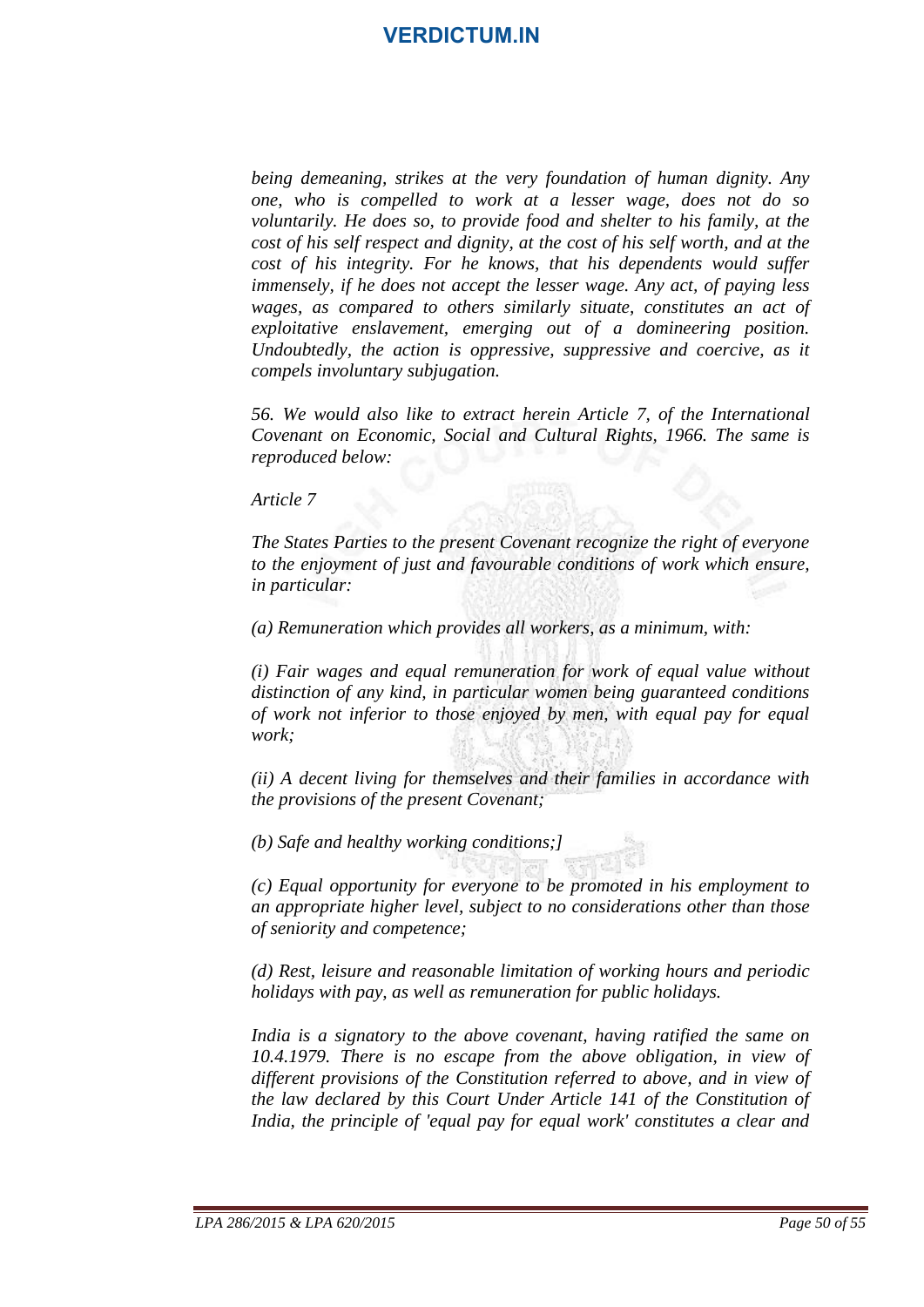*being demeaning, strikes at the very foundation of human dignity. Any one, who is compelled to work at a lesser wage, does not do so voluntarily. He does so, to provide food and shelter to his family, at the cost of his self respect and dignity, at the cost of his self worth, and at the cost of his integrity. For he knows, that his dependents would suffer immensely, if he does not accept the lesser wage. Any act, of paying less wages, as compared to others similarly situate, constitutes an act of exploitative enslavement, emerging out of a domineering position. Undoubtedly, the action is oppressive, suppressive and coercive, as it compels involuntary subjugation.*

*56. We would also like to extract herein Article 7, of the International Covenant on Economic, Social and Cultural Rights, 1966. The same is reproduced below:*

*Article 7*

*The States Parties to the present Covenant recognize the right of everyone to the enjoyment of just and favourable conditions of work which ensure, in particular:*

*(a) Remuneration which provides all workers, as a minimum, with:*

*(i) Fair wages and equal remuneration for work of equal value without distinction of any kind, in particular women being guaranteed conditions of work not inferior to those enjoyed by men, with equal pay for equal work;*

*(ii) A decent living for themselves and their families in accordance with the provisions of the present Covenant;*

*(b) Safe and healthy working conditions;]*

*(c) Equal opportunity for everyone to be promoted in his employment to an appropriate higher level, subject to no considerations other than those of seniority and competence;*

*(d) Rest, leisure and reasonable limitation of working hours and periodic holidays with pay, as well as remuneration for public holidays.*

*India is a signatory to the above covenant, having ratified the same on 10.4.1979. There is no escape from the above obligation, in view of different provisions of the Constitution referred to above, and in view of the law declared by this Court Under Article 141 of the Constitution of India, the principle of 'equal pay for equal work' constitutes a clear and*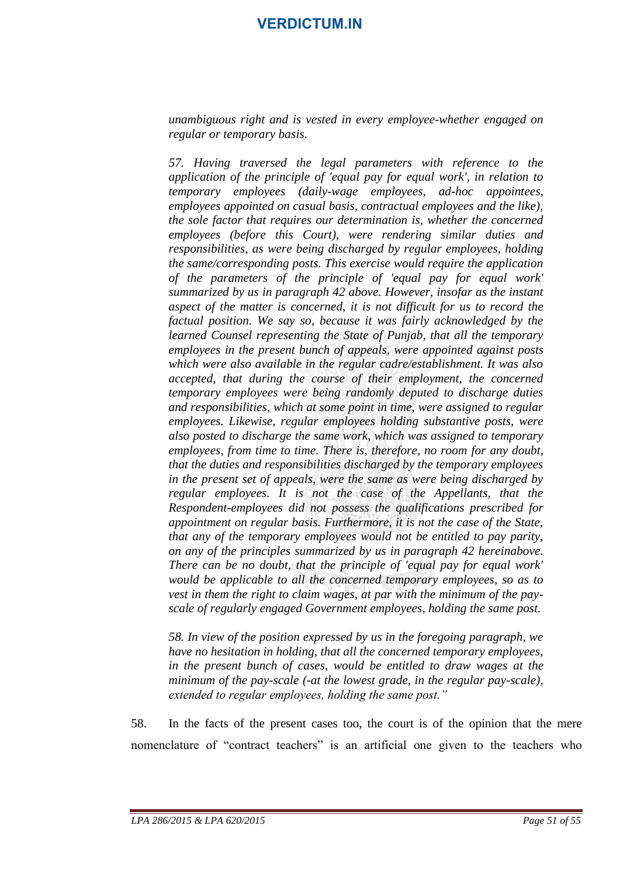*unambiguous right and is vested in every employee-whether engaged on regular or temporary basis.*

> *57. Having traversed the legal parameters with reference to the application of the principle of 'equal pay for equal work', in relation to temporary employees (daily-wage employees, ad-hoc appointees, employees appointed on casual basis, contractual employees and the like), the sole factor that requires our determination is, whether the concerned employees (before this Court), were rendering similar duties and responsibilities, as were being discharged by regular employees, holding the same/corresponding posts. This exercise would require the application of the parameters of the principle of 'equal pay for equal work' summarized by us in paragraph 42 above. However, insofar as the instant aspect of the matter is concerned, it is not difficult for us to record the factual position. We say so, because it was fairly acknowledged by the learned Counsel representing the State of Punjab, that all the temporary employees in the present bunch of appeals, were appointed against posts which were also available in the regular cadre/establishment. It was also accepted, that during the course of their employment, the concerned temporary employees were being randomly deputed to discharge duties and responsibilities, which at some point in time, were assigned to regular employees. Likewise, regular employees holding substantive posts, were also posted to discharge the same work, which was assigned to temporary employees, from time to time. There is, therefore, no room for any doubt, that the duties and responsibilities discharged by the temporary employees in the present set of appeals, were the same as were being discharged by regular employees. It is not the case of the Appellants, that the Respondent-employees did not possess the qualifications prescribed for appointment on regular basis. Furthermore, it is not the case of the State, that any of the temporary employees would not be entitled to pay parity, on any of the principles summarized by us in paragraph 42 hereinabove. There can be no doubt, that the principle of 'equal pay for equal work' would be applicable to all the concerned temporary employees, so as to vest in them the right to claim wages, at par with the minimum of the pay-scale of regularly engaged Government employees, holding the same post.*
>
> *58. In view of the position expressed by us in the foregoing paragraph, we have no hesitation in holding, that all the concerned temporary employees, in the present bunch of cases, would be entitled to draw wages at the minimum of the pay-scale (-at the lowest grade, in the regular pay-scale), extended to regular employees, holding the same post."*

58. In the facts of the present cases too, the court is of the opinion that the mere nomenclature of "contract teachers" is an artificial one given to the teachers who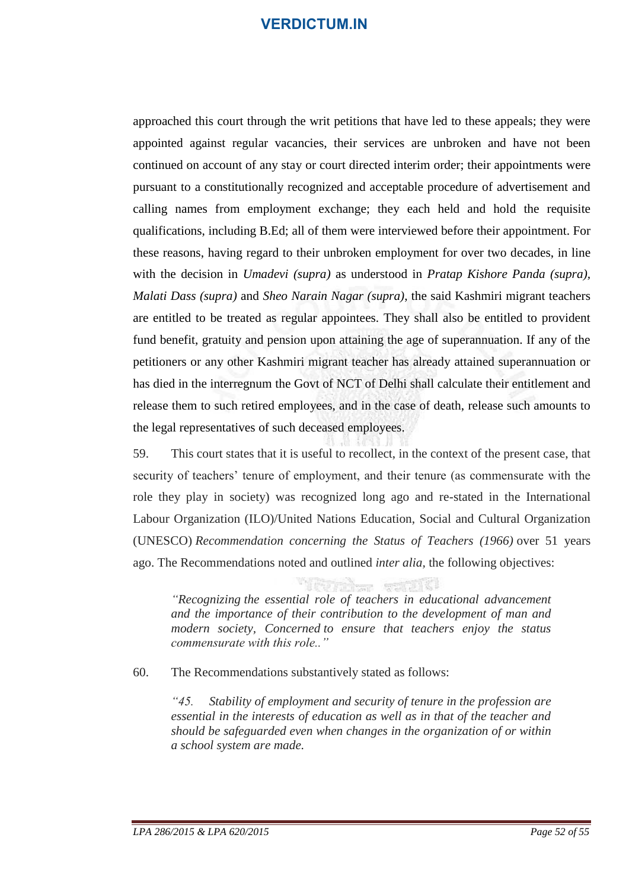approached this court through the writ petitions that have led to these appeals; they were appointed against regular vacancies, their services are unbroken and have not been continued on account of any stay or court directed interim order; their appointments were pursuant to a constitutionally recognized and acceptable procedure of advertisement and calling names from employment exchange; they each held and hold the requisite qualifications, including B.Ed; all of them were interviewed before their appointment. For these reasons, having regard to their unbroken employment for over two decades, in line with the decision in *Umadevi (supra)* as understood in *Pratap Kishore Panda (supra), Malati Dass (supra)* and *Sheo Narain Nagar (supra)*, the said Kashmiri migrant teachers are entitled to be treated as regular appointees. They shall also be entitled to provident fund benefit, gratuity and pension upon attaining the age of superannuation. If any of the petitioners or any other Kashmiri migrant teacher has already attained superannuation or has died in the interregnum the Govt of NCT of Delhi shall calculate their entitlement and release them to such retired employees, and in the case of death, release such amounts to the legal representatives of such deceased employees.

59. This court states that it is useful to recollect, in the context of the present case, that security of teachers' tenure of employment, and their tenure (as commensurate with the role they play in society) was recognized long ago and re-stated in the International Labour Organization (ILO)/United Nations Education, Social and Cultural Organization (UNESCO) *Recommendation concerning the Status of Teachers (1966)* over 51 years ago. The Recommendations noted and outlined *inter alia*, the following objectives:

> *"Recognizing the essential role of teachers in educational advancement and the importance of their contribution to the development of man and modern society, Concerned to ensure that teachers enjoy the status commensurate with this role.."*

60. The Recommendations substantively stated as follows:

> *"45. Stability of employment and security of tenure in the profession are essential in the interests of education as well as in that of the teacher and should be safeguarded even when changes in the organization of or within a school system are made.*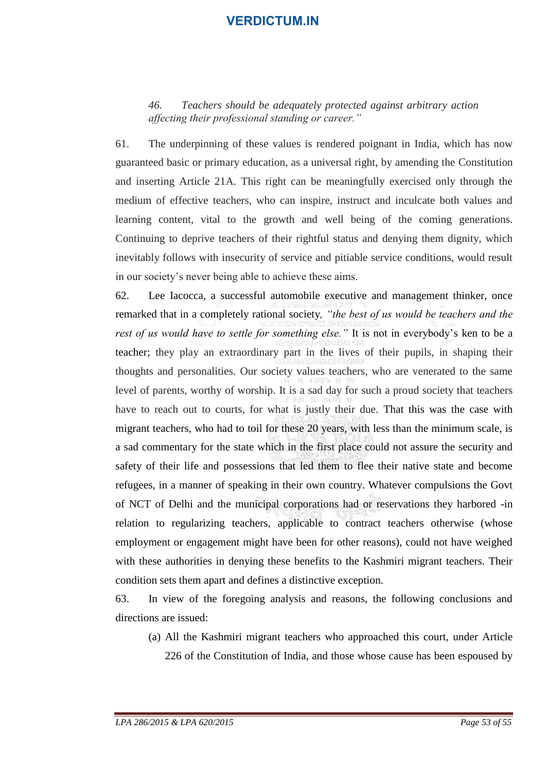*46. Teachers should be adequately protected against arbitrary action affecting their professional standing or career."*

61. The underpinning of these values is rendered poignant in India, which has now guaranteed basic or primary education, as a universal right, by amending the Constitution and inserting Article 21A. This right can be meaningfully exercised only through the medium of effective teachers, who can inspire, instruct and inculcate both values and learning content, vital to the growth and well being of the coming generations. Continuing to deprive teachers of their rightful status and denying them dignity, which inevitably follows with insecurity of service and pitiable service conditions, would result in our society's never being able to achieve these aims.

62. Lee Iacocca, a successful automobile executive and management thinker, once remarked that in a completely rational society*, "the best of us would be teachers and the rest of us would have to settle for something else."* It is not in everybody's ken to be a teacher; they play an extraordinary part in the lives of their pupils, in shaping their thoughts and personalities. Our society values teachers, who are venerated to the same level of parents, worthy of worship. It is a sad day for such a proud society that teachers have to reach out to courts, for what is justly their due. That this was the case with migrant teachers, who had to toil for these 20 years, with less than the minimum scale, is a sad commentary for the state which in the first place could not assure the security and safety of their life and possessions that led them to flee their native state and become refugees, in a manner of speaking in their own country. Whatever compulsions the Govt of NCT of Delhi and the municipal corporations had or reservations they harbored -in relation to regularizing teachers, applicable to contract teachers otherwise (whose employment or engagement might have been for other reasons), could not have weighed with these authorities in denying these benefits to the Kashmiri migrant teachers. Their condition sets them apart and defines a distinctive exception.

63. In view of the foregoing analysis and reasons, the following conclusions and directions are issued:

(a) All the Kashmiri migrant teachers who approached this court, under Article 226 of the Constitution of India, and those whose cause has been espoused by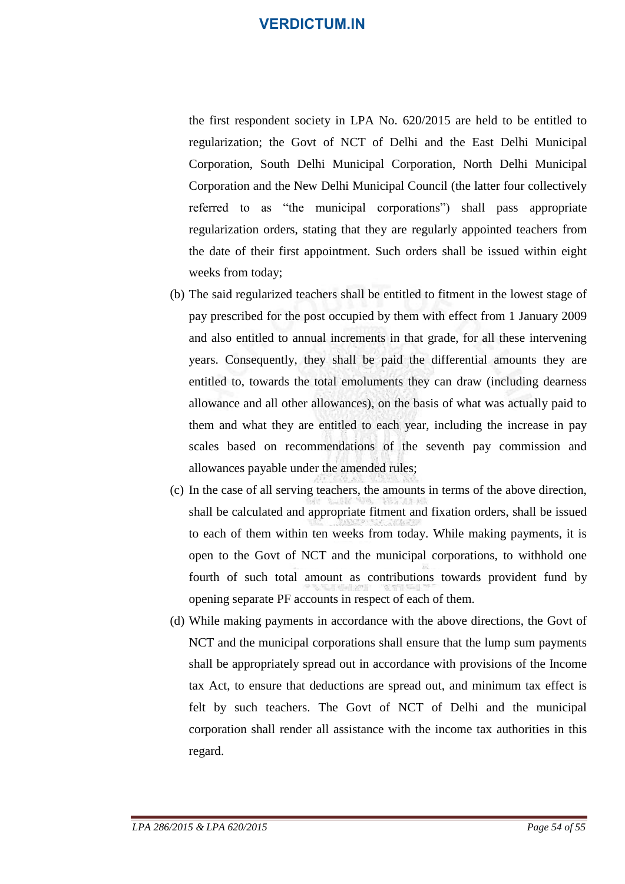the first respondent society in LPA No. 620/2015 are held to be entitled to regularization; the Govt of NCT of Delhi and the East Delhi Municipal Corporation, South Delhi Municipal Corporation, North Delhi Municipal Corporation and the New Delhi Municipal Council (the latter four collectively referred to as "the municipal corporations") shall pass appropriate regularization orders, stating that they are regularly appointed teachers from the date of their first appointment. Such orders shall be issued within eight weeks from today;

(b) The said regularized teachers shall be entitled to fitment in the lowest stage of pay prescribed for the post occupied by them with effect from 1 January 2009 and also entitled to annual increments in that grade, for all these intervening years. Consequently, they shall be paid the differential amounts they are entitled to, towards the total emoluments they can draw (including dearness allowance and all other allowances), on the basis of what was actually paid to them and what they are entitled to each year, including the increase in pay scales based on recommendations of the seventh pay commission and allowances payable under the amended rules;

(c) In the case of all serving teachers, the amounts in terms of the above direction, shall be calculated and appropriate fitment and fixation orders, shall be issued to each of them within ten weeks from today. While making payments, it is open to the Govt of NCT and the municipal corporations, to withhold one fourth of such total amount as contributions towards provident fund by opening separate PF accounts in respect of each of them.

(d) While making payments in accordance with the above directions, the Govt of NCT and the municipal corporations shall ensure that the lump sum payments shall be appropriately spread out in accordance with provisions of the Income tax Act, to ensure that deductions are spread out, and minimum tax effect is felt by such teachers. The Govt of NCT of Delhi and the municipal corporation shall render all assistance with the income tax authorities in this regard.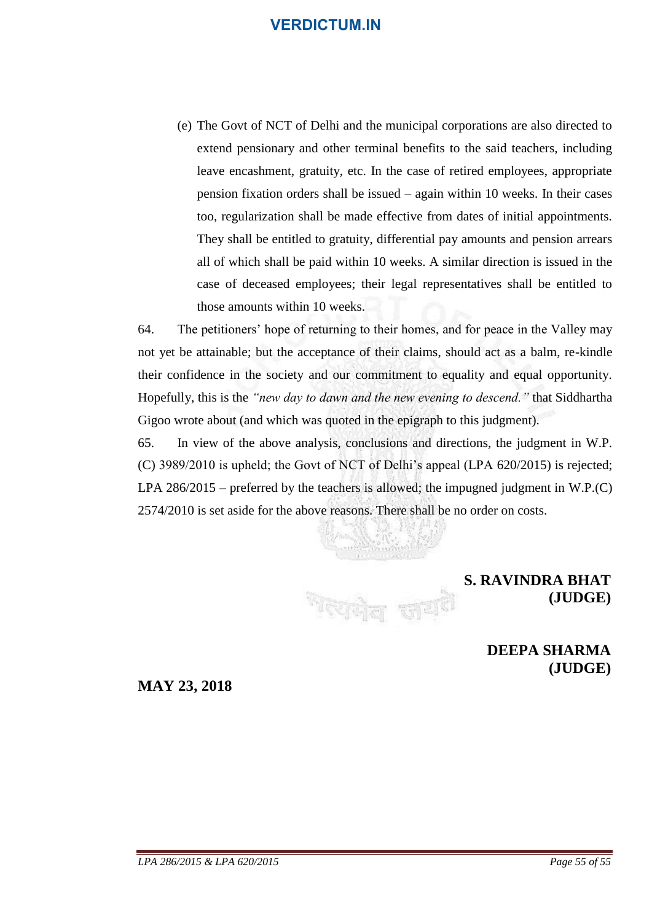(e) The Govt of NCT of Delhi and the municipal corporations are also directed to extend pensionary and other terminal benefits to the said teachers, including leave encashment, gratuity, etc. In the case of retired employees, appropriate pension fixation orders shall be issued – again within 10 weeks. In their cases too, regularization shall be made effective from dates of initial appointments. They shall be entitled to gratuity, differential pay amounts and pension arrears all of which shall be paid within 10 weeks. A similar direction is issued in the case of deceased employees; their legal representatives shall be entitled to those amounts within 10 weeks.

64. The petitioners' hope of returning to their homes, and for peace in the Valley may not yet be attainable; but the acceptance of their claims, should act as a balm, re-kindle their confidence in the society and our commitment to equality and equal opportunity. Hopefully, this is the *"new day to dawn and the new evening to descend."* that Siddhartha Gigoo wrote about (and which was quoted in the epigraph to this judgment).

65. In view of the above analysis, conclusions and directions, the judgment in W.P. (C) 3989/2010 is upheld; the Govt of NCT of Delhi's appeal (LPA 620/2015) is rejected; LPA 286/2015 – preferred by the teachers is allowed; the impugned judgment in W.P.(C) 2574/2010 is set aside for the above reasons. There shall be no order on costs.

**S. RAVINDRA BHAT**
**(JUDGE)**

**DEEPA SHARMA**
**(JUDGE)**

**MAY 23, 2018**